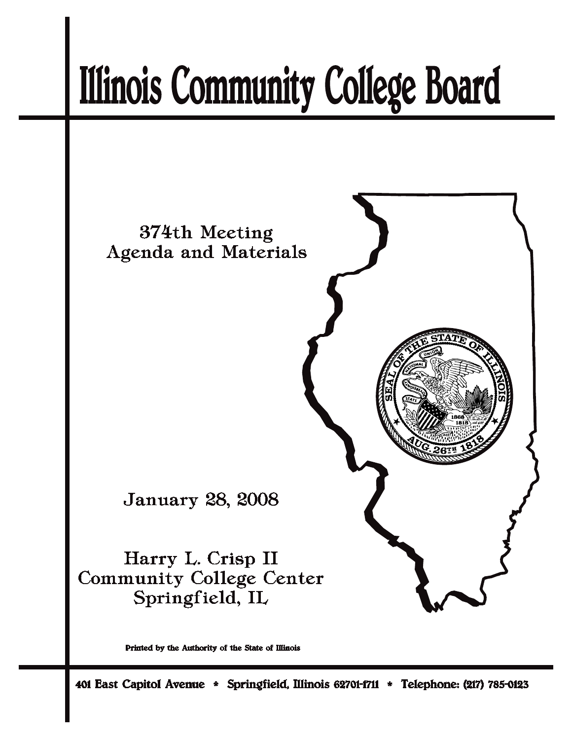# Illinois Community College Board

374th Meeting
Agenda and Materials

January 28, 2008

Harry L. Crisp II
Community College Center
Springfield, IL

Printed by the Authority of the State of Illinois

401 East Capitol Avenue * Springfield, Illinois 62701-1711 * Telephone: (217) 785-0123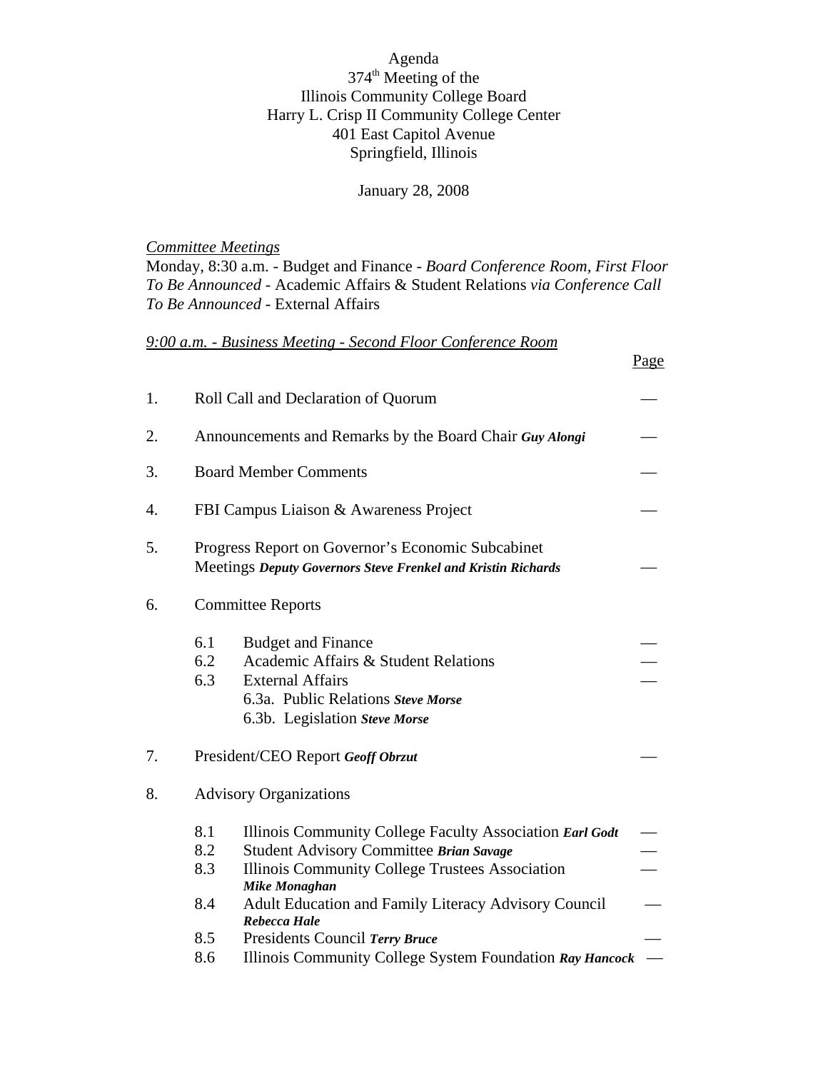# Agenda

## 374th Meeting of the Illinois Community College Board

Harry L. Crisp II Community College Center
401 East Capitol Avenue
Springfield, Illinois

January 28, 2008

*Committee Meetings*
Monday, 8:30 a.m. - Budget and Finance - *Board Conference Room, First Floor*
*To Be Announced* - Academic Affairs & Student Relations *via Conference Call*
*To Be Announced* - External Affairs

*9:00 a.m. - Business Meeting - Second Floor Conference Room*

| | | Page |
|---|---|---|
| 1. | Roll Call and Declaration of Quorum | — |
| 2. | Announcements and Remarks by the Board Chair ***Guy Alongi*** | — |
| 3. | Board Member Comments | — |
| 4. | FBI Campus Liaison & Awareness Project | — |
| 5. | Progress Report on Governor's Economic Subcabinet Meetings ***Deputy Governors Steve Frenkel and Kristin Richards*** | — |
| 6. | Committee Reports | |
| 6.1 | Budget and Finance | — |
| 6.2 | Academic Affairs & Student Relations | — |
| 6.3 | External Affairs<br>6.3a. Public Relations ***Steve Morse***<br>6.3b. Legislation ***Steve Morse*** | — |
| 7. | President/CEO Report ***Geoff Obrzut*** | — |
| 8. | Advisory Organizations | |
| 8.1 | Illinois Community College Faculty Association ***Earl Godt*** | — |
| 8.2 | Student Advisory Committee ***Brian Savage*** | — |
| 8.3 | Illinois Community College Trustees Association ***Mike Monaghan*** | — |
| 8.4 | Adult Education and Family Literacy Advisory Council ***Rebecca Hale*** | — |
| 8.5 | Presidents Council ***Terry Bruce*** | — |
| 8.6 | Illinois Community College System Foundation ***Ray Hancock*** | — |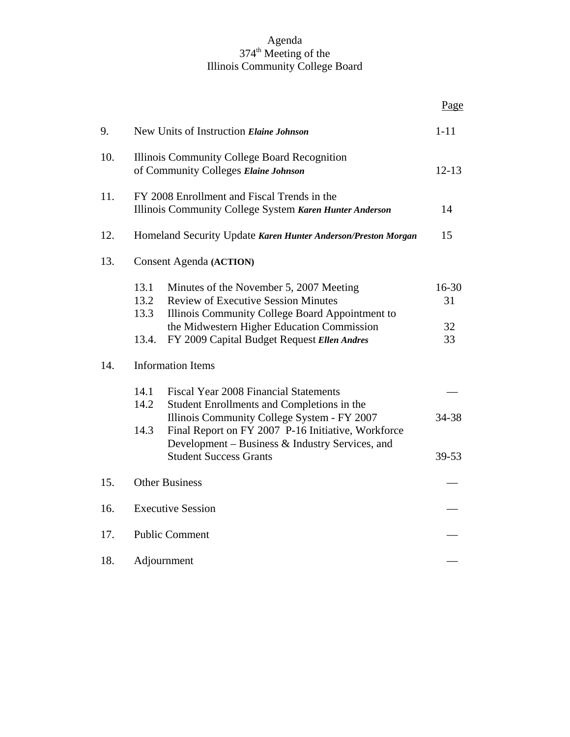# Agenda
## 374th Meeting of the
## Illinois Community College Board

| | | Page |
|---|---|---|
| 9. | New Units of Instruction ***Elaine Johnson*** | 1-11 |
| 10. | Illinois Community College Board Recognition of Community Colleges ***Elaine Johnson*** | 12-13 |
| 11. | FY 2008 Enrollment and Fiscal Trends in the Illinois Community College System ***Karen Hunter Anderson*** | 14 |
| 12. | Homeland Security Update ***Karen Hunter Anderson/Preston Morgan*** | 15 |
| 13. | Consent Agenda **(ACTION)** | |
| | 13.1 Minutes of the November 5, 2007 Meeting | 16-30 |
| | 13.2 Review of Executive Session Minutes | 31 |
| | 13.3 Illinois Community College Board Appointment to the Midwestern Higher Education Commission | 32 |
| | 13.4. FY 2009 Capital Budget Request ***Ellen Andres*** | 33 |
| 14. | Information Items | |
| | 14.1 Fiscal Year 2008 Financial Statements | — |
| | 14.2 Student Enrollments and Completions in the Illinois Community College System - FY 2007 | 34-38 |
| | 14.3 Final Report on FY 2007 P-16 Initiative, Workforce Development – Business & Industry Services, and Student Success Grants | 39-53 |
| 15. | Other Business | — |
| 16. | Executive Session | — |
| 17. | Public Comment | — |
| 18. | Adjournment | — |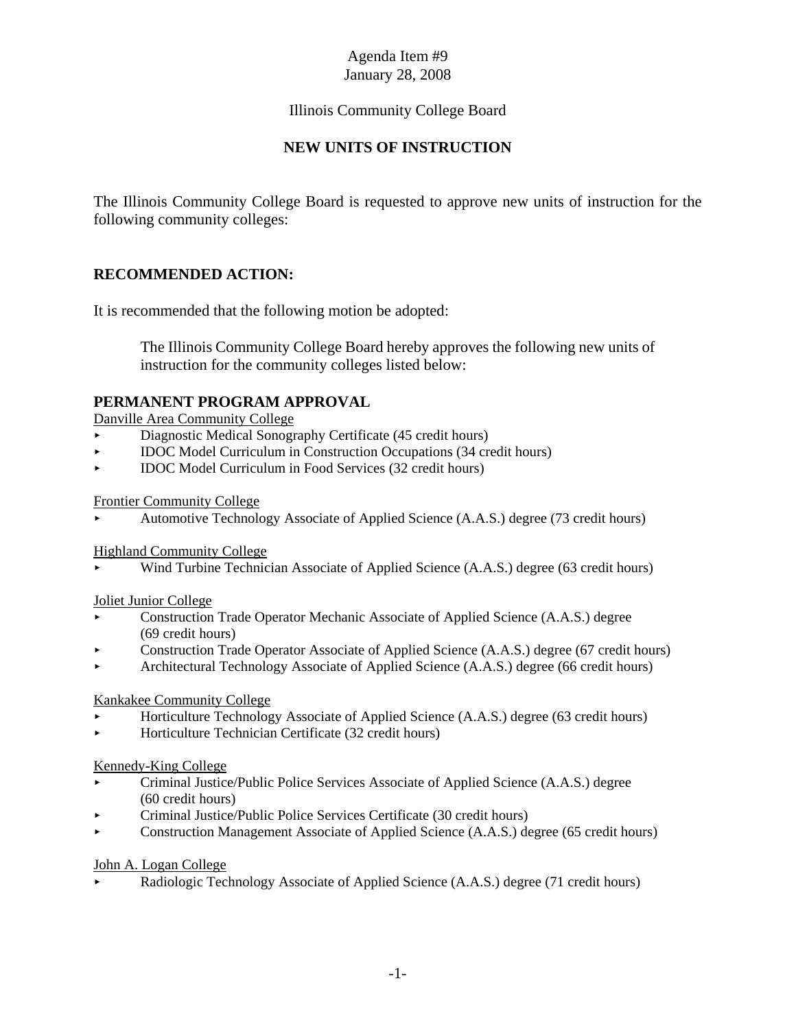Agenda Item #9
January 28, 2008

Illinois Community College Board

## NEW UNITS OF INSTRUCTION

The Illinois Community College Board is requested to approve new units of instruction for the following community colleges:

### RECOMMENDED ACTION:

It is recommended that the following motion be adopted:

> The Illinois Community College Board hereby approves the following new units of instruction for the community colleges listed below:

### PERMANENT PROGRAM APPROVAL

Danville Area Community College

- Diagnostic Medical Sonography Certificate (45 credit hours)
- IDOC Model Curriculum in Construction Occupations (34 credit hours)
- IDOC Model Curriculum in Food Services (32 credit hours)

Frontier Community College

- Automotive Technology Associate of Applied Science (A.A.S.) degree (73 credit hours)

Highland Community College

- Wind Turbine Technician Associate of Applied Science (A.A.S.) degree (63 credit hours)

Joliet Junior College

- Construction Trade Operator Mechanic Associate of Applied Science (A.A.S.) degree (69 credit hours)
- Construction Trade Operator Associate of Applied Science (A.A.S.) degree (67 credit hours)
- Architectural Technology Associate of Applied Science (A.A.S.) degree (66 credit hours)

Kankakee Community College

- Horticulture Technology Associate of Applied Science (A.A.S.) degree (63 credit hours)
- Horticulture Technician Certificate (32 credit hours)

Kennedy-King College

- Criminal Justice/Public Police Services Associate of Applied Science (A.A.S.) degree (60 credit hours)
- Criminal Justice/Public Police Services Certificate (30 credit hours)
- Construction Management Associate of Applied Science (A.A.S.) degree (65 credit hours)

John A. Logan College

- Radiologic Technology Associate of Applied Science (A.A.S.) degree (71 credit hours)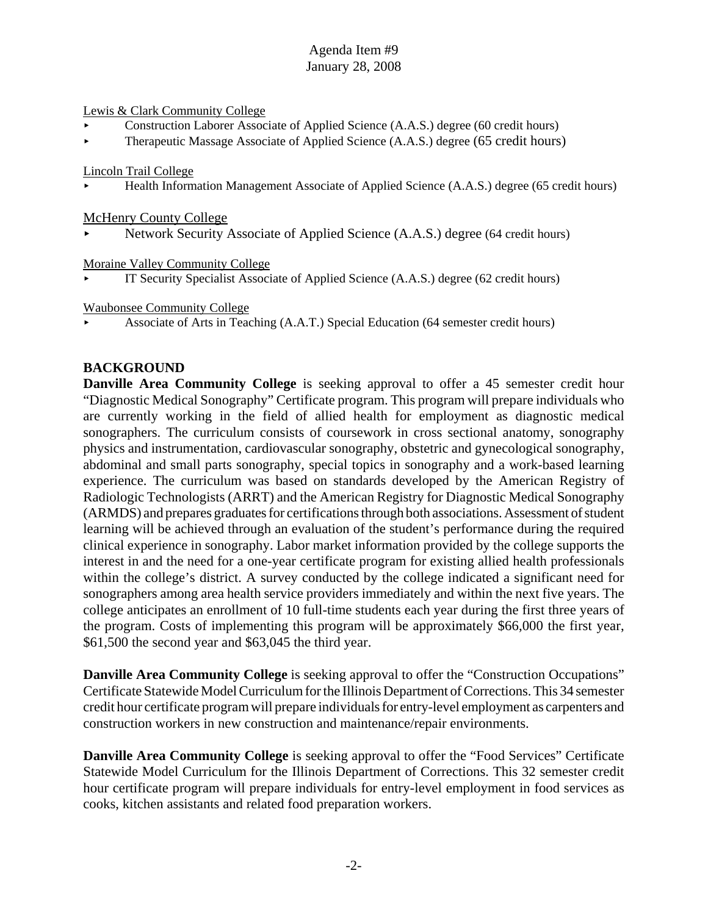Lewis & Clark Community College

- Construction Laborer Associate of Applied Science (A.A.S.) degree (60 credit hours)
- Therapeutic Massage Associate of Applied Science (A.A.S.) degree (65 credit hours)

Lincoln Trail College

- Health Information Management Associate of Applied Science (A.A.S.) degree (65 credit hours)

McHenry County College

- Network Security Associate of Applied Science (A.A.S.) degree (64 credit hours)

Moraine Valley Community College

- IT Security Specialist Associate of Applied Science (A.A.S.) degree (62 credit hours)

Waubonsee Community College

- Associate of Arts in Teaching (A.A.T.) Special Education (64 semester credit hours)

## BACKGROUND

**Danville Area Community College** is seeking approval to offer a 45 semester credit hour "Diagnostic Medical Sonography" Certificate program. This program will prepare individuals who are currently working in the field of allied health for employment as diagnostic medical sonographers. The curriculum consists of coursework in cross sectional anatomy, sonography physics and instrumentation, cardiovascular sonography, obstetric and gynecological sonography, abdominal and small parts sonography, special topics in sonography and a work-based learning experience. The curriculum was based on standards developed by the American Registry of Radiologic Technologists (ARRT) and the American Registry for Diagnostic Medical Sonography (ARMDS) and prepares graduates for certifications through both associations. Assessment of student learning will be achieved through an evaluation of the student's performance during the required clinical experience in sonography. Labor market information provided by the college supports the interest in and the need for a one-year certificate program for existing allied health professionals within the college's district. A survey conducted by the college indicated a significant need for sonographers among area health service providers immediately and within the next five years. The college anticipates an enrollment of 10 full-time students each year during the first three years of the program. Costs of implementing this program will be approximately $66,000 the first year, $61,500 the second year and $63,045 the third year.

**Danville Area Community College** is seeking approval to offer the "Construction Occupations" Certificate Statewide Model Curriculum for the Illinois Department of Corrections. This 34 semester credit hour certificate program will prepare individuals for entry-level employment as carpenters and construction workers in new construction and maintenance/repair environments.

**Danville Area Community College** is seeking approval to offer the "Food Services" Certificate Statewide Model Curriculum for the Illinois Department of Corrections. This 32 semester credit hour certificate program will prepare individuals for entry-level employment in food services as cooks, kitchen assistants and related food preparation workers.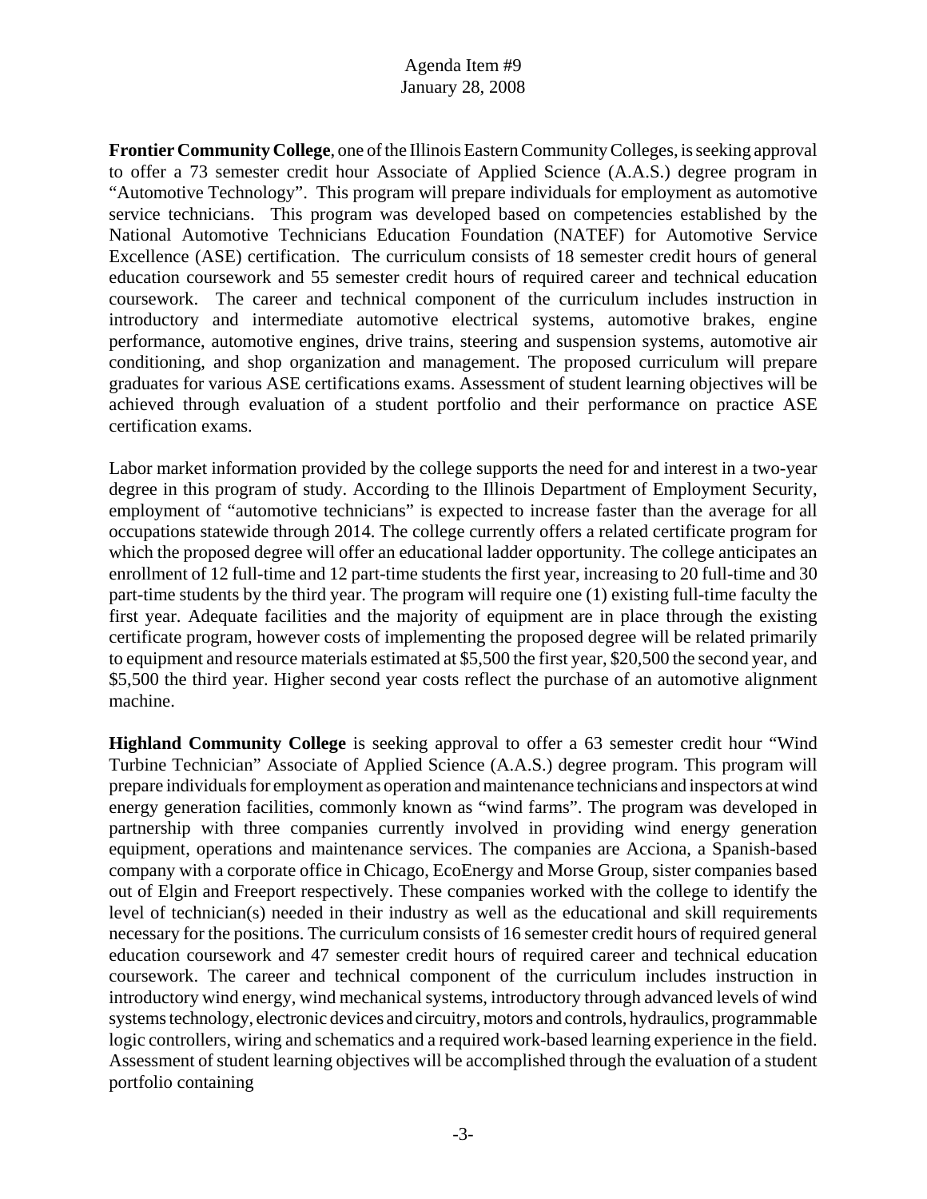**Frontier Community College**, one of the Illinois Eastern Community Colleges, is seeking approval to offer a 73 semester credit hour Associate of Applied Science (A.A.S.) degree program in "Automotive Technology". This program will prepare individuals for employment as automotive service technicians. This program was developed based on competencies established by the National Automotive Technicians Education Foundation (NATEF) for Automotive Service Excellence (ASE) certification. The curriculum consists of 18 semester credit hours of general education coursework and 55 semester credit hours of required career and technical education coursework. The career and technical component of the curriculum includes instruction in introductory and intermediate automotive electrical systems, automotive brakes, engine performance, automotive engines, drive trains, steering and suspension systems, automotive air conditioning, and shop organization and management. The proposed curriculum will prepare graduates for various ASE certifications exams. Assessment of student learning objectives will be achieved through evaluation of a student portfolio and their performance on practice ASE certification exams.

Labor market information provided by the college supports the need for and interest in a two-year degree in this program of study. According to the Illinois Department of Employment Security, employment of "automotive technicians" is expected to increase faster than the average for all occupations statewide through 2014. The college currently offers a related certificate program for which the proposed degree will offer an educational ladder opportunity. The college anticipates an enrollment of 12 full-time and 12 part-time students the first year, increasing to 20 full-time and 30 part-time students by the third year. The program will require one (1) existing full-time faculty the first year. Adequate facilities and the majority of equipment are in place through the existing certificate program, however costs of implementing the proposed degree will be related primarily to equipment and resource materials estimated at $5,500 the first year, $20,500 the second year, and $5,500 the third year. Higher second year costs reflect the purchase of an automotive alignment machine.

**Highland Community College** is seeking approval to offer a 63 semester credit hour "Wind Turbine Technician" Associate of Applied Science (A.A.S.) degree program. This program will prepare individuals for employment as operation and maintenance technicians and inspectors at wind energy generation facilities, commonly known as "wind farms". The program was developed in partnership with three companies currently involved in providing wind energy generation equipment, operations and maintenance services. The companies are Acciona, a Spanish-based company with a corporate office in Chicago, EcoEnergy and Morse Group, sister companies based out of Elgin and Freeport respectively. These companies worked with the college to identify the level of technician(s) needed in their industry as well as the educational and skill requirements necessary for the positions. The curriculum consists of 16 semester credit hours of required general education coursework and 47 semester credit hours of required career and technical education coursework. The career and technical component of the curriculum includes instruction in introductory wind energy, wind mechanical systems, introductory through advanced levels of wind systems technology, electronic devices and circuitry, motors and controls, hydraulics, programmable logic controllers, wiring and schematics and a required work-based learning experience in the field. Assessment of student learning objectives will be accomplished through the evaluation of a student portfolio containing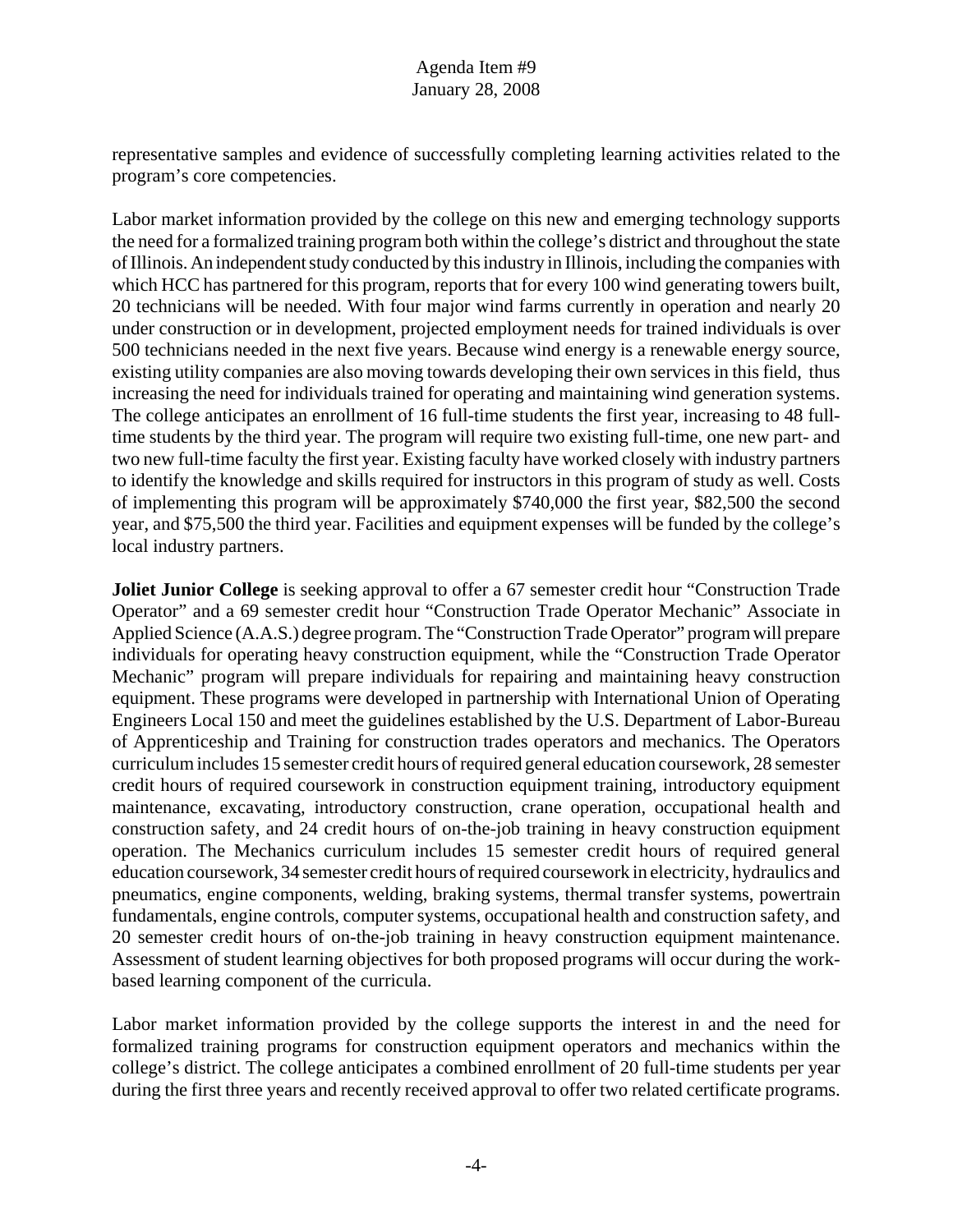representative samples and evidence of successfully completing learning activities related to the program's core competencies.

Labor market information provided by the college on this new and emerging technology supports the need for a formalized training program both within the college's district and throughout the state of Illinois. An independent study conducted by this industry in Illinois, including the companies with which HCC has partnered for this program, reports that for every 100 wind generating towers built, 20 technicians will be needed. With four major wind farms currently in operation and nearly 20 under construction or in development, projected employment needs for trained individuals is over 500 technicians needed in the next five years. Because wind energy is a renewable energy source, existing utility companies are also moving towards developing their own services in this field, thus increasing the need for individuals trained for operating and maintaining wind generation systems. The college anticipates an enrollment of 16 full-time students the first year, increasing to 48 full-time students by the third year. The program will require two existing full-time, one new part- and two new full-time faculty the first year. Existing faculty have worked closely with industry partners to identify the knowledge and skills required for instructors in this program of study as well. Costs of implementing this program will be approximately $740,000 the first year, $82,500 the second year, and $75,500 the third year. Facilities and equipment expenses will be funded by the college's local industry partners.

**Joliet Junior College** is seeking approval to offer a 67 semester credit hour "Construction Trade Operator" and a 69 semester credit hour "Construction Trade Operator Mechanic" Associate in Applied Science (A.A.S.) degree program. The "Construction Trade Operator" program will prepare individuals for operating heavy construction equipment, while the "Construction Trade Operator Mechanic" program will prepare individuals for repairing and maintaining heavy construction equipment. These programs were developed in partnership with International Union of Operating Engineers Local 150 and meet the guidelines established by the U.S. Department of Labor-Bureau of Apprenticeship and Training for construction trades operators and mechanics. The Operators curriculum includes 15 semester credit hours of required general education coursework, 28 semester credit hours of required coursework in construction equipment training, introductory equipment maintenance, excavating, introductory construction, crane operation, occupational health and construction safety, and 24 credit hours of on-the-job training in heavy construction equipment operation. The Mechanics curriculum includes 15 semester credit hours of required general education coursework, 34 semester credit hours of required coursework in electricity, hydraulics and pneumatics, engine components, welding, braking systems, thermal transfer systems, powertrain fundamentals, engine controls, computer systems, occupational health and construction safety, and 20 semester credit hours of on-the-job training in heavy construction equipment maintenance. Assessment of student learning objectives for both proposed programs will occur during the work-based learning component of the curricula.

Labor market information provided by the college supports the interest in and the need for formalized training programs for construction equipment operators and mechanics within the college's district. The college anticipates a combined enrollment of 20 full-time students per year during the first three years and recently received approval to offer two related certificate programs.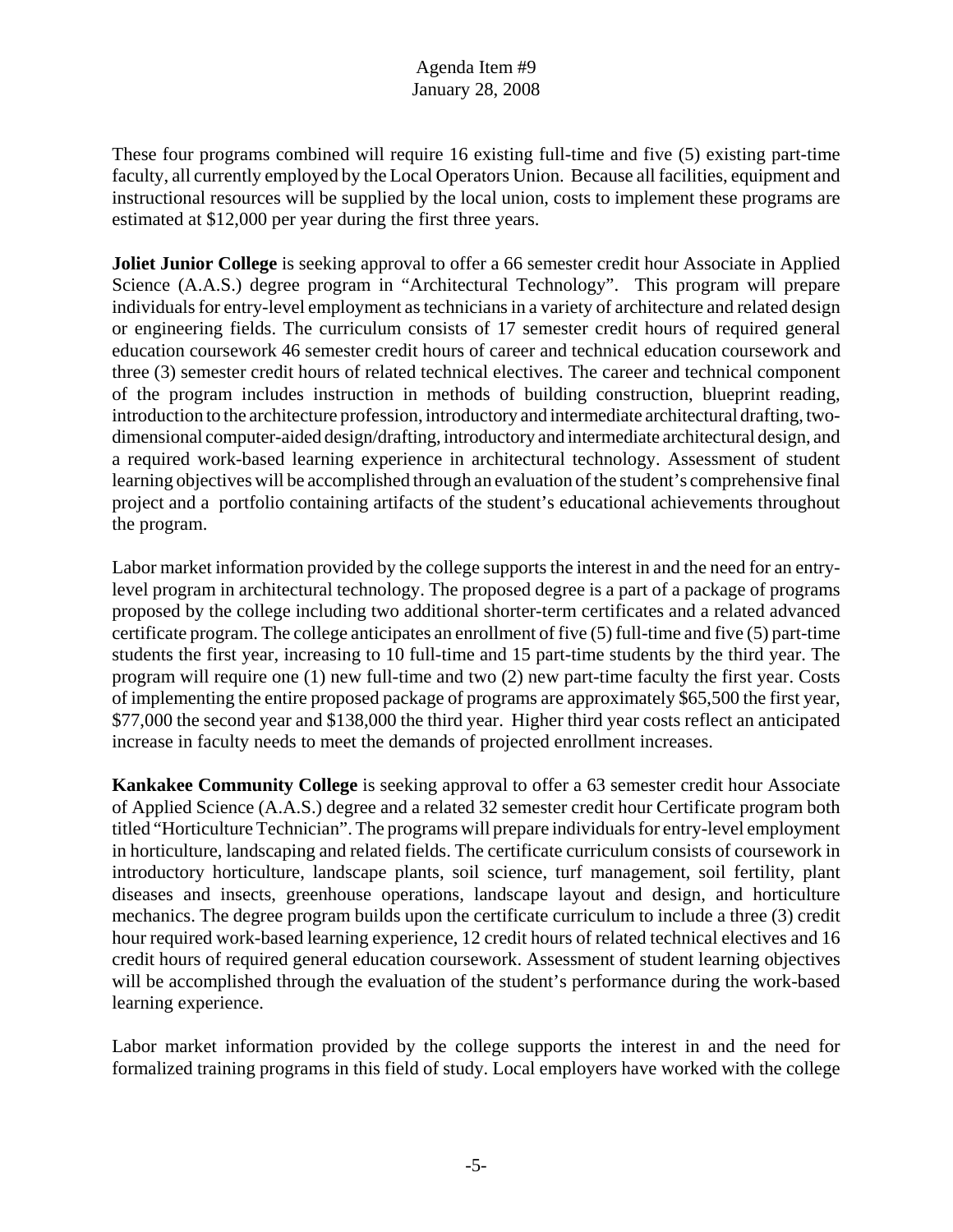These four programs combined will require 16 existing full-time and five (5) existing part-time faculty, all currently employed by the Local Operators Union. Because all facilities, equipment and instructional resources will be supplied by the local union, costs to implement these programs are estimated at $12,000 per year during the first three years.

**Joliet Junior College** is seeking approval to offer a 66 semester credit hour Associate in Applied Science (A.A.S.) degree program in "Architectural Technology". This program will prepare individuals for entry-level employment as technicians in a variety of architecture and related design or engineering fields. The curriculum consists of 17 semester credit hours of required general education coursework 46 semester credit hours of career and technical education coursework and three (3) semester credit hours of related technical electives. The career and technical component of the program includes instruction in methods of building construction, blueprint reading, introduction to the architecture profession, introductory and intermediate architectural drafting, two-dimensional computer-aided design/drafting, introductory and intermediate architectural design, and a required work-based learning experience in architectural technology. Assessment of student learning objectives will be accomplished through an evaluation of the student's comprehensive final project and a portfolio containing artifacts of the student's educational achievements throughout the program.

Labor market information provided by the college supports the interest in and the need for an entry-level program in architectural technology. The proposed degree is a part of a package of programs proposed by the college including two additional shorter-term certificates and a related advanced certificate program. The college anticipates an enrollment of five (5) full-time and five (5) part-time students the first year, increasing to 10 full-time and 15 part-time students by the third year. The program will require one (1) new full-time and two (2) new part-time faculty the first year. Costs of implementing the entire proposed package of programs are approximately $65,500 the first year, $77,000 the second year and $138,000 the third year. Higher third year costs reflect an anticipated increase in faculty needs to meet the demands of projected enrollment increases.

**Kankakee Community College** is seeking approval to offer a 63 semester credit hour Associate of Applied Science (A.A.S.) degree and a related 32 semester credit hour Certificate program both titled "Horticulture Technician". The programs will prepare individuals for entry-level employment in horticulture, landscaping and related fields. The certificate curriculum consists of coursework in introductory horticulture, landscape plants, soil science, turf management, soil fertility, plant diseases and insects, greenhouse operations, landscape layout and design, and horticulture mechanics. The degree program builds upon the certificate curriculum to include a three (3) credit hour required work-based learning experience, 12 credit hours of related technical electives and 16 credit hours of required general education coursework. Assessment of student learning objectives will be accomplished through the evaluation of the student's performance during the work-based learning experience.

Labor market information provided by the college supports the interest in and the need for formalized training programs in this field of study. Local employers have worked with the college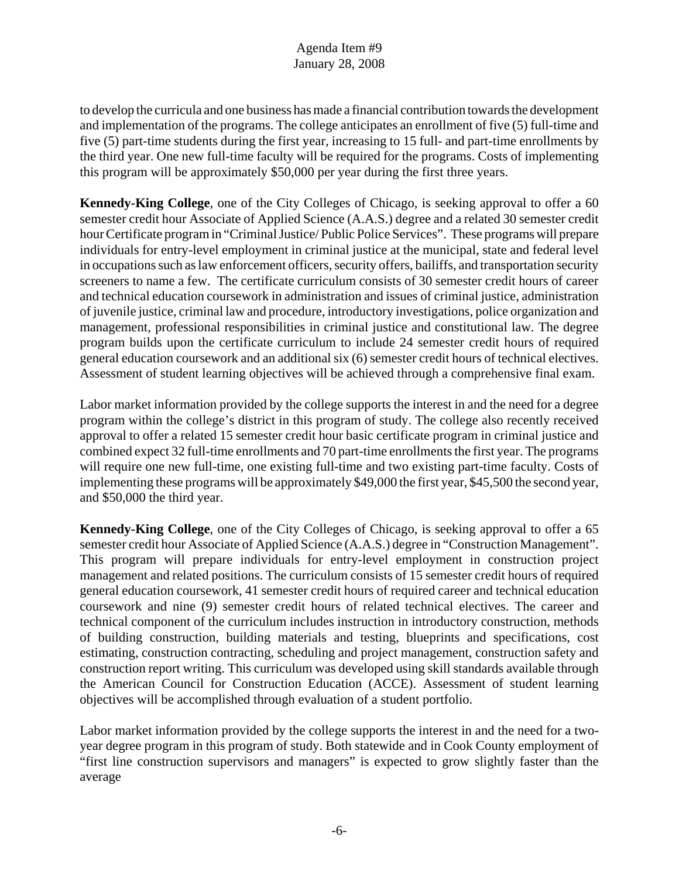to develop the curricula and one business has made a financial contribution towards the development and implementation of the programs. The college anticipates an enrollment of five (5) full-time and five (5) part-time students during the first year, increasing to 15 full- and part-time enrollments by the third year. One new full-time faculty will be required for the programs. Costs of implementing this program will be approximately $50,000 per year during the first three years.

**Kennedy-King College**, one of the City Colleges of Chicago, is seeking approval to offer a 60 semester credit hour Associate of Applied Science (A.A.S.) degree and a related 30 semester credit hour Certificate program in "Criminal Justice/ Public Police Services". These programs will prepare individuals for entry-level employment in criminal justice at the municipal, state and federal level in occupations such as law enforcement officers, security offers, bailiffs, and transportation security screeners to name a few. The certificate curriculum consists of 30 semester credit hours of career and technical education coursework in administration and issues of criminal justice, administration of juvenile justice, criminal law and procedure, introductory investigations, police organization and management, professional responsibilities in criminal justice and constitutional law. The degree program builds upon the certificate curriculum to include 24 semester credit hours of required general education coursework and an additional six (6) semester credit hours of technical electives. Assessment of student learning objectives will be achieved through a comprehensive final exam.

Labor market information provided by the college supports the interest in and the need for a degree program within the college's district in this program of study. The college also recently received approval to offer a related 15 semester credit hour basic certificate program in criminal justice and combined expect 32 full-time enrollments and 70 part-time enrollments the first year. The programs will require one new full-time, one existing full-time and two existing part-time faculty. Costs of implementing these programs will be approximately $49,000 the first year, $45,500 the second year, and $50,000 the third year.

**Kennedy-King College**, one of the City Colleges of Chicago, is seeking approval to offer a 65 semester credit hour Associate of Applied Science (A.A.S.) degree in "Construction Management". This program will prepare individuals for entry-level employment in construction project management and related positions. The curriculum consists of 15 semester credit hours of required general education coursework, 41 semester credit hours of required career and technical education coursework and nine (9) semester credit hours of related technical electives. The career and technical component of the curriculum includes instruction in introductory construction, methods of building construction, building materials and testing, blueprints and specifications, cost estimating, construction contracting, scheduling and project management, construction safety and construction report writing. This curriculum was developed using skill standards available through the American Council for Construction Education (ACCE). Assessment of student learning objectives will be accomplished through evaluation of a student portfolio.

Labor market information provided by the college supports the interest in and the need for a two-year degree program in this program of study. Both statewide and in Cook County employment of "first line construction supervisors and managers" is expected to grow slightly faster than the average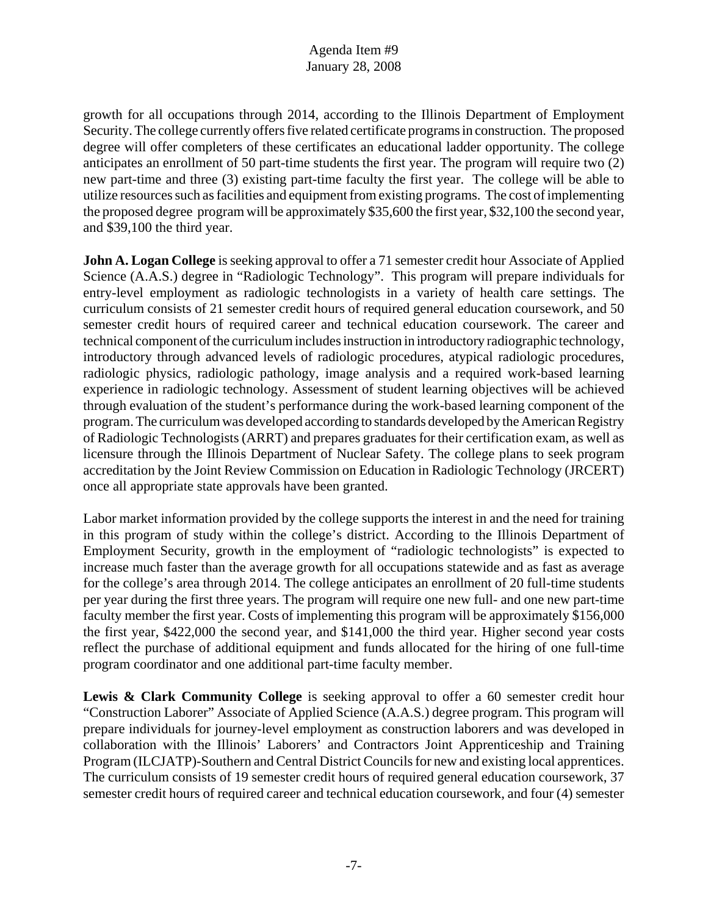growth for all occupations through 2014, according to the Illinois Department of Employment Security. The college currently offers five related certificate programs in construction. The proposed degree will offer completers of these certificates an educational ladder opportunity. The college anticipates an enrollment of 50 part-time students the first year. The program will require two (2) new part-time and three (3) existing part-time faculty the first year. The college will be able to utilize resources such as facilities and equipment from existing programs. The cost of implementing the proposed degree program will be approximately $35,600 the first year, $32,100 the second year, and $39,100 the third year.

**John A. Logan College** is seeking approval to offer a 71 semester credit hour Associate of Applied Science (A.A.S.) degree in "Radiologic Technology". This program will prepare individuals for entry-level employment as radiologic technologists in a variety of health care settings. The curriculum consists of 21 semester credit hours of required general education coursework, and 50 semester credit hours of required career and technical education coursework. The career and technical component of the curriculum includes instruction in introductory radiographic technology, introductory through advanced levels of radiologic procedures, atypical radiologic procedures, radiologic physics, radiologic pathology, image analysis and a required work-based learning experience in radiologic technology. Assessment of student learning objectives will be achieved through evaluation of the student's performance during the work-based learning component of the program. The curriculum was developed according to standards developed by the American Registry of Radiologic Technologists (ARRT) and prepares graduates for their certification exam, as well as licensure through the Illinois Department of Nuclear Safety. The college plans to seek program accreditation by the Joint Review Commission on Education in Radiologic Technology (JRCERT) once all appropriate state approvals have been granted.

Labor market information provided by the college supports the interest in and the need for training in this program of study within the college's district. According to the Illinois Department of Employment Security, growth in the employment of "radiologic technologists" is expected to increase much faster than the average growth for all occupations statewide and as fast as average for the college's area through 2014. The college anticipates an enrollment of 20 full-time students per year during the first three years. The program will require one new full- and one new part-time faculty member the first year. Costs of implementing this program will be approximately $156,000 the first year, $422,000 the second year, and $141,000 the third year. Higher second year costs reflect the purchase of additional equipment and funds allocated for the hiring of one full-time program coordinator and one additional part-time faculty member.

**Lewis & Clark Community College** is seeking approval to offer a 60 semester credit hour "Construction Laborer" Associate of Applied Science (A.A.S.) degree program. This program will prepare individuals for journey-level employment as construction laborers and was developed in collaboration with the Illinois' Laborers' and Contractors Joint Apprenticeship and Training Program (ILCJATP)-Southern and Central District Councils for new and existing local apprentices. The curriculum consists of 19 semester credit hours of required general education coursework, 37 semester credit hours of required career and technical education coursework, and four (4) semester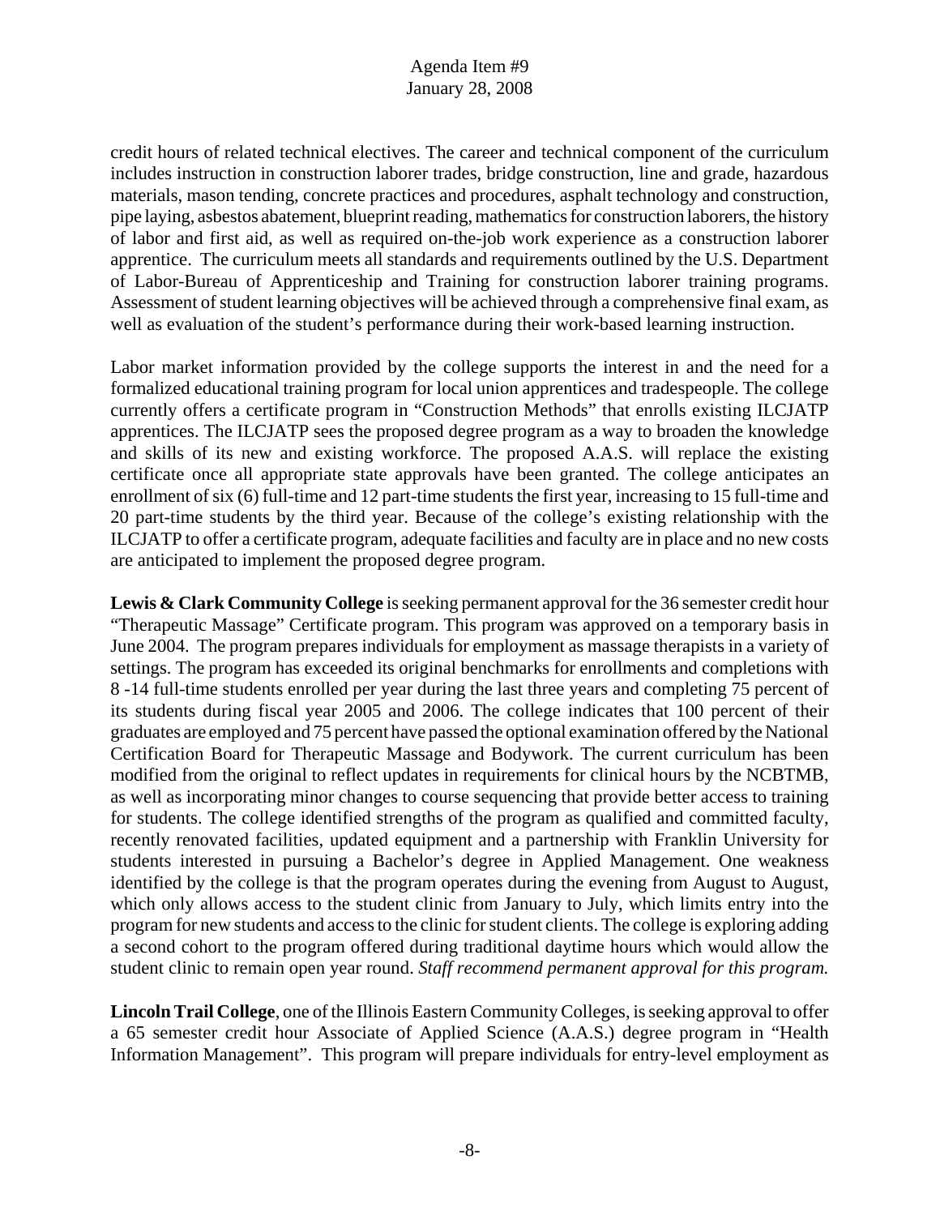credit hours of related technical electives. The career and technical component of the curriculum includes instruction in construction laborer trades, bridge construction, line and grade, hazardous materials, mason tending, concrete practices and procedures, asphalt technology and construction, pipe laying, asbestos abatement, blueprint reading, mathematics for construction laborers, the history of labor and first aid, as well as required on-the-job work experience as a construction laborer apprentice. The curriculum meets all standards and requirements outlined by the U.S. Department of Labor-Bureau of Apprenticeship and Training for construction laborer training programs. Assessment of student learning objectives will be achieved through a comprehensive final exam, as well as evaluation of the student's performance during their work-based learning instruction.

Labor market information provided by the college supports the interest in and the need for a formalized educational training program for local union apprentices and tradespeople. The college currently offers a certificate program in "Construction Methods" that enrolls existing ILCJATP apprentices. The ILCJATP sees the proposed degree program as a way to broaden the knowledge and skills of its new and existing workforce. The proposed A.A.S. will replace the existing certificate once all appropriate state approvals have been granted. The college anticipates an enrollment of six (6) full-time and 12 part-time students the first year, increasing to 15 full-time and 20 part-time students by the third year. Because of the college's existing relationship with the ILCJATP to offer a certificate program, adequate facilities and faculty are in place and no new costs are anticipated to implement the proposed degree program.

**Lewis & Clark Community College** is seeking permanent approval for the 36 semester credit hour "Therapeutic Massage" Certificate program. This program was approved on a temporary basis in June 2004. The program prepares individuals for employment as massage therapists in a variety of settings. The program has exceeded its original benchmarks for enrollments and completions with 8 -14 full-time students enrolled per year during the last three years and completing 75 percent of its students during fiscal year 2005 and 2006. The college indicates that 100 percent of their graduates are employed and 75 percent have passed the optional examination offered by the National Certification Board for Therapeutic Massage and Bodywork. The current curriculum has been modified from the original to reflect updates in requirements for clinical hours by the NCBTMB, as well as incorporating minor changes to course sequencing that provide better access to training for students. The college identified strengths of the program as qualified and committed faculty, recently renovated facilities, updated equipment and a partnership with Franklin University for students interested in pursuing a Bachelor's degree in Applied Management. One weakness identified by the college is that the program operates during the evening from August to August, which only allows access to the student clinic from January to July, which limits entry into the program for new students and access to the clinic for student clients. The college is exploring adding a second cohort to the program offered during traditional daytime hours which would allow the student clinic to remain open year round. *Staff recommend permanent approval for this program.*

**Lincoln Trail College**, one of the Illinois Eastern Community Colleges, is seeking approval to offer a 65 semester credit hour Associate of Applied Science (A.A.S.) degree program in "Health Information Management". This program will prepare individuals for entry-level employment as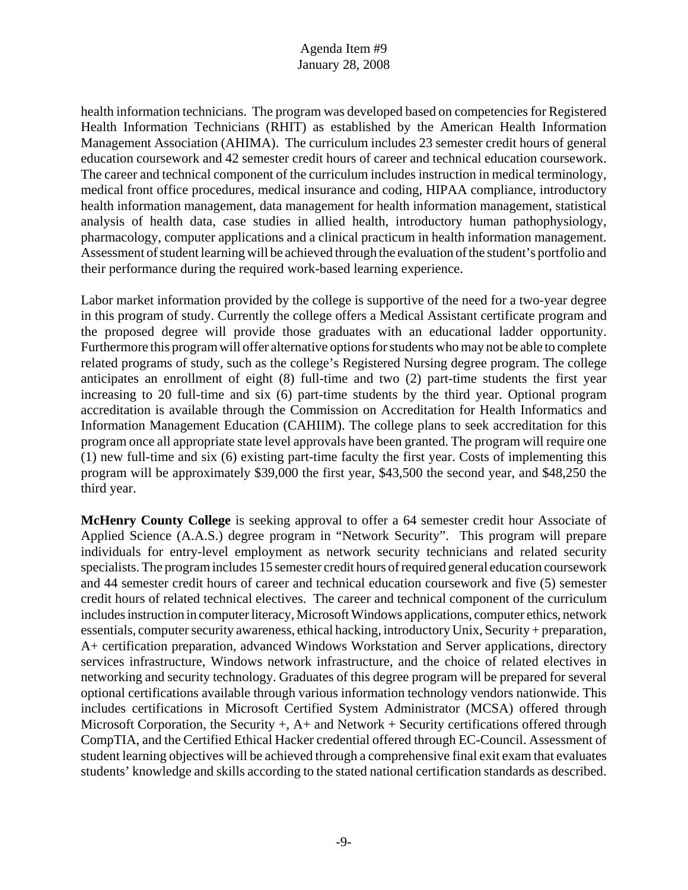health information technicians. The program was developed based on competencies for Registered Health Information Technicians (RHIT) as established by the American Health Information Management Association (AHIMA). The curriculum includes 23 semester credit hours of general education coursework and 42 semester credit hours of career and technical education coursework. The career and technical component of the curriculum includes instruction in medical terminology, medical front office procedures, medical insurance and coding, HIPAA compliance, introductory health information management, data management for health information management, statistical analysis of health data, case studies in allied health, introductory human pathophysiology, pharmacology, computer applications and a clinical practicum in health information management. Assessment of student learning will be achieved through the evaluation of the student's portfolio and their performance during the required work-based learning experience.

Labor market information provided by the college is supportive of the need for a two-year degree in this program of study. Currently the college offers a Medical Assistant certificate program and the proposed degree will provide those graduates with an educational ladder opportunity. Furthermore this program will offer alternative options for students who may not be able to complete related programs of study, such as the college's Registered Nursing degree program. The college anticipates an enrollment of eight (8) full-time and two (2) part-time students the first year increasing to 20 full-time and six (6) part-time students by the third year. Optional program accreditation is available through the Commission on Accreditation for Health Informatics and Information Management Education (CAHIIM). The college plans to seek accreditation for this program once all appropriate state level approvals have been granted. The program will require one (1) new full-time and six (6) existing part-time faculty the first year. Costs of implementing this program will be approximately $39,000 the first year, $43,500 the second year, and $48,250 the third year.

**McHenry County College** is seeking approval to offer a 64 semester credit hour Associate of Applied Science (A.A.S.) degree program in "Network Security". This program will prepare individuals for entry-level employment as network security technicians and related security specialists. The program includes 15 semester credit hours of required general education coursework and 44 semester credit hours of career and technical education coursework and five (5) semester credit hours of related technical electives. The career and technical component of the curriculum includes instruction in computer literacy, Microsoft Windows applications, computer ethics, network essentials, computer security awareness, ethical hacking, introductory Unix, Security + preparation, A+ certification preparation, advanced Windows Workstation and Server applications, directory services infrastructure, Windows network infrastructure, and the choice of related electives in networking and security technology. Graduates of this degree program will be prepared for several optional certifications available through various information technology vendors nationwide. This includes certifications in Microsoft Certified System Administrator (MCSA) offered through Microsoft Corporation, the Security +, A+ and Network + Security certifications offered through CompTIA, and the Certified Ethical Hacker credential offered through EC-Council. Assessment of student learning objectives will be achieved through a comprehensive final exit exam that evaluates students' knowledge and skills according to the stated national certification standards as described.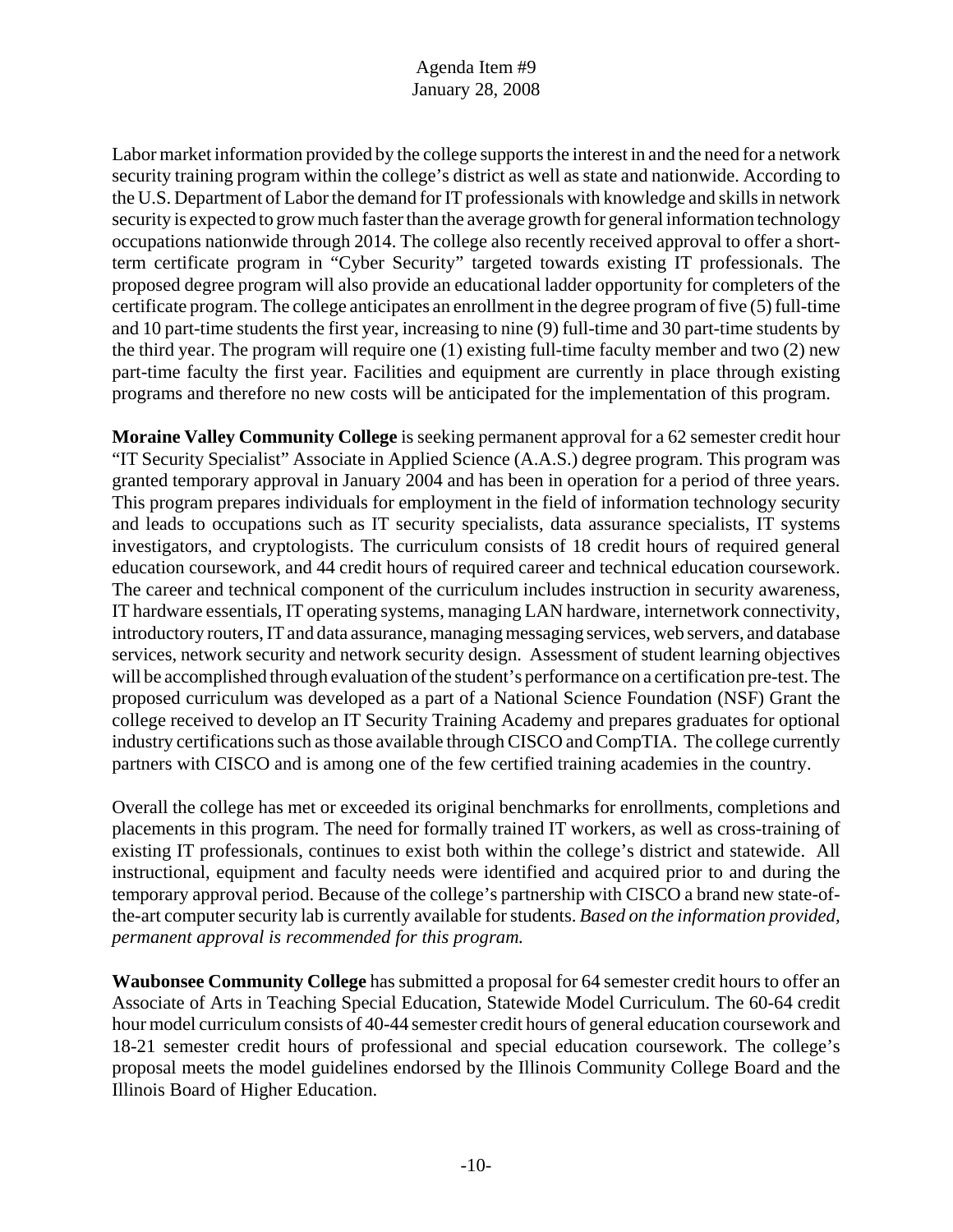Labor market information provided by the college supports the interest in and the need for a network security training program within the college's district as well as state and nationwide. According to the U.S. Department of Labor the demand for IT professionals with knowledge and skills in network security is expected to grow much faster than the average growth for general information technology occupations nationwide through 2014. The college also recently received approval to offer a short-term certificate program in "Cyber Security" targeted towards existing IT professionals. The proposed degree program will also provide an educational ladder opportunity for completers of the certificate program. The college anticipates an enrollment in the degree program of five (5) full-time and 10 part-time students the first year, increasing to nine (9) full-time and 30 part-time students by the third year. The program will require one (1) existing full-time faculty member and two (2) new part-time faculty the first year. Facilities and equipment are currently in place through existing programs and therefore no new costs will be anticipated for the implementation of this program.

**Moraine Valley Community College** is seeking permanent approval for a 62 semester credit hour "IT Security Specialist" Associate in Applied Science (A.A.S.) degree program. This program was granted temporary approval in January 2004 and has been in operation for a period of three years. This program prepares individuals for employment in the field of information technology security and leads to occupations such as IT security specialists, data assurance specialists, IT systems investigators, and cryptologists. The curriculum consists of 18 credit hours of required general education coursework, and 44 credit hours of required career and technical education coursework. The career and technical component of the curriculum includes instruction in security awareness, IT hardware essentials, IT operating systems, managing LAN hardware, internetwork connectivity, introductory routers, IT and data assurance, managing messaging services, web servers, and database services, network security and network security design. Assessment of student learning objectives will be accomplished through evaluation of the student's performance on a certification pre-test. The proposed curriculum was developed as a part of a National Science Foundation (NSF) Grant the college received to develop an IT Security Training Academy and prepares graduates for optional industry certifications such as those available through CISCO and CompTIA. The college currently partners with CISCO and is among one of the few certified training academies in the country.

Overall the college has met or exceeded its original benchmarks for enrollments, completions and placements in this program. The need for formally trained IT workers, as well as cross-training of existing IT professionals, continues to exist both within the college's district and statewide. All instructional, equipment and faculty needs were identified and acquired prior to and during the temporary approval period. Because of the college's partnership with CISCO a brand new state-of-the-art computer security lab is currently available for students. *Based on the information provided, permanent approval is recommended for this program.*

**Waubonsee Community College** has submitted a proposal for 64 semester credit hours to offer an Associate of Arts in Teaching Special Education, Statewide Model Curriculum. The 60-64 credit hour model curriculum consists of 40-44 semester credit hours of general education coursework and 18-21 semester credit hours of professional and special education coursework. The college's proposal meets the model guidelines endorsed by the Illinois Community College Board and the Illinois Board of Higher Education.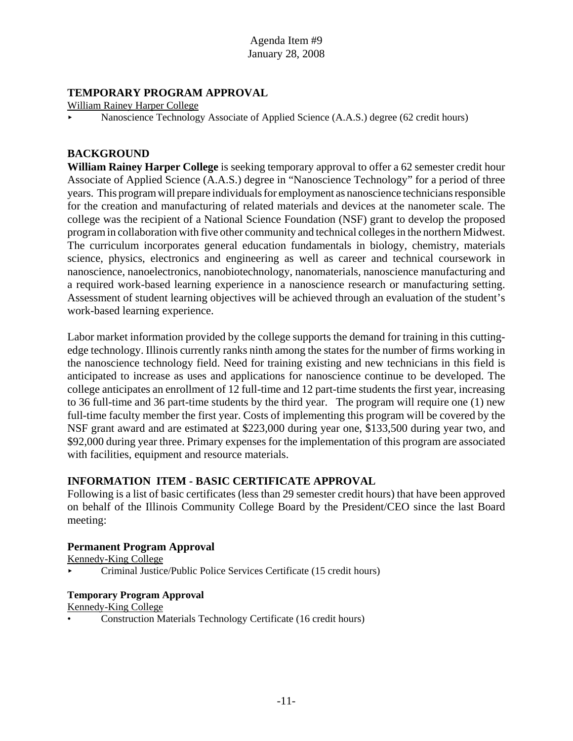Agenda Item #9
January 28, 2008

## TEMPORARY PROGRAM APPROVAL

William Rainey Harper College

- Nanoscience Technology Associate of Applied Science (A.A.S.) degree (62 credit hours)

## BACKGROUND

**William Rainey Harper College** is seeking temporary approval to offer a 62 semester credit hour Associate of Applied Science (A.A.S.) degree in "Nanoscience Technology" for a period of three years. This program will prepare individuals for employment as nanoscience technicians responsible for the creation and manufacturing of related materials and devices at the nanometer scale. The college was the recipient of a National Science Foundation (NSF) grant to develop the proposed program in collaboration with five other community and technical colleges in the northern Midwest. The curriculum incorporates general education fundamentals in biology, chemistry, materials science, physics, electronics and engineering as well as career and technical coursework in nanoscience, nanoelectronics, nanobiotechnology, nanomaterials, nanoscience manufacturing and a required work-based learning experience in a nanoscience research or manufacturing setting. Assessment of student learning objectives will be achieved through an evaluation of the student's work-based learning experience.

Labor market information provided by the college supports the demand for training in this cutting-edge technology. Illinois currently ranks ninth among the states for the number of firms working in the nanoscience technology field. Need for training existing and new technicians in this field is anticipated to increase as uses and applications for nanoscience continue to be developed. The college anticipates an enrollment of 12 full-time and 12 part-time students the first year, increasing to 36 full-time and 36 part-time students by the third year. The program will require one (1) new full-time faculty member the first year. Costs of implementing this program will be covered by the NSF grant award and are estimated at $223,000 during year one, $133,500 during year two, and $92,000 during year three. Primary expenses for the implementation of this program are associated with facilities, equipment and resource materials.

## INFORMATION ITEM - BASIC CERTIFICATE APPROVAL

Following is a list of basic certificates (less than 29 semester credit hours) that have been approved on behalf of the Illinois Community College Board by the President/CEO since the last Board meeting:

### Permanent Program Approval

Kennedy-King College

- Criminal Justice/Public Police Services Certificate (15 credit hours)

### Temporary Program Approval

Kennedy-King College

- Construction Materials Technology Certificate (16 credit hours)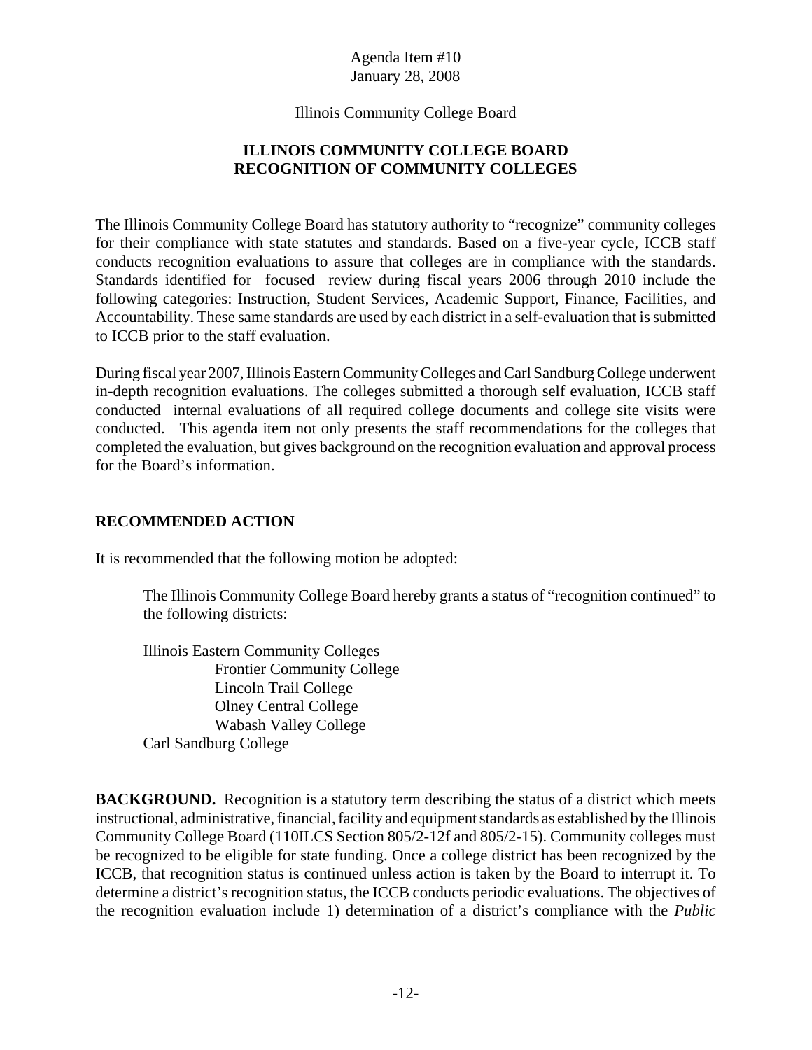Agenda Item #10
January 28, 2008

Illinois Community College Board

## ILLINOIS COMMUNITY COLLEGE BOARD
## RECOGNITION OF COMMUNITY COLLEGES

The Illinois Community College Board has statutory authority to "recognize" community colleges for their compliance with state statutes and standards. Based on a five-year cycle, ICCB staff conducts recognition evaluations to assure that colleges are in compliance with the standards. Standards identified for focused review during fiscal years 2006 through 2010 include the following categories: Instruction, Student Services, Academic Support, Finance, Facilities, and Accountability. These same standards are used by each district in a self-evaluation that is submitted to ICCB prior to the staff evaluation.

During fiscal year 2007, Illinois Eastern Community Colleges and Carl Sandburg College underwent in-depth recognition evaluations. The colleges submitted a thorough self evaluation, ICCB staff conducted internal evaluations of all required college documents and college site visits were conducted. This agenda item not only presents the staff recommendations for the colleges that completed the evaluation, but gives background on the recognition evaluation and approval process for the Board's information.

### RECOMMENDED ACTION

It is recommended that the following motion be adopted:

> The Illinois Community College Board hereby grants a status of "recognition continued" to the following districts:
>
> Illinois Eastern Community Colleges
> - Frontier Community College
> - Lincoln Trail College
> - Olney Central College
> - Wabash Valley College
>
> Carl Sandburg College

**BACKGROUND.** Recognition is a statutory term describing the status of a district which meets instructional, administrative, financial, facility and equipment standards as established by the Illinois Community College Board (110ILCS Section 805/2-12f and 805/2-15). Community colleges must be recognized to be eligible for state funding. Once a college district has been recognized by the ICCB, that recognition status is continued unless action is taken by the Board to interrupt it. To determine a district's recognition status, the ICCB conducts periodic evaluations. The objectives of the recognition evaluation include 1) determination of a district's compliance with the *Public*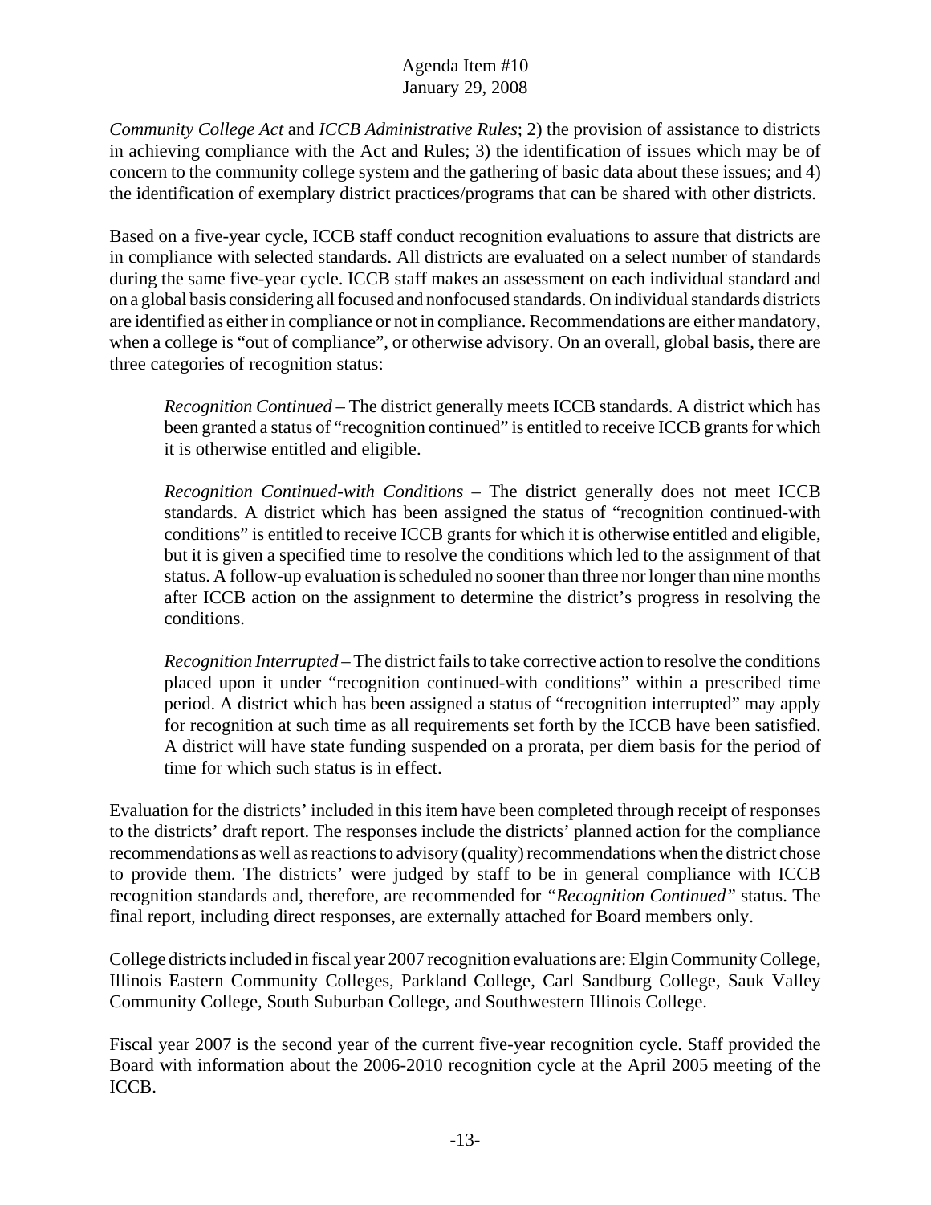*Community College Act* and *ICCB Administrative Rules*; 2) the provision of assistance to districts in achieving compliance with the Act and Rules; 3) the identification of issues which may be of concern to the community college system and the gathering of basic data about these issues; and 4) the identification of exemplary district practices/programs that can be shared with other districts.

Based on a five-year cycle, ICCB staff conduct recognition evaluations to assure that districts are in compliance with selected standards. All districts are evaluated on a select number of standards during the same five-year cycle. ICCB staff makes an assessment on each individual standard and on a global basis considering all focused and nonfocused standards. On individual standards districts are identified as either in compliance or not in compliance. Recommendations are either mandatory, when a college is "out of compliance", or otherwise advisory. On an overall, global basis, there are three categories of recognition status:

> *Recognition Continued* – The district generally meets ICCB standards. A district which has been granted a status of "recognition continued" is entitled to receive ICCB grants for which it is otherwise entitled and eligible.
>
> *Recognition Continued-with Conditions* – The district generally does not meet ICCB standards. A district which has been assigned the status of "recognition continued-with conditions" is entitled to receive ICCB grants for which it is otherwise entitled and eligible, but it is given a specified time to resolve the conditions which led to the assignment of that status. A follow-up evaluation is scheduled no sooner than three nor longer than nine months after ICCB action on the assignment to determine the district's progress in resolving the conditions.
>
> *Recognition Interrupted* – The district fails to take corrective action to resolve the conditions placed upon it under "recognition continued-with conditions" within a prescribed time period. A district which has been assigned a status of "recognition interrupted" may apply for recognition at such time as all requirements set forth by the ICCB have been satisfied. A district will have state funding suspended on a prorata, per diem basis for the period of time for which such status is in effect.

Evaluation for the districts' included in this item have been completed through receipt of responses to the districts' draft report. The responses include the districts' planned action for the compliance recommendations as well as reactions to advisory (quality) recommendations when the district chose to provide them. The districts' were judged by staff to be in general compliance with ICCB recognition standards and, therefore, are recommended for *"Recognition Continued"* status. The final report, including direct responses, are externally attached for Board members only.

College districts included in fiscal year 2007 recognition evaluations are: Elgin Community College, Illinois Eastern Community Colleges, Parkland College, Carl Sandburg College, Sauk Valley Community College, South Suburban College, and Southwestern Illinois College.

Fiscal year 2007 is the second year of the current five-year recognition cycle. Staff provided the Board with information about the 2006-2010 recognition cycle at the April 2005 meeting of the ICCB.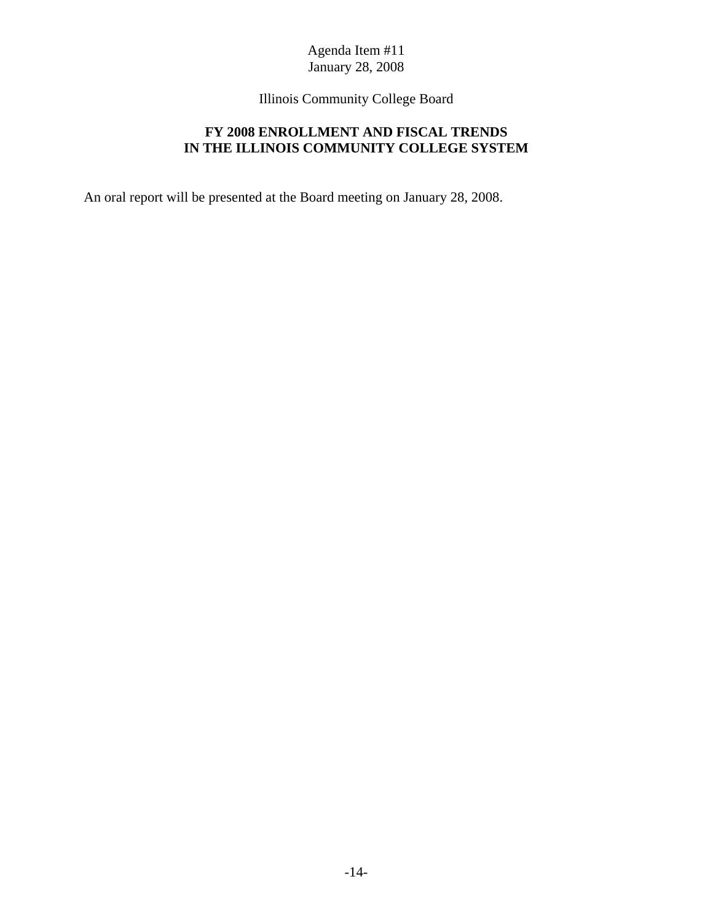Agenda Item #11
January 28, 2008

Illinois Community College Board

# FY 2008 ENROLLMENT AND FISCAL TRENDS IN THE ILLINOIS COMMUNITY COLLEGE SYSTEM

An oral report will be presented at the Board meeting on January 28, 2008.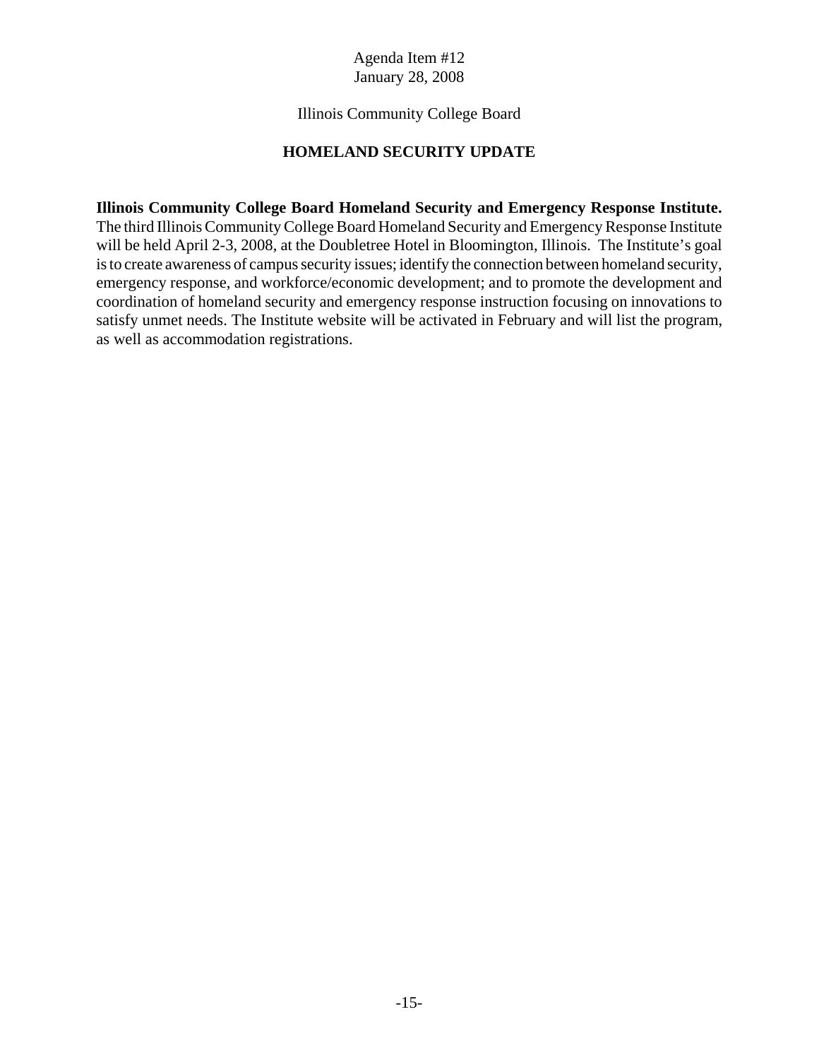Agenda Item #12
January 28, 2008

Illinois Community College Board

# HOMELAND SECURITY UPDATE

**Illinois Community College Board Homeland Security and Emergency Response Institute.** The third Illinois Community College Board Homeland Security and Emergency Response Institute will be held April 2-3, 2008, at the Doubletree Hotel in Bloomington, Illinois. The Institute's goal is to create awareness of campus security issues; identify the connection between homeland security, emergency response, and workforce/economic development; and to promote the development and coordination of homeland security and emergency response instruction focusing on innovations to satisfy unmet needs. The Institute website will be activated in February and will list the program, as well as accommodation registrations.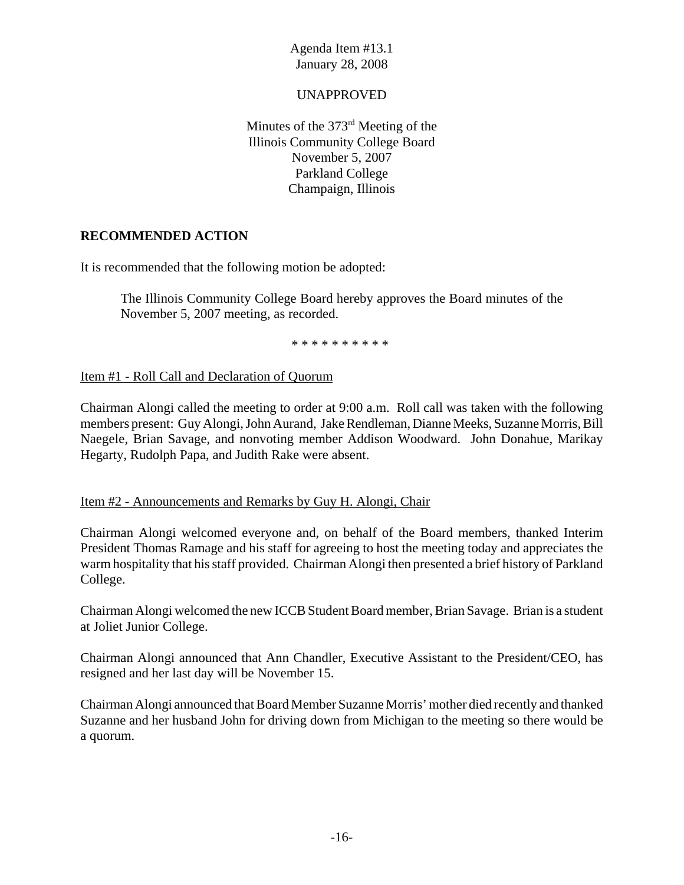Agenda Item #13.1
January 28, 2008

UNAPPROVED

Minutes of the 373rd Meeting of the
Illinois Community College Board
November 5, 2007
Parkland College
Champaign, Illinois

## RECOMMENDED ACTION

It is recommended that the following motion be adopted:

> The Illinois Community College Board hereby approves the Board minutes of the November 5, 2007 meeting, as recorded.

\* \* \* \* \* \* \* \* \* \*

Item #1 - Roll Call and Declaration of Quorum

Chairman Alongi called the meeting to order at 9:00 a.m. Roll call was taken with the following members present: Guy Alongi, John Aurand, Jake Rendleman, Dianne Meeks, Suzanne Morris, Bill Naegele, Brian Savage, and nonvoting member Addison Woodward. John Donahue, Marikay Hegarty, Rudolph Papa, and Judith Rake were absent.

Item #2 - Announcements and Remarks by Guy H. Alongi, Chair

Chairman Alongi welcomed everyone and, on behalf of the Board members, thanked Interim President Thomas Ramage and his staff for agreeing to host the meeting today and appreciates the warm hospitality that his staff provided. Chairman Alongi then presented a brief history of Parkland College.

Chairman Alongi welcomed the new ICCB Student Board member, Brian Savage. Brian is a student at Joliet Junior College.

Chairman Alongi announced that Ann Chandler, Executive Assistant to the President/CEO, has resigned and her last day will be November 15.

Chairman Alongi announced that Board Member Suzanne Morris' mother died recently and thanked Suzanne and her husband John for driving down from Michigan to the meeting so there would be a quorum.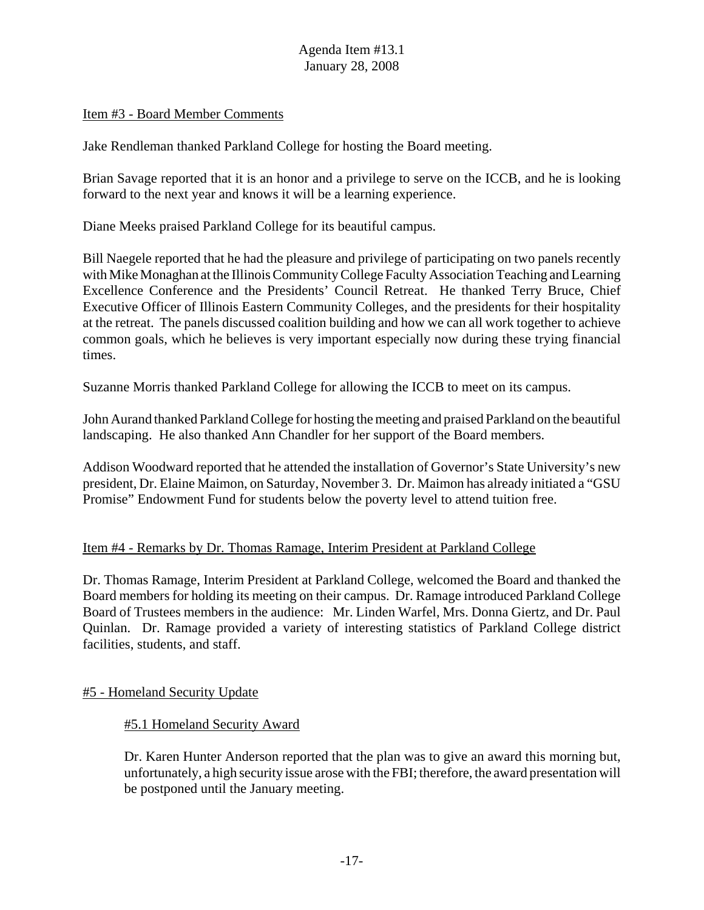Item #3 - Board Member Comments

Jake Rendleman thanked Parkland College for hosting the Board meeting.

Brian Savage reported that it is an honor and a privilege to serve on the ICCB, and he is looking forward to the next year and knows it will be a learning experience.

Diane Meeks praised Parkland College for its beautiful campus.

Bill Naegele reported that he had the pleasure and privilege of participating on two panels recently with Mike Monaghan at the Illinois Community College Faculty Association Teaching and Learning Excellence Conference and the Presidents' Council Retreat. He thanked Terry Bruce, Chief Executive Officer of Illinois Eastern Community Colleges, and the presidents for their hospitality at the retreat. The panels discussed coalition building and how we can all work together to achieve common goals, which he believes is very important especially now during these trying financial times.

Suzanne Morris thanked Parkland College for allowing the ICCB to meet on its campus.

John Aurand thanked Parkland College for hosting the meeting and praised Parkland on the beautiful landscaping. He also thanked Ann Chandler for her support of the Board members.

Addison Woodward reported that he attended the installation of Governor's State University's new president, Dr. Elaine Maimon, on Saturday, November 3. Dr. Maimon has already initiated a "GSU Promise" Endowment Fund for students below the poverty level to attend tuition free.

Item #4 - Remarks by Dr. Thomas Ramage, Interim President at Parkland College

Dr. Thomas Ramage, Interim President at Parkland College, welcomed the Board and thanked the Board members for holding its meeting on their campus. Dr. Ramage introduced Parkland College Board of Trustees members in the audience: Mr. Linden Warfel, Mrs. Donna Giertz, and Dr. Paul Quinlan. Dr. Ramage provided a variety of interesting statistics of Parkland College district facilities, students, and staff.

#5 - Homeland Security Update

#5.1 Homeland Security Award

Dr. Karen Hunter Anderson reported that the plan was to give an award this morning but, unfortunately, a high security issue arose with the FBI; therefore, the award presentation will be postponed until the January meeting.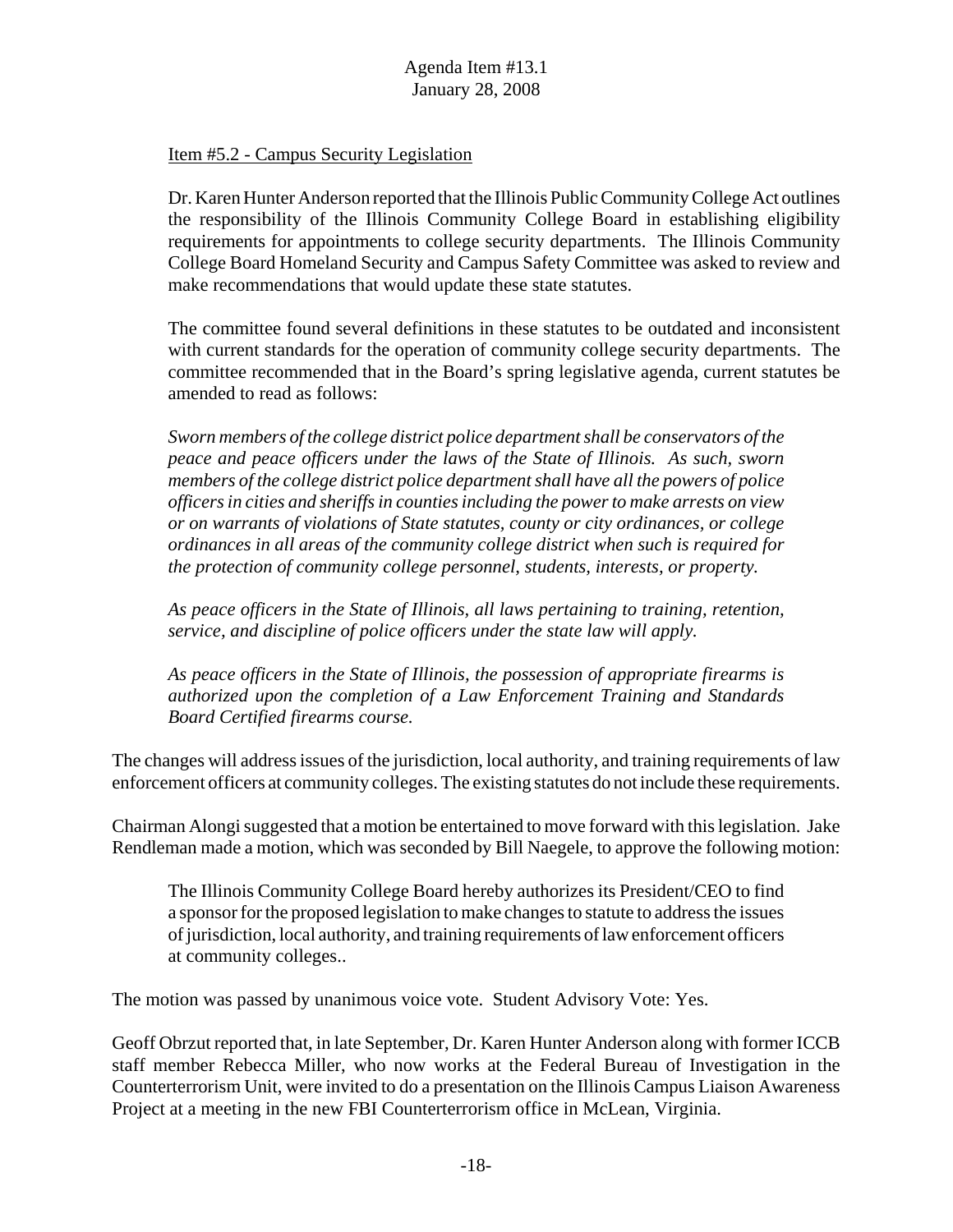Item #5.2 - Campus Security Legislation

Dr. Karen Hunter Anderson reported that the Illinois Public Community College Act outlines the responsibility of the Illinois Community College Board in establishing eligibility requirements for appointments to college security departments. The Illinois Community College Board Homeland Security and Campus Safety Committee was asked to review and make recommendations that would update these state statutes.

The committee found several definitions in these statutes to be outdated and inconsistent with current standards for the operation of community college security departments. The committee recommended that in the Board's spring legislative agenda, current statutes be amended to read as follows:

*Sworn members of the college district police department shall be conservators of the peace and peace officers under the laws of the State of Illinois. As such, sworn members of the college district police department shall have all the powers of police officers in cities and sheriffs in counties including the power to make arrests on view or on warrants of violations of State statutes, county or city ordinances, or college ordinances in all areas of the community college district when such is required for the protection of community college personnel, students, interests, or property.*

*As peace officers in the State of Illinois, all laws pertaining to training, retention, service, and discipline of police officers under the state law will apply.*

*As peace officers in the State of Illinois, the possession of appropriate firearms is authorized upon the completion of a Law Enforcement Training and Standards Board Certified firearms course.*

The changes will address issues of the jurisdiction, local authority, and training requirements of law enforcement officers at community colleges. The existing statutes do not include these requirements.

Chairman Alongi suggested that a motion be entertained to move forward with this legislation. Jake Rendleman made a motion, which was seconded by Bill Naegele, to approve the following motion:

The Illinois Community College Board hereby authorizes its President/CEO to find a sponsor for the proposed legislation to make changes to statute to address the issues of jurisdiction, local authority, and training requirements of law enforcement officers at community colleges..

The motion was passed by unanimous voice vote. Student Advisory Vote: Yes.

Geoff Obrzut reported that, in late September, Dr. Karen Hunter Anderson along with former ICCB staff member Rebecca Miller, who now works at the Federal Bureau of Investigation in the Counterterrorism Unit, were invited to do a presentation on the Illinois Campus Liaison Awareness Project at a meeting in the new FBI Counterterrorism office in McLean, Virginia.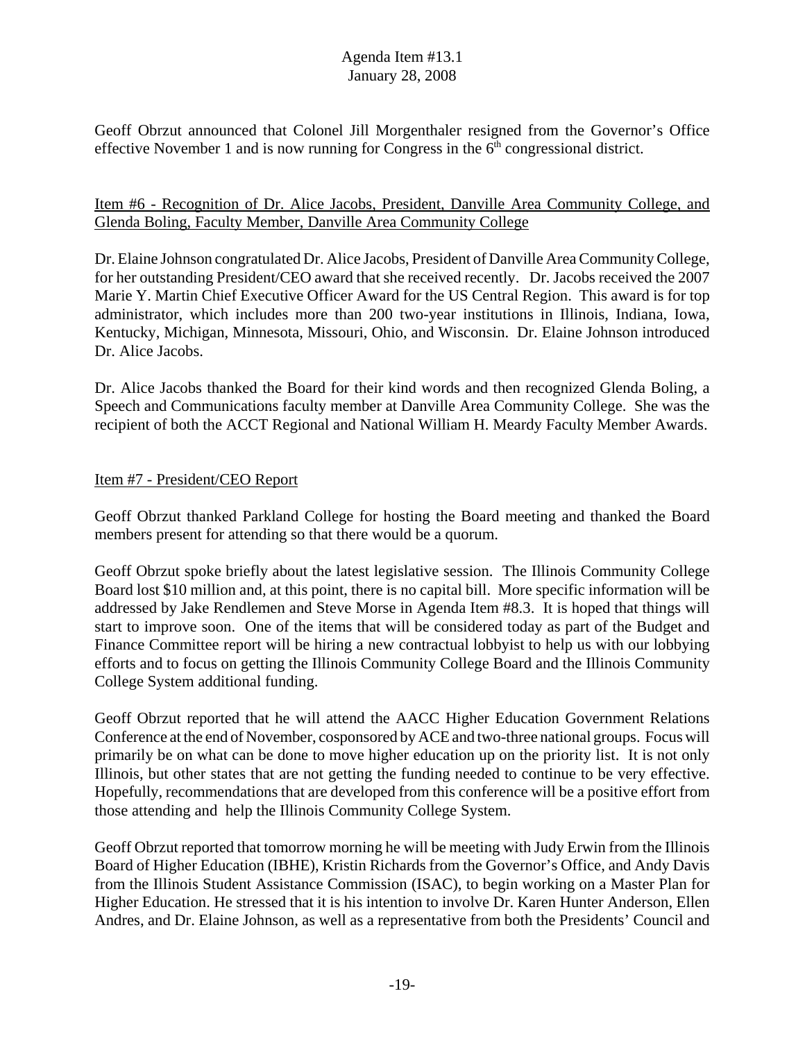Geoff Obrzut announced that Colonel Jill Morgenthaler resigned from the Governor's Office effective November 1 and is now running for Congress in the 6th congressional district.

Item #6 - Recognition of Dr. Alice Jacobs, President, Danville Area Community College, and Glenda Boling, Faculty Member, Danville Area Community College

Dr. Elaine Johnson congratulated Dr. Alice Jacobs, President of Danville Area Community College, for her outstanding President/CEO award that she received recently. Dr. Jacobs received the 2007 Marie Y. Martin Chief Executive Officer Award for the US Central Region. This award is for top administrator, which includes more than 200 two-year institutions in Illinois, Indiana, Iowa, Kentucky, Michigan, Minnesota, Missouri, Ohio, and Wisconsin. Dr. Elaine Johnson introduced Dr. Alice Jacobs.

Dr. Alice Jacobs thanked the Board for their kind words and then recognized Glenda Boling, a Speech and Communications faculty member at Danville Area Community College. She was the recipient of both the ACCT Regional and National William H. Meardy Faculty Member Awards.

Item #7 - President/CEO Report

Geoff Obrzut thanked Parkland College for hosting the Board meeting and thanked the Board members present for attending so that there would be a quorum.

Geoff Obrzut spoke briefly about the latest legislative session. The Illinois Community College Board lost $10 million and, at this point, there is no capital bill. More specific information will be addressed by Jake Rendlemen and Steve Morse in Agenda Item #8.3. It is hoped that things will start to improve soon. One of the items that will be considered today as part of the Budget and Finance Committee report will be hiring a new contractual lobbyist to help us with our lobbying efforts and to focus on getting the Illinois Community College Board and the Illinois Community College System additional funding.

Geoff Obrzut reported that he will attend the AACC Higher Education Government Relations Conference at the end of November, cosponsored by ACE and two-three national groups. Focus will primarily be on what can be done to move higher education up on the priority list. It is not only Illinois, but other states that are not getting the funding needed to continue to be very effective. Hopefully, recommendations that are developed from this conference will be a positive effort from those attending and help the Illinois Community College System.

Geoff Obrzut reported that tomorrow morning he will be meeting with Judy Erwin from the Illinois Board of Higher Education (IBHE), Kristin Richards from the Governor's Office, and Andy Davis from the Illinois Student Assistance Commission (ISAC), to begin working on a Master Plan for Higher Education. He stressed that it is his intention to involve Dr. Karen Hunter Anderson, Ellen Andres, and Dr. Elaine Johnson, as well as a representative from both the Presidents' Council and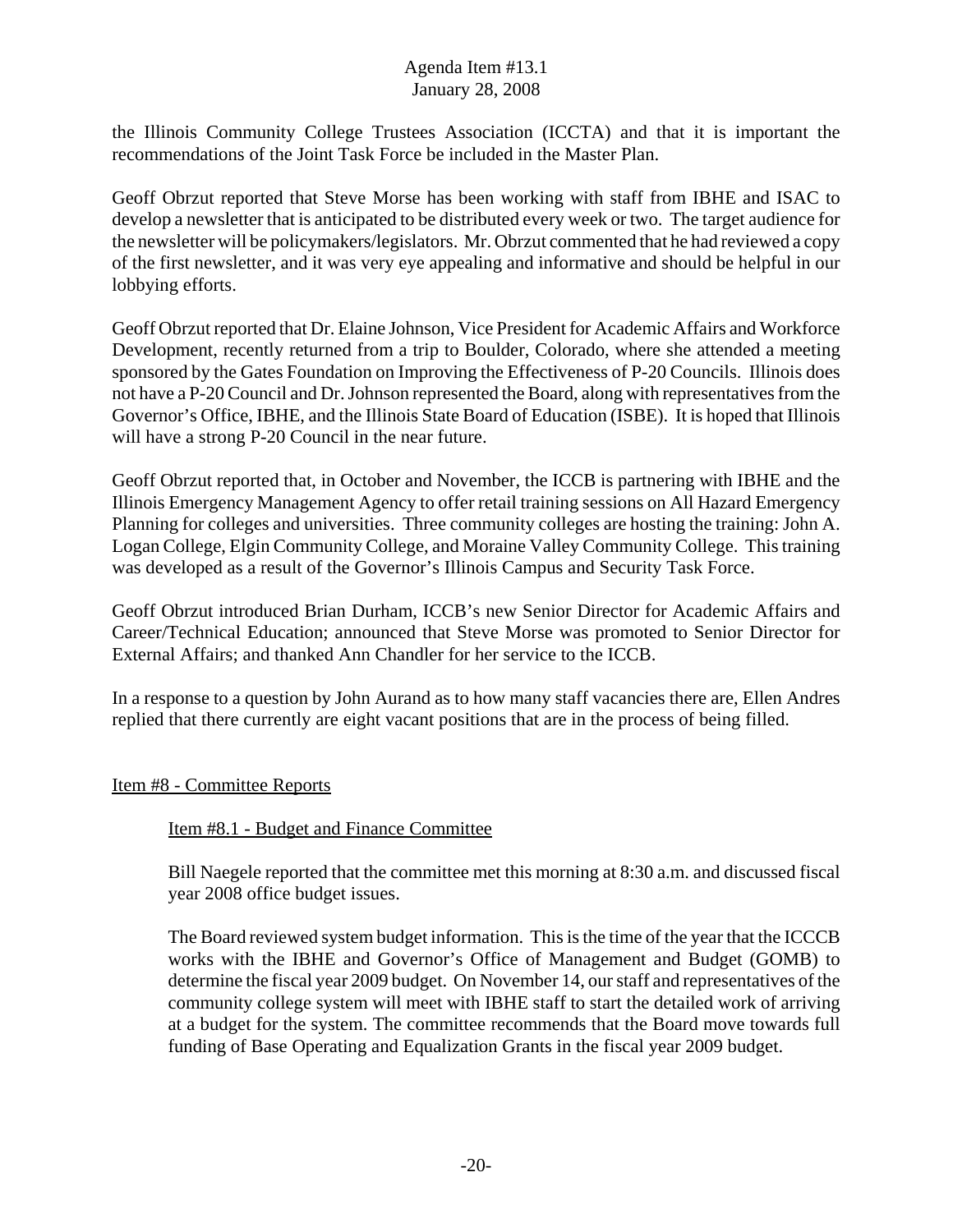the Illinois Community College Trustees Association (ICCTA) and that it is important the recommendations of the Joint Task Force be included in the Master Plan.

Geoff Obrzut reported that Steve Morse has been working with staff from IBHE and ISAC to develop a newsletter that is anticipated to be distributed every week or two. The target audience for the newsletter will be policymakers/legislators. Mr. Obrzut commented that he had reviewed a copy of the first newsletter, and it was very eye appealing and informative and should be helpful in our lobbying efforts.

Geoff Obrzut reported that Dr. Elaine Johnson, Vice President for Academic Affairs and Workforce Development, recently returned from a trip to Boulder, Colorado, where she attended a meeting sponsored by the Gates Foundation on Improving the Effectiveness of P-20 Councils. Illinois does not have a P-20 Council and Dr. Johnson represented the Board, along with representatives from the Governor's Office, IBHE, and the Illinois State Board of Education (ISBE). It is hoped that Illinois will have a strong P-20 Council in the near future.

Geoff Obrzut reported that, in October and November, the ICCB is partnering with IBHE and the Illinois Emergency Management Agency to offer retail training sessions on All Hazard Emergency Planning for colleges and universities. Three community colleges are hosting the training: John A. Logan College, Elgin Community College, and Moraine Valley Community College. This training was developed as a result of the Governor's Illinois Campus and Security Task Force.

Geoff Obrzut introduced Brian Durham, ICCB's new Senior Director for Academic Affairs and Career/Technical Education; announced that Steve Morse was promoted to Senior Director for External Affairs; and thanked Ann Chandler for her service to the ICCB.

In a response to a question by John Aurand as to how many staff vacancies there are, Ellen Andres replied that there currently are eight vacant positions that are in the process of being filled.

Item #8 - Committee Reports

Item #8.1 - Budget and Finance Committee

Bill Naegele reported that the committee met this morning at 8:30 a.m. and discussed fiscal year 2008 office budget issues.

The Board reviewed system budget information. This is the time of the year that the ICCCB works with the IBHE and Governor's Office of Management and Budget (GOMB) to determine the fiscal year 2009 budget. On November 14, our staff and representatives of the community college system will meet with IBHE staff to start the detailed work of arriving at a budget for the system. The committee recommends that the Board move towards full funding of Base Operating and Equalization Grants in the fiscal year 2009 budget.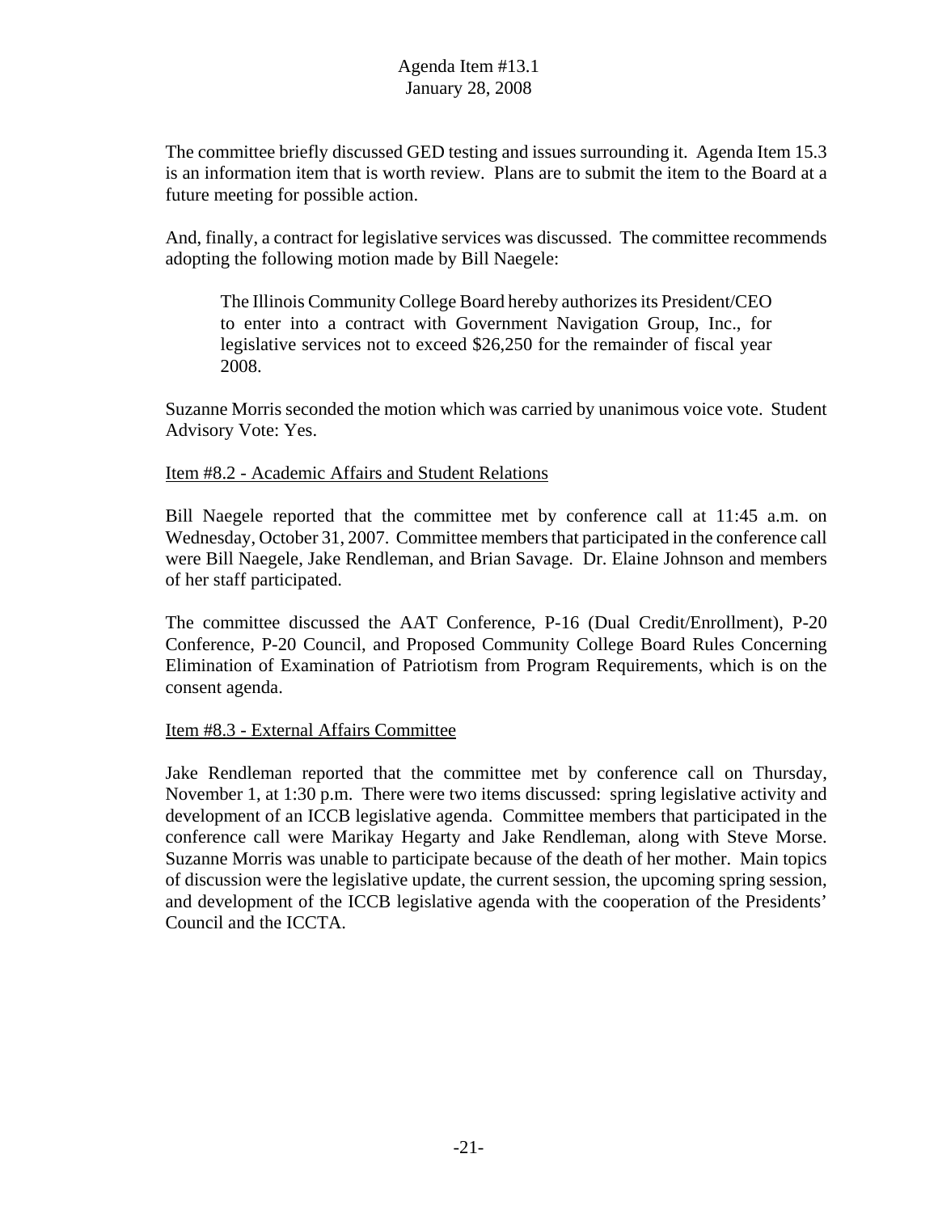The committee briefly discussed GED testing and issues surrounding it. Agenda Item 15.3 is an information item that is worth review. Plans are to submit the item to the Board at a future meeting for possible action.

And, finally, a contract for legislative services was discussed. The committee recommends adopting the following motion made by Bill Naegele:

> The Illinois Community College Board hereby authorizes its President/CEO to enter into a contract with Government Navigation Group, Inc., for legislative services not to exceed $26,250 for the remainder of fiscal year 2008.

Suzanne Morris seconded the motion which was carried by unanimous voice vote. Student Advisory Vote: Yes.

Item #8.2 - Academic Affairs and Student Relations

Bill Naegele reported that the committee met by conference call at 11:45 a.m. on Wednesday, October 31, 2007. Committee members that participated in the conference call were Bill Naegele, Jake Rendleman, and Brian Savage. Dr. Elaine Johnson and members of her staff participated.

The committee discussed the AAT Conference, P-16 (Dual Credit/Enrollment), P-20 Conference, P-20 Council, and Proposed Community College Board Rules Concerning Elimination of Examination of Patriotism from Program Requirements, which is on the consent agenda.

Item #8.3 - External Affairs Committee

Jake Rendleman reported that the committee met by conference call on Thursday, November 1, at 1:30 p.m. There were two items discussed: spring legislative activity and development of an ICCB legislative agenda. Committee members that participated in the conference call were Marikay Hegarty and Jake Rendleman, along with Steve Morse. Suzanne Morris was unable to participate because of the death of her mother. Main topics of discussion were the legislative update, the current session, the upcoming spring session, and development of the ICCB legislative agenda with the cooperation of the Presidents' Council and the ICCTA.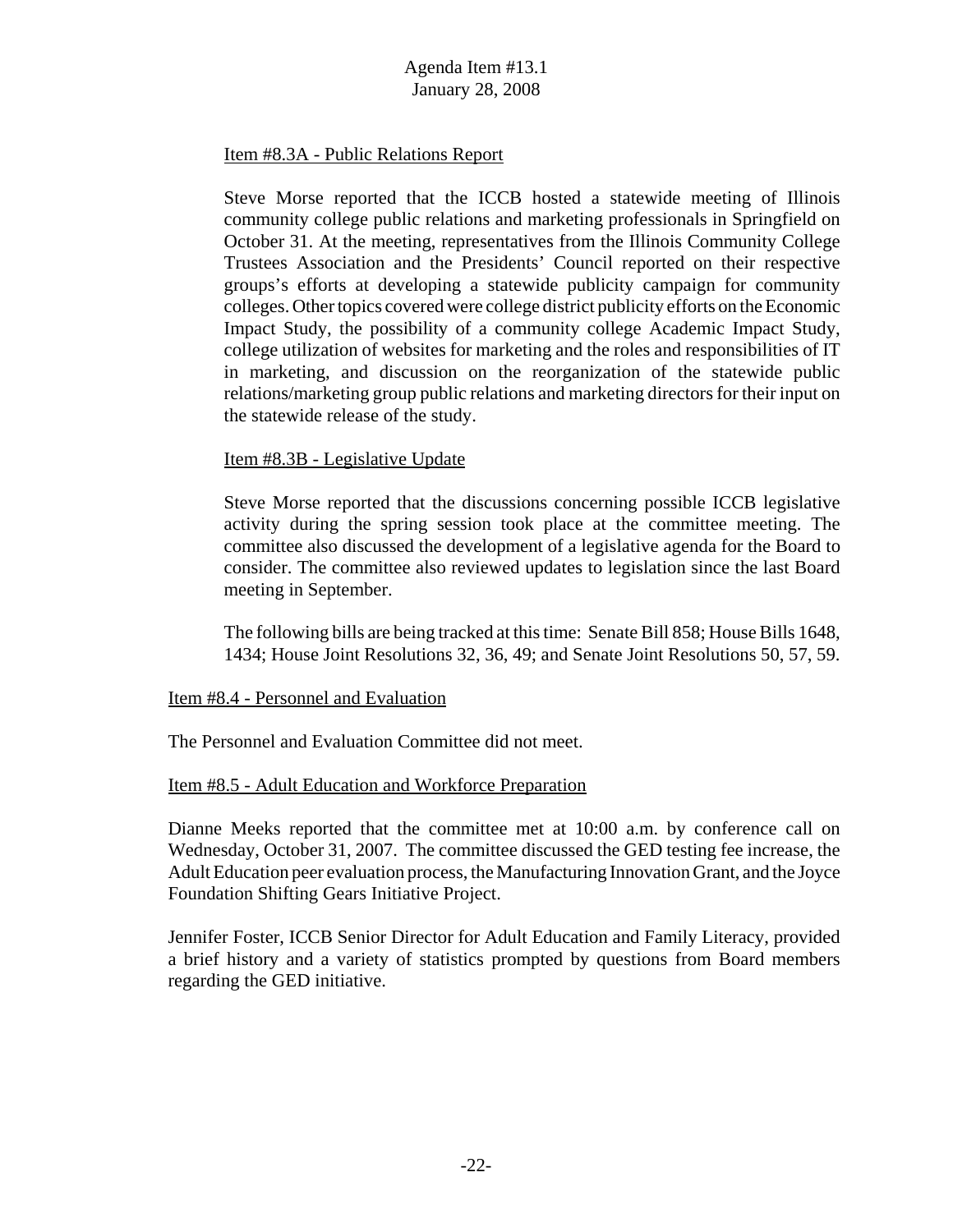Item #8.3A - Public Relations Report

Steve Morse reported that the ICCB hosted a statewide meeting of Illinois community college public relations and marketing professionals in Springfield on October 31. At the meeting, representatives from the Illinois Community College Trustees Association and the Presidents' Council reported on their respective groups's efforts at developing a statewide publicity campaign for community colleges. Other topics covered were college district publicity efforts on the Economic Impact Study, the possibility of a community college Academic Impact Study, college utilization of websites for marketing and the roles and responsibilities of IT in marketing, and discussion on the reorganization of the statewide public relations/marketing group public relations and marketing directors for their input on the statewide release of the study.

Item #8.3B - Legislative Update

Steve Morse reported that the discussions concerning possible ICCB legislative activity during the spring session took place at the committee meeting. The committee also discussed the development of a legislative agenda for the Board to consider. The committee also reviewed updates to legislation since the last Board meeting in September.

The following bills are being tracked at this time: Senate Bill 858; House Bills 1648, 1434; House Joint Resolutions 32, 36, 49; and Senate Joint Resolutions 50, 57, 59.

Item #8.4 - Personnel and Evaluation

The Personnel and Evaluation Committee did not meet.

Item #8.5 - Adult Education and Workforce Preparation

Dianne Meeks reported that the committee met at 10:00 a.m. by conference call on Wednesday, October 31, 2007. The committee discussed the GED testing fee increase, the Adult Education peer evaluation process, the Manufacturing Innovation Grant, and the Joyce Foundation Shifting Gears Initiative Project.

Jennifer Foster, ICCB Senior Director for Adult Education and Family Literacy, provided a brief history and a variety of statistics prompted by questions from Board members regarding the GED initiative.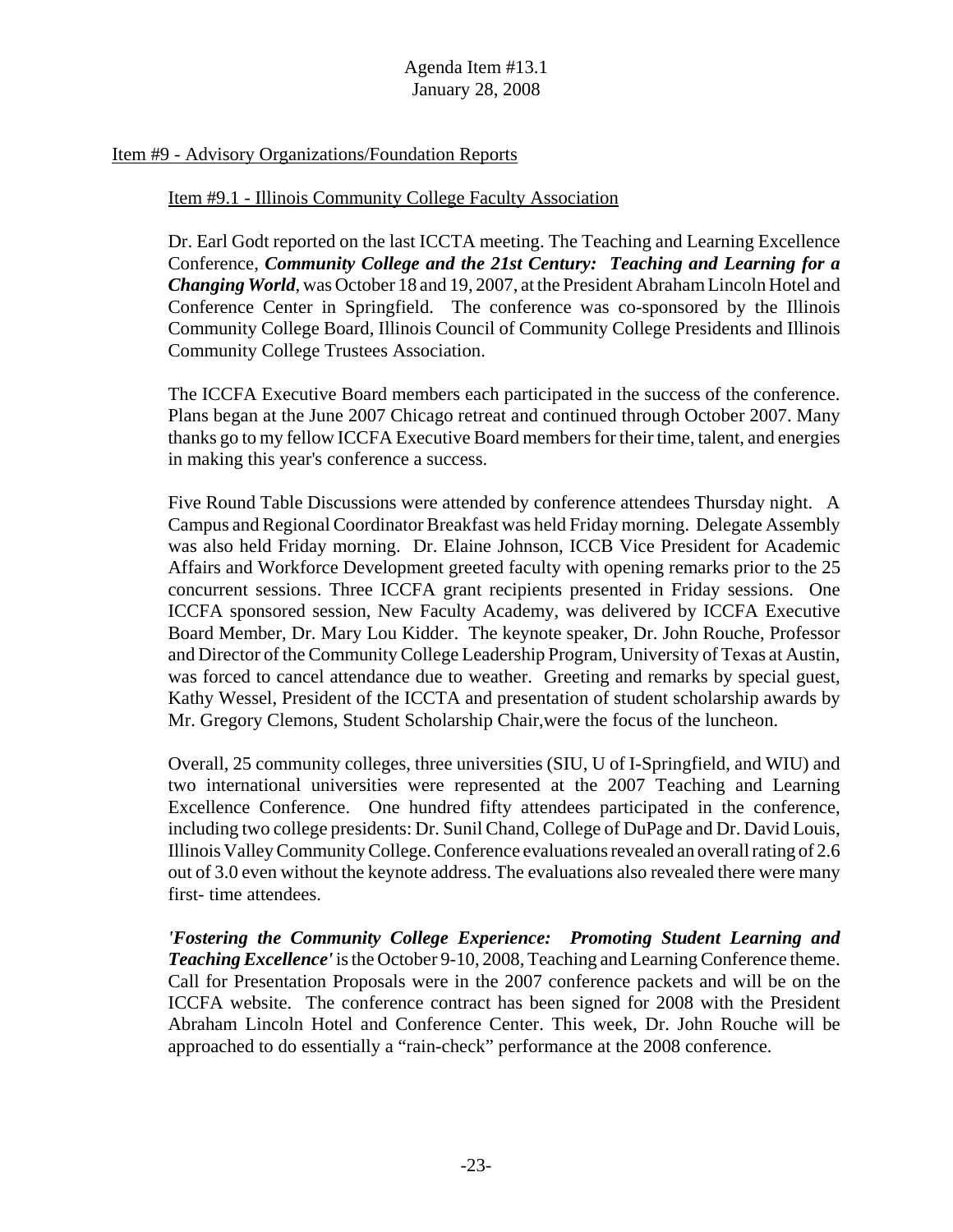Agenda Item #13.1
January 28, 2008

Item #9 - Advisory Organizations/Foundation Reports

Item #9.1 - Illinois Community College Faculty Association

Dr. Earl Godt reported on the last ICCTA meeting. The Teaching and Learning Excellence Conference, ***Community College and the 21st Century: Teaching and Learning for a Changing World***, was October 18 and 19, 2007, at the President Abraham Lincoln Hotel and Conference Center in Springfield. The conference was co-sponsored by the Illinois Community College Board, Illinois Council of Community College Presidents and Illinois Community College Trustees Association.

The ICCFA Executive Board members each participated in the success of the conference. Plans began at the June 2007 Chicago retreat and continued through October 2007. Many thanks go to my fellow ICCFA Executive Board members for their time, talent, and energies in making this year's conference a success.

Five Round Table Discussions were attended by conference attendees Thursday night. A Campus and Regional Coordinator Breakfast was held Friday morning. Delegate Assembly was also held Friday morning. Dr. Elaine Johnson, ICCB Vice President for Academic Affairs and Workforce Development greeted faculty with opening remarks prior to the 25 concurrent sessions. Three ICCFA grant recipients presented in Friday sessions. One ICCFA sponsored session, New Faculty Academy, was delivered by ICCFA Executive Board Member, Dr. Mary Lou Kidder. The keynote speaker, Dr. John Rouche, Professor and Director of the Community College Leadership Program, University of Texas at Austin, was forced to cancel attendance due to weather. Greeting and remarks by special guest, Kathy Wessel, President of the ICCTA and presentation of student scholarship awards by Mr. Gregory Clemons, Student Scholarship Chair,were the focus of the luncheon.

Overall, 25 community colleges, three universities (SIU, U of I-Springfield, and WIU) and two international universities were represented at the 2007 Teaching and Learning Excellence Conference. One hundred fifty attendees participated in the conference, including two college presidents: Dr. Sunil Chand, College of DuPage and Dr. David Louis, Illinois Valley Community College. Conference evaluations revealed an overall rating of 2.6 out of 3.0 even without the keynote address. The evaluations also revealed there were many first- time attendees.

***'Fostering the Community College Experience: Promoting Student Learning and Teaching Excellence'*** is the October 9-10, 2008, Teaching and Learning Conference theme. Call for Presentation Proposals were in the 2007 conference packets and will be on the ICCFA website. The conference contract has been signed for 2008 with the President Abraham Lincoln Hotel and Conference Center. This week, Dr. John Rouche will be approached to do essentially a "rain-check" performance at the 2008 conference.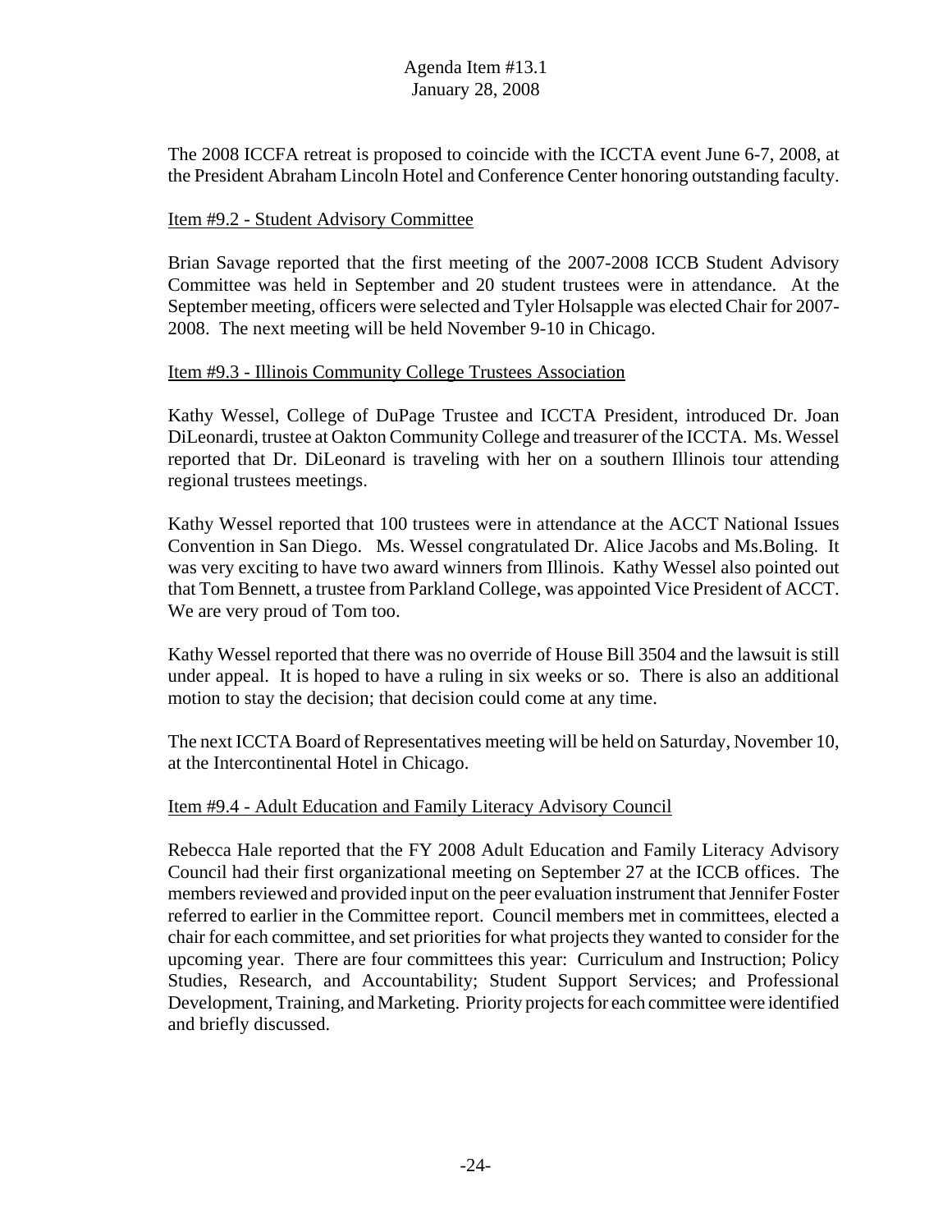The 2008 ICCFA retreat is proposed to coincide with the ICCTA event June 6-7, 2008, at the President Abraham Lincoln Hotel and Conference Center honoring outstanding faculty.

Item #9.2 - Student Advisory Committee

Brian Savage reported that the first meeting of the 2007-2008 ICCB Student Advisory Committee was held in September and 20 student trustees were in attendance. At the September meeting, officers were selected and Tyler Holsapple was elected Chair for 2007-2008. The next meeting will be held November 9-10 in Chicago.

Item #9.3 - Illinois Community College Trustees Association

Kathy Wessel, College of DuPage Trustee and ICCTA President, introduced Dr. Joan DiLeonardi, trustee at Oakton Community College and treasurer of the ICCTA. Ms. Wessel reported that Dr. DiLeonard is traveling with her on a southern Illinois tour attending regional trustees meetings.

Kathy Wessel reported that 100 trustees were in attendance at the ACCT National Issues Convention in San Diego. Ms. Wessel congratulated Dr. Alice Jacobs and Ms.Boling. It was very exciting to have two award winners from Illinois. Kathy Wessel also pointed out that Tom Bennett, a trustee from Parkland College, was appointed Vice President of ACCT. We are very proud of Tom too.

Kathy Wessel reported that there was no override of House Bill 3504 and the lawsuit is still under appeal. It is hoped to have a ruling in six weeks or so. There is also an additional motion to stay the decision; that decision could come at any time.

The next ICCTA Board of Representatives meeting will be held on Saturday, November 10, at the Intercontinental Hotel in Chicago.

Item #9.4 - Adult Education and Family Literacy Advisory Council

Rebecca Hale reported that the FY 2008 Adult Education and Family Literacy Advisory Council had their first organizational meeting on September 27 at the ICCB offices. The members reviewed and provided input on the peer evaluation instrument that Jennifer Foster referred to earlier in the Committee report. Council members met in committees, elected a chair for each committee, and set priorities for what projects they wanted to consider for the upcoming year. There are four committees this year: Curriculum and Instruction; Policy Studies, Research, and Accountability; Student Support Services; and Professional Development, Training, and Marketing. Priority projects for each committee were identified and briefly discussed.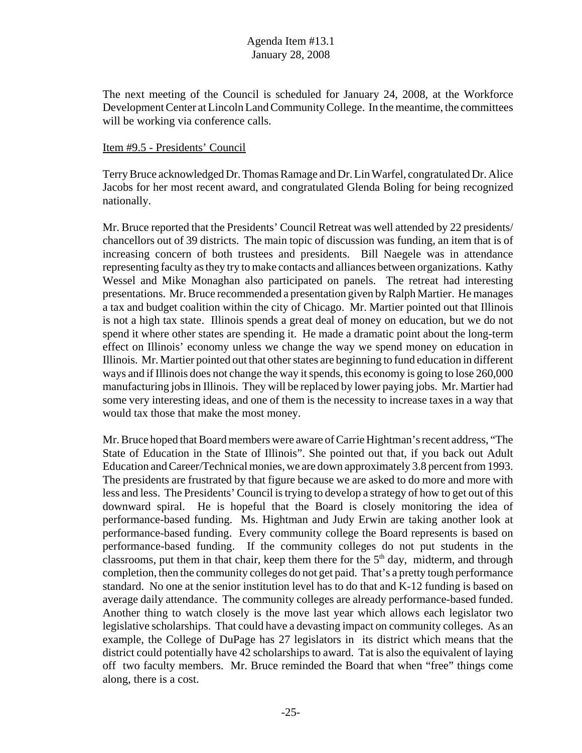The next meeting of the Council is scheduled for January 24, 2008, at the Workforce Development Center at Lincoln Land Community College. In the meantime, the committees will be working via conference calls.

Item #9.5 - Presidents' Council

Terry Bruce acknowledged Dr. Thomas Ramage and Dr. Lin Warfel, congratulated Dr. Alice Jacobs for her most recent award, and congratulated Glenda Boling for being recognized nationally.

Mr. Bruce reported that the Presidents' Council Retreat was well attended by 22 presidents/ chancellors out of 39 districts. The main topic of discussion was funding, an item that is of increasing concern of both trustees and presidents. Bill Naegele was in attendance representing faculty as they try to make contacts and alliances between organizations. Kathy Wessel and Mike Monaghan also participated on panels. The retreat had interesting presentations. Mr. Bruce recommended a presentation given by Ralph Martier. He manages a tax and budget coalition within the city of Chicago. Mr. Martier pointed out that Illinois is not a high tax state. Illinois spends a great deal of money on education, but we do not spend it where other states are spending it. He made a dramatic point about the long-term effect on Illinois' economy unless we change the way we spend money on education in Illinois. Mr. Martier pointed out that other states are beginning to fund education in different ways and if Illinois does not change the way it spends, this economy is going to lose 260,000 manufacturing jobs in Illinois. They will be replaced by lower paying jobs. Mr. Martier had some very interesting ideas, and one of them is the necessity to increase taxes in a way that would tax those that make the most money.

Mr. Bruce hoped that Board members were aware of Carrie Hightman's recent address, "The State of Education in the State of Illinois". She pointed out that, if you back out Adult Education and Career/Technical monies, we are down approximately 3.8 percent from 1993. The presidents are frustrated by that figure because we are asked to do more and more with less and less. The Presidents' Council is trying to develop a strategy of how to get out of this downward spiral. He is hopeful that the Board is closely monitoring the idea of performance-based funding. Ms. Hightman and Judy Erwin are taking another look at performance-based funding. Every community college the Board represents is based on performance-based funding. If the community colleges do not put students in the classrooms, put them in that chair, keep them there for the 5th day, midterm, and through completion, then the community colleges do not get paid. That's a pretty tough performance standard. No one at the senior institution level has to do that and K-12 funding is based on average daily attendance. The community colleges are already performance-based funded. Another thing to watch closely is the move last year which allows each legislator two legislative scholarships. That could have a devasting impact on community colleges. As an example, the College of DuPage has 27 legislators in its district which means that the district could potentially have 42 scholarships to award. Tat is also the equivalent of laying off two faculty members. Mr. Bruce reminded the Board that when "free" things come along, there is a cost.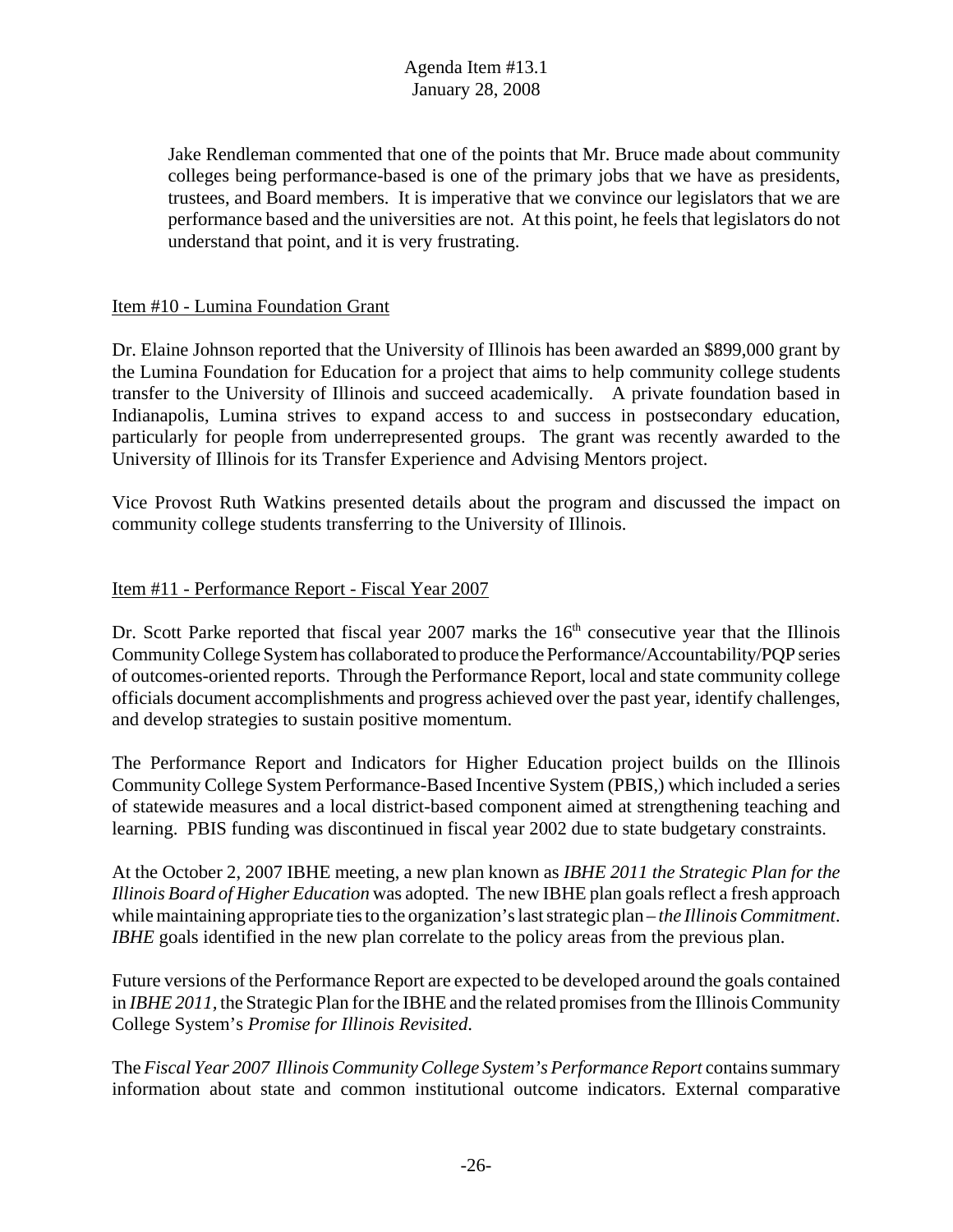Jake Rendleman commented that one of the points that Mr. Bruce made about community colleges being performance-based is one of the primary jobs that we have as presidents, trustees, and Board members. It is imperative that we convince our legislators that we are performance based and the universities are not. At this point, he feels that legislators do not understand that point, and it is very frustrating.

Item #10 - Lumina Foundation Grant

Dr. Elaine Johnson reported that the University of Illinois has been awarded an $899,000 grant by the Lumina Foundation for Education for a project that aims to help community college students transfer to the University of Illinois and succeed academically. A private foundation based in Indianapolis, Lumina strives to expand access to and success in postsecondary education, particularly for people from underrepresented groups. The grant was recently awarded to the University of Illinois for its Transfer Experience and Advising Mentors project.

Vice Provost Ruth Watkins presented details about the program and discussed the impact on community college students transferring to the University of Illinois.

Item #11 - Performance Report - Fiscal Year 2007

Dr. Scott Parke reported that fiscal year 2007 marks the 16th consecutive year that the Illinois Community College System has collaborated to produce the Performance/Accountability/PQP series of outcomes-oriented reports. Through the Performance Report, local and state community college officials document accomplishments and progress achieved over the past year, identify challenges, and develop strategies to sustain positive momentum.

The Performance Report and Indicators for Higher Education project builds on the Illinois Community College System Performance-Based Incentive System (PBIS,) which included a series of statewide measures and a local district-based component aimed at strengthening teaching and learning. PBIS funding was discontinued in fiscal year 2002 due to state budgetary constraints.

At the October 2, 2007 IBHE meeting, a new plan known as *IBHE 2011 the Strategic Plan for the Illinois Board of Higher Education* was adopted. The new IBHE plan goals reflect a fresh approach while maintaining appropriate ties to the organization's last strategic plan – *the Illinois Commitment*. *IBHE* goals identified in the new plan correlate to the policy areas from the previous plan.

Future versions of the Performance Report are expected to be developed around the goals contained in *IBHE 2011,* the Strategic Plan for the IBHE and the related promises from the Illinois Community College System's *Promise for Illinois Revisited*.

The *Fiscal Year 2007 Illinois Community College System's Performance Report* contains summary information about state and common institutional outcome indicators. External comparative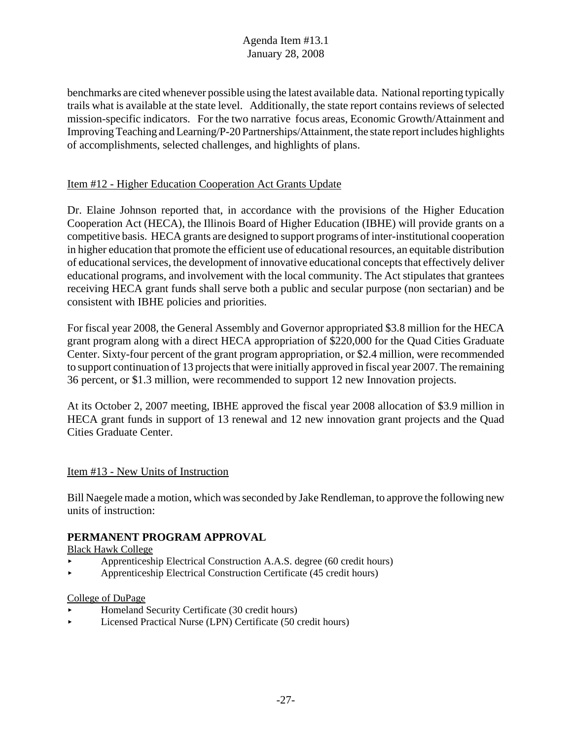benchmarks are cited whenever possible using the latest available data. National reporting typically trails what is available at the state level. Additionally, the state report contains reviews of selected mission-specific indicators. For the two narrative focus areas, Economic Growth/Attainment and Improving Teaching and Learning/P-20 Partnerships/Attainment, the state report includes highlights of accomplishments, selected challenges, and highlights of plans.

Item #12 - Higher Education Cooperation Act Grants Update

Dr. Elaine Johnson reported that, in accordance with the provisions of the Higher Education Cooperation Act (HECA), the Illinois Board of Higher Education (IBHE) will provide grants on a competitive basis. HECA grants are designed to support programs of inter-institutional cooperation in higher education that promote the efficient use of educational resources, an equitable distribution of educational services, the development of innovative educational concepts that effectively deliver educational programs, and involvement with the local community. The Act stipulates that grantees receiving HECA grant funds shall serve both a public and secular purpose (non sectarian) and be consistent with IBHE policies and priorities.

For fiscal year 2008, the General Assembly and Governor appropriated $3.8 million for the HECA grant program along with a direct HECA appropriation of $220,000 for the Quad Cities Graduate Center. Sixty-four percent of the grant program appropriation, or $2.4 million, were recommended to support continuation of 13 projects that were initially approved in fiscal year 2007. The remaining 36 percent, or $1.3 million, were recommended to support 12 new Innovation projects.

At its October 2, 2007 meeting, IBHE approved the fiscal year 2008 allocation of $3.9 million in HECA grant funds in support of 13 renewal and 12 new innovation grant projects and the Quad Cities Graduate Center.

Item #13 - New Units of Instruction

Bill Naegele made a motion, which was seconded by Jake Rendleman, to approve the following new units of instruction:

**PERMANENT PROGRAM APPROVAL**

Black Hawk College

- Apprenticeship Electrical Construction A.A.S. degree (60 credit hours)
- Apprenticeship Electrical Construction Certificate (45 credit hours)

College of DuPage

- Homeland Security Certificate (30 credit hours)
- Licensed Practical Nurse (LPN) Certificate (50 credit hours)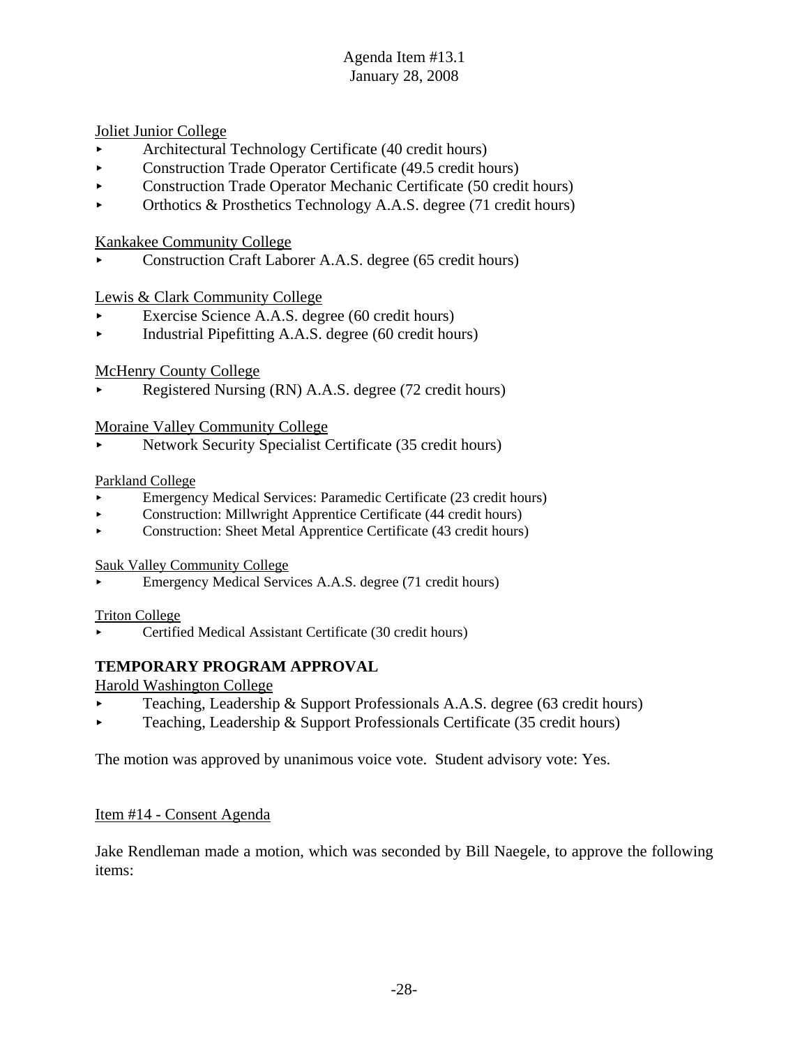Joliet Junior College
- Architectural Technology Certificate (40 credit hours)
- Construction Trade Operator Certificate (49.5 credit hours)
- Construction Trade Operator Mechanic Certificate (50 credit hours)
- Orthotics & Prosthetics Technology A.A.S. degree (71 credit hours)

Kankakee Community College
- Construction Craft Laborer A.A.S. degree (65 credit hours)

Lewis & Clark Community College
- Exercise Science A.A.S. degree (60 credit hours)
- Industrial Pipefitting A.A.S. degree (60 credit hours)

McHenry County College
- Registered Nursing (RN) A.A.S. degree (72 credit hours)

Moraine Valley Community College
- Network Security Specialist Certificate (35 credit hours)

Parkland College
- Emergency Medical Services: Paramedic Certificate (23 credit hours)
- Construction: Millwright Apprentice Certificate (44 credit hours)
- Construction: Sheet Metal Apprentice Certificate (43 credit hours)

Sauk Valley Community College
- Emergency Medical Services A.A.S. degree (71 credit hours)

Triton College
- Certified Medical Assistant Certificate (30 credit hours)

**TEMPORARY PROGRAM APPROVAL**

Harold Washington College
- Teaching, Leadership & Support Professionals A.A.S. degree (63 credit hours)
- Teaching, Leadership & Support Professionals Certificate (35 credit hours)

The motion was approved by unanimous voice vote. Student advisory vote: Yes.

Item #14 - Consent Agenda

Jake Rendleman made a motion, which was seconded by Bill Naegele, to approve the following items: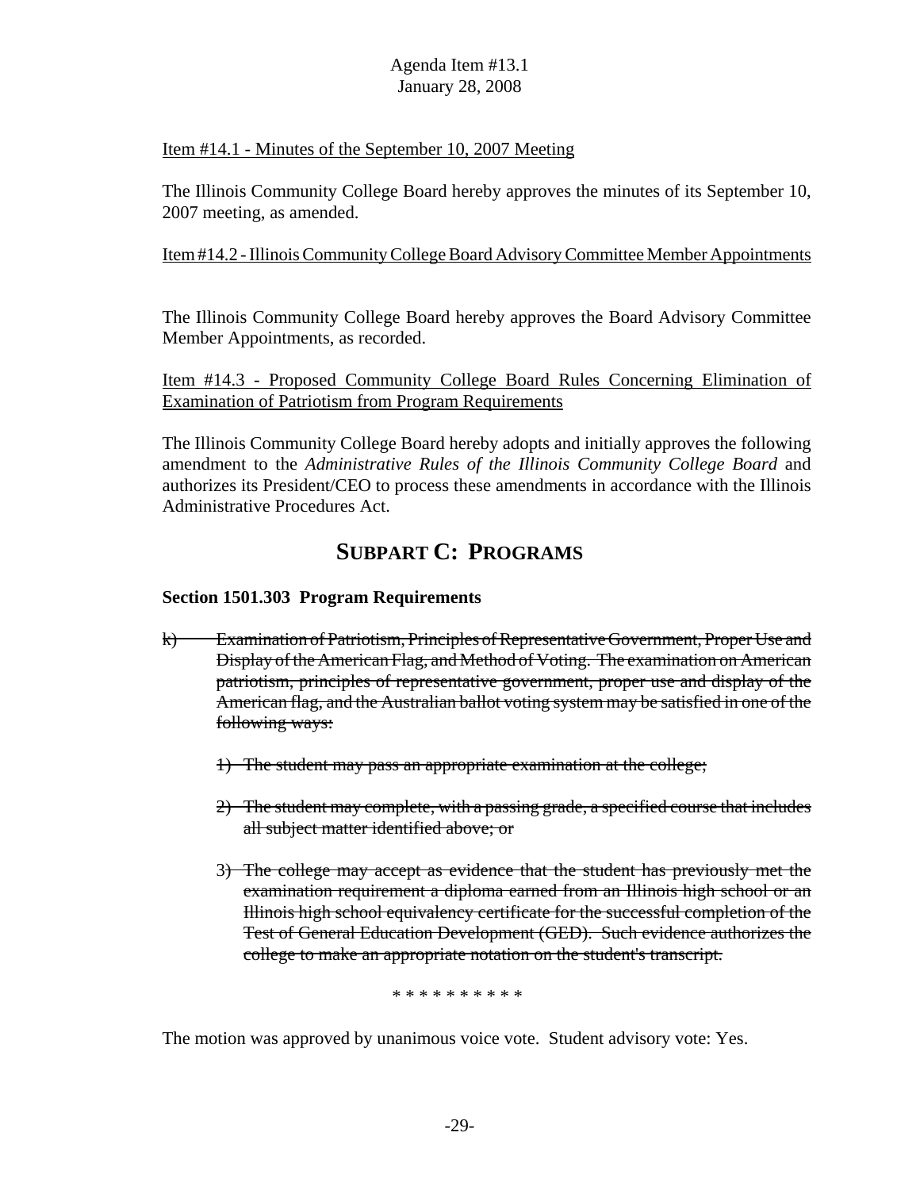Item #14.1 - Minutes of the September 10, 2007 Meeting

The Illinois Community College Board hereby approves the minutes of its September 10, 2007 meeting, as amended.

Item #14.2 - Illinois Community College Board Advisory Committee Member Appointments

The Illinois Community College Board hereby approves the Board Advisory Committee Member Appointments, as recorded.

Item #14.3 - Proposed Community College Board Rules Concerning Elimination of Examination of Patriotism from Program Requirements

The Illinois Community College Board hereby adopts and initially approves the following amendment to the *Administrative Rules of the Illinois Community College Board* and authorizes its President/CEO to process these amendments in accordance with the Illinois Administrative Procedures Act.

## SUBPART C: PROGRAMS

**Section 1501.303 Program Requirements**

~~k) Examination of Patriotism, Principles of Representative Government, Proper Use and Display of the American Flag, and Method of Voting. The examination on American patriotism, principles of representative government, proper use and display of the American flag, and the Australian ballot voting system may be satisfied in one of the following ways:~~

~~1) The student may pass an appropriate examination at the college;~~

~~2) The student may complete, with a passing grade, a specified course that includes all subject matter identified above; or~~

~~3) The college may accept as evidence that the student has previously met the examination requirement a diploma earned from an Illinois high school or an Illinois high school equivalency certificate for the successful completion of the Test of General Education Development (GED). Such evidence authorizes the college to make an appropriate notation on the student's transcript.~~

\* \* \* \* \* \* \* \* \* \*

The motion was approved by unanimous voice vote. Student advisory vote: Yes.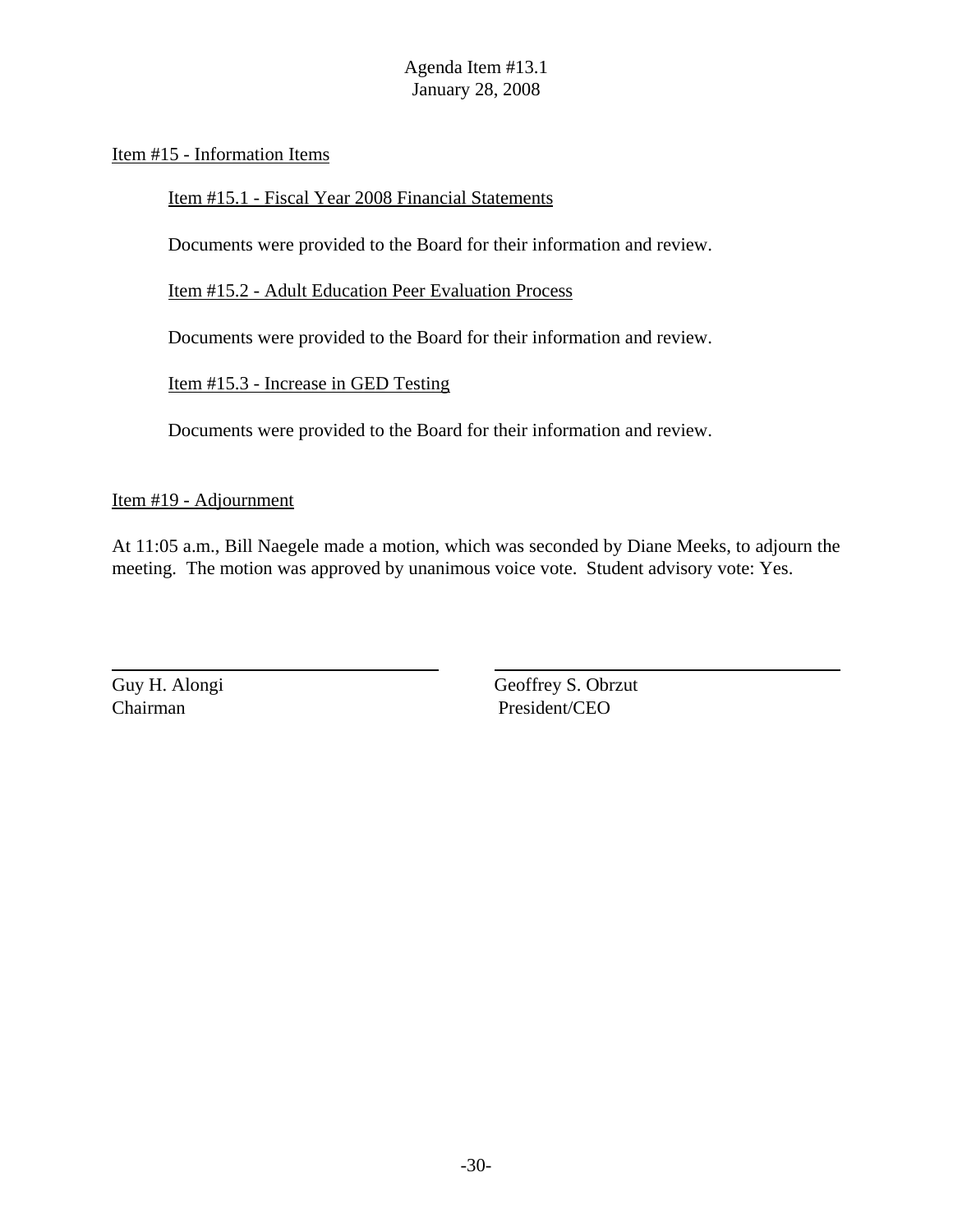Item #15 - Information Items

Item #15.1 - Fiscal Year 2008 Financial Statements

Documents were provided to the Board for their information and review.

Item #15.2 - Adult Education Peer Evaluation Process

Documents were provided to the Board for their information and review.

Item #15.3 - Increase in GED Testing

Documents were provided to the Board for their information and review.

Item #19 - Adjournment

At 11:05 a.m., Bill Naegele made a motion, which was seconded by Diane Meeks, to adjourn the meeting. The motion was approved by unanimous voice vote. Student advisory vote: Yes.

| | |
|---|---|
| Guy H. Alongi<br>Chairman | Geoffrey S. Obrzut<br>President/CEO |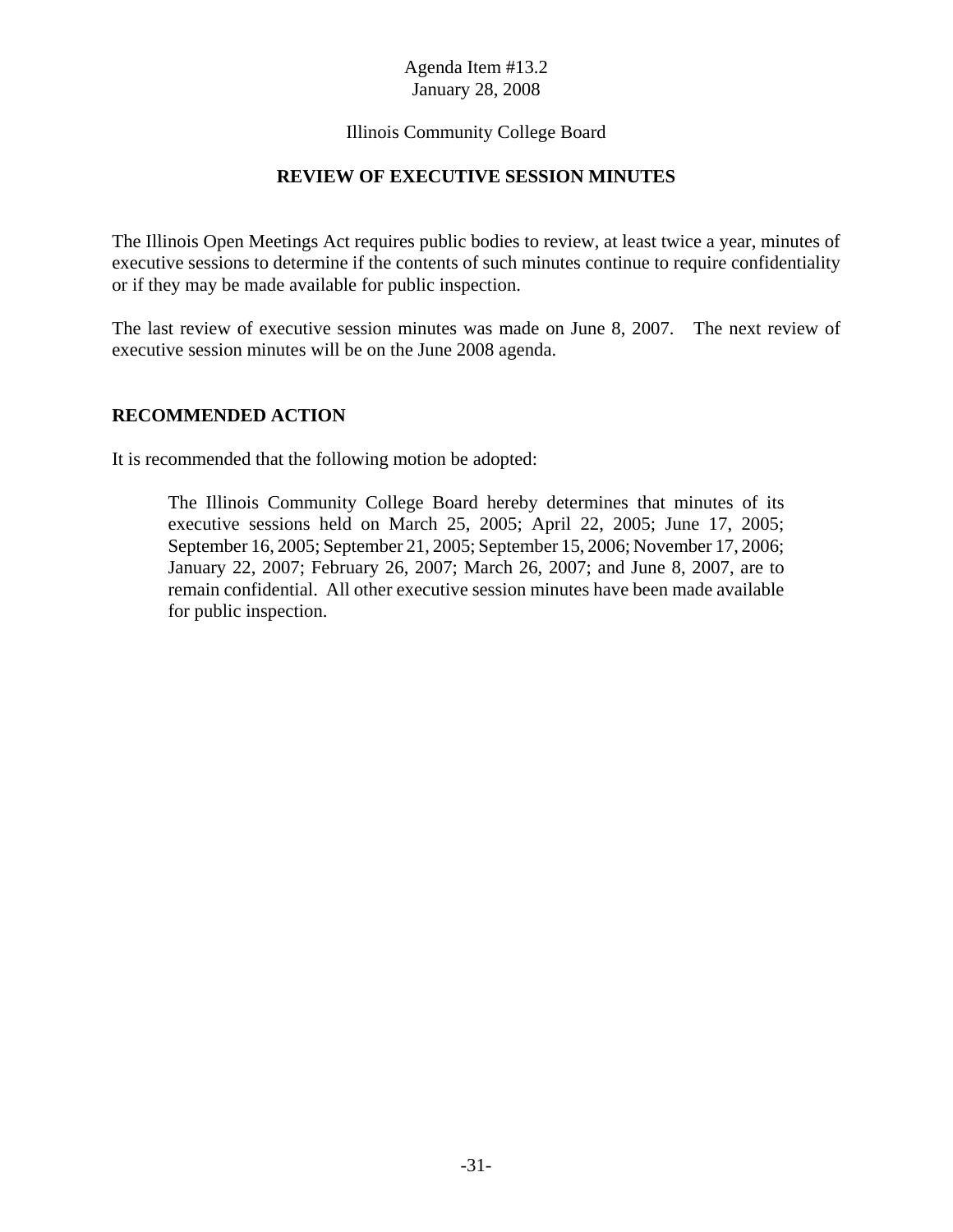Agenda Item #13.2
January 28, 2008

Illinois Community College Board

## REVIEW OF EXECUTIVE SESSION MINUTES

The Illinois Open Meetings Act requires public bodies to review, at least twice a year, minutes of executive sessions to determine if the contents of such minutes continue to require confidentiality or if they may be made available for public inspection.

The last review of executive session minutes was made on June 8, 2007. The next review of executive session minutes will be on the June 2008 agenda.

### RECOMMENDED ACTION

It is recommended that the following motion be adopted:

> The Illinois Community College Board hereby determines that minutes of its executive sessions held on March 25, 2005; April 22, 2005; June 17, 2005; September 16, 2005; September 21, 2005; September 15, 2006; November 17, 2006; January 22, 2007; February 26, 2007; March 26, 2007; and June 8, 2007, are to remain confidential. All other executive session minutes have been made available for public inspection.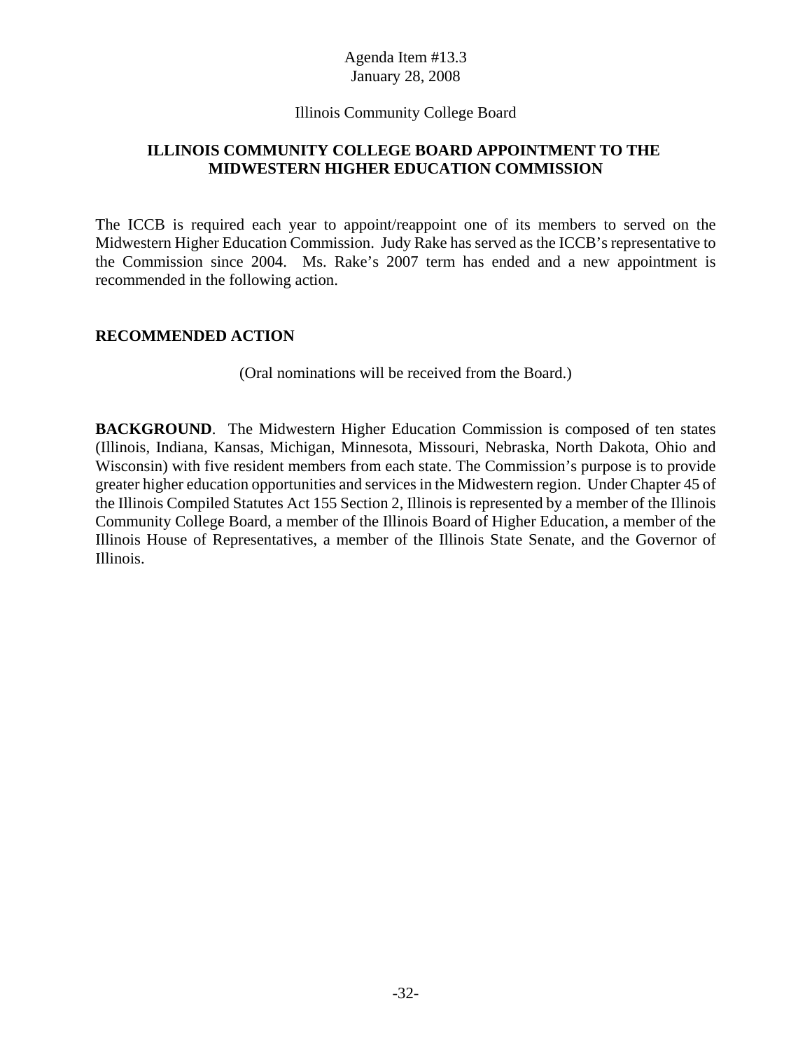Agenda Item #13.3
January 28, 2008

Illinois Community College Board

## ILLINOIS COMMUNITY COLLEGE BOARD APPOINTMENT TO THE MIDWESTERN HIGHER EDUCATION COMMISSION

The ICCB is required each year to appoint/reappoint one of its members to served on the Midwestern Higher Education Commission. Judy Rake has served as the ICCB's representative to the Commission since 2004. Ms. Rake's 2007 term has ended and a new appointment is recommended in the following action.

### RECOMMENDED ACTION

(Oral nominations will be received from the Board.)

**BACKGROUND**. The Midwestern Higher Education Commission is composed of ten states (Illinois, Indiana, Kansas, Michigan, Minnesota, Missouri, Nebraska, North Dakota, Ohio and Wisconsin) with five resident members from each state. The Commission's purpose is to provide greater higher education opportunities and services in the Midwestern region. Under Chapter 45 of the Illinois Compiled Statutes Act 155 Section 2, Illinois is represented by a member of the Illinois Community College Board, a member of the Illinois Board of Higher Education, a member of the Illinois House of Representatives, a member of the Illinois State Senate, and the Governor of Illinois.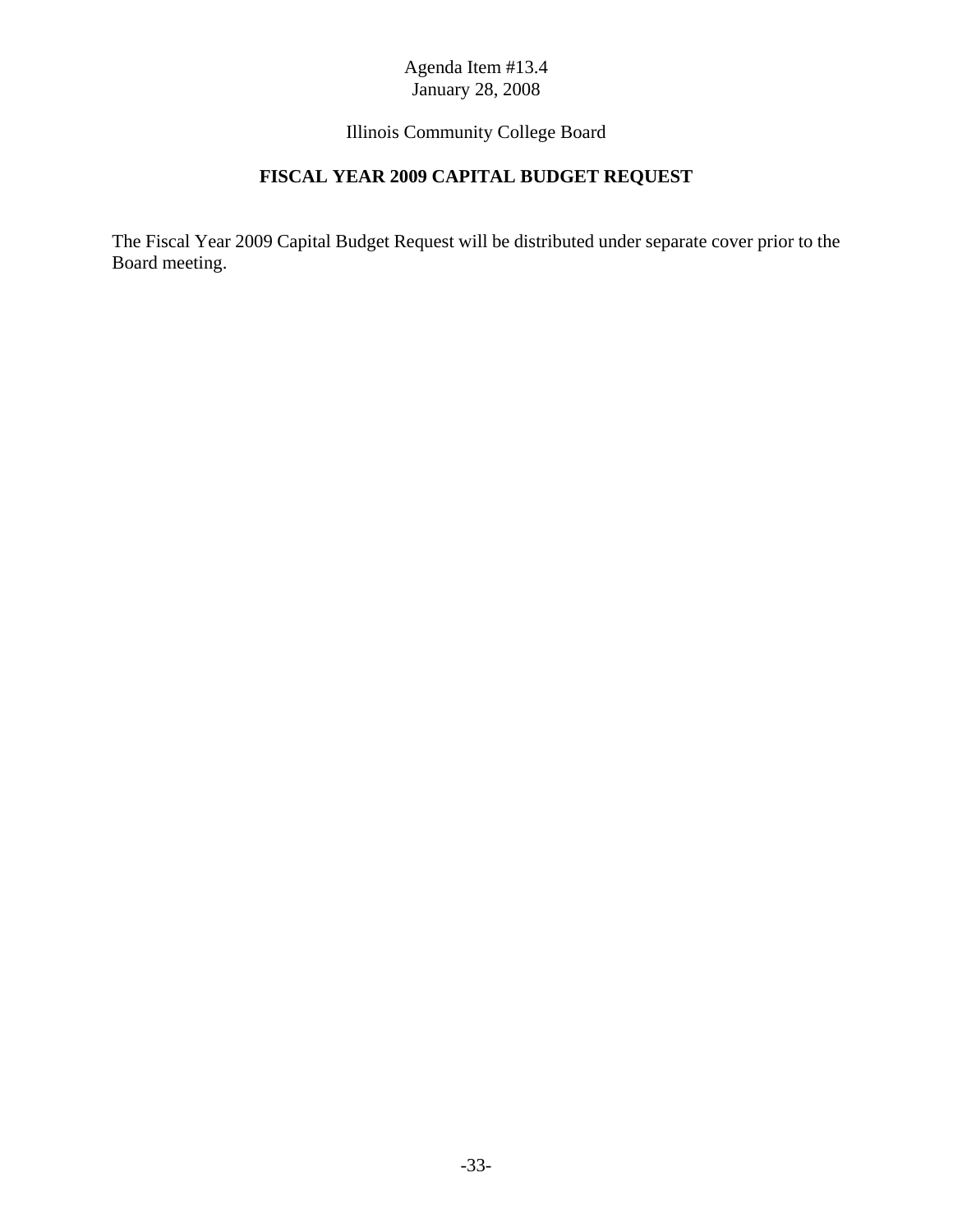Agenda Item #13.4
January 28, 2008

Illinois Community College Board

## FISCAL YEAR 2009 CAPITAL BUDGET REQUEST

The Fiscal Year 2009 Capital Budget Request will be distributed under separate cover prior to the Board meeting.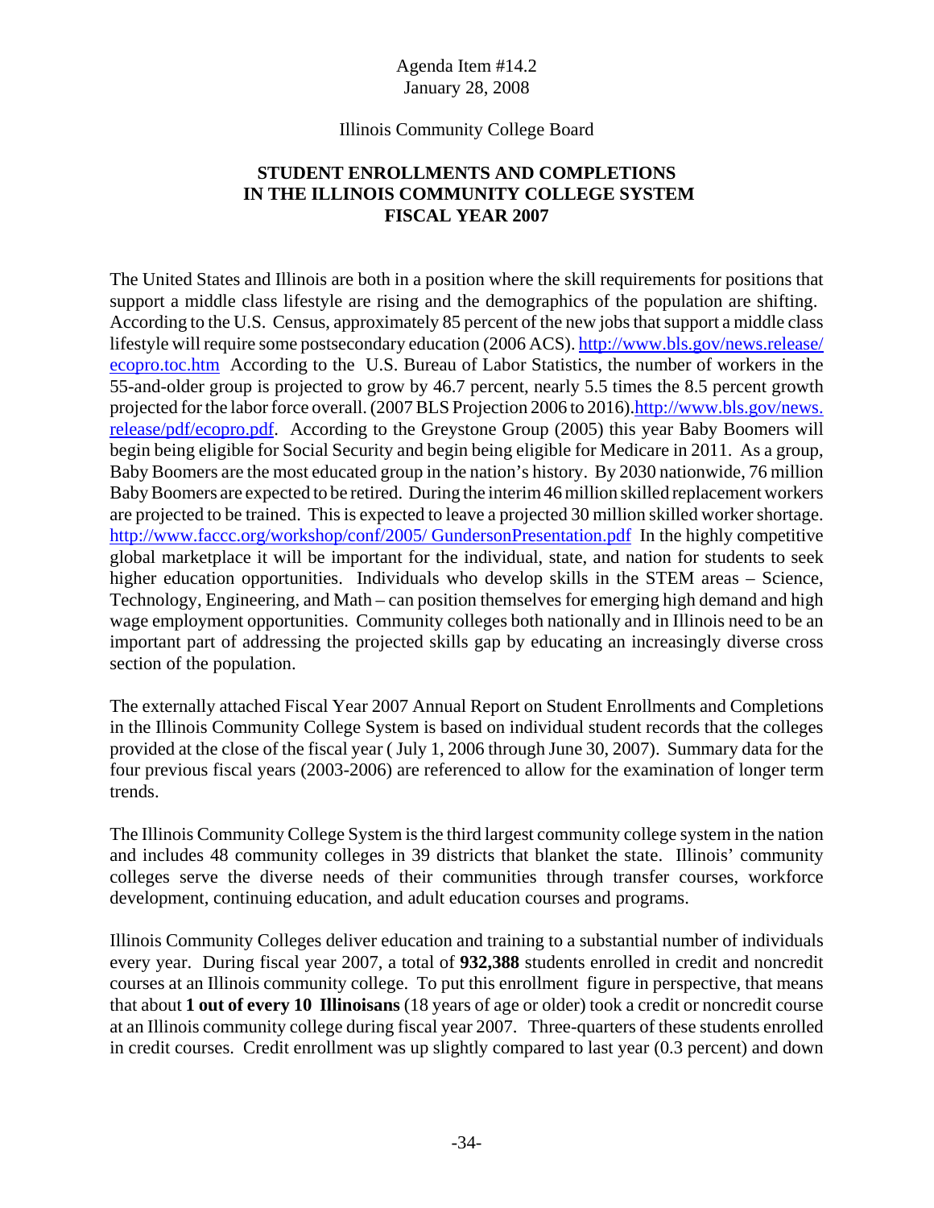Agenda Item #14.2
January 28, 2008

Illinois Community College Board

# STUDENT ENROLLMENTS AND COMPLETIONS IN THE ILLINOIS COMMUNITY COLLEGE SYSTEM FISCAL YEAR 2007

The United States and Illinois are both in a position where the skill requirements for positions that support a middle class lifestyle are rising and the demographics of the population are shifting. According to the U.S. Census, approximately 85 percent of the new jobs that support a middle class lifestyle will require some postsecondary education (2006 ACS). http://www.bls.gov/news.release/ecopro.toc.htm According to the U.S. Bureau of Labor Statistics, the number of workers in the 55-and-older group is projected to grow by 46.7 percent, nearly 5.5 times the 8.5 percent growth projected for the labor force overall. (2007 BLS Projection 2006 to 2016).http://www.bls.gov/news.release/pdf/ecopro.pdf. According to the Greystone Group (2005) this year Baby Boomers will begin being eligible for Social Security and begin being eligible for Medicare in 2011. As a group, Baby Boomers are the most educated group in the nation's history. By 2030 nationwide, 76 million Baby Boomers are expected to be retired. During the interim 46 million skilled replacement workers are projected to be trained. This is expected to leave a projected 30 million skilled worker shortage. http://www.faccc.org/workshop/conf/2005/ GundersonPresentation.pdf In the highly competitive global marketplace it will be important for the individual, state, and nation for students to seek higher education opportunities. Individuals who develop skills in the STEM areas – Science, Technology, Engineering, and Math – can position themselves for emerging high demand and high wage employment opportunities. Community colleges both nationally and in Illinois need to be an important part of addressing the projected skills gap by educating an increasingly diverse cross section of the population.

The externally attached Fiscal Year 2007 Annual Report on Student Enrollments and Completions in the Illinois Community College System is based on individual student records that the colleges provided at the close of the fiscal year ( July 1, 2006 through June 30, 2007). Summary data for the four previous fiscal years (2003-2006) are referenced to allow for the examination of longer term trends.

The Illinois Community College System is the third largest community college system in the nation and includes 48 community colleges in 39 districts that blanket the state. Illinois' community colleges serve the diverse needs of their communities through transfer courses, workforce development, continuing education, and adult education courses and programs.

Illinois Community Colleges deliver education and training to a substantial number of individuals every year. During fiscal year 2007, a total of **932,388** students enrolled in credit and noncredit courses at an Illinois community college. To put this enrollment figure in perspective, that means that about **1 out of every 10 Illinoisans** (18 years of age or older) took a credit or noncredit course at an Illinois community college during fiscal year 2007. Three-quarters of these students enrolled in credit courses. Credit enrollment was up slightly compared to last year (0.3 percent) and down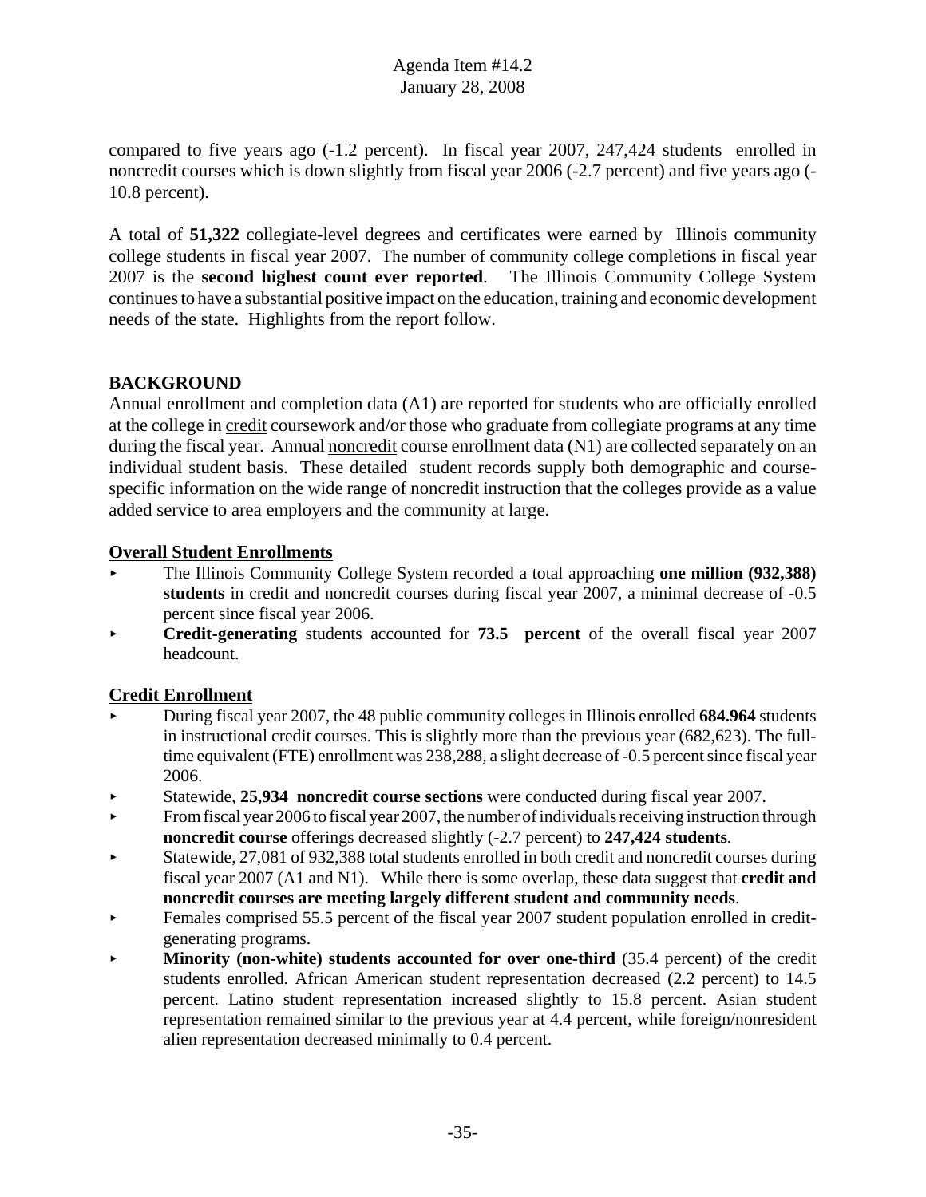compared to five years ago (-1.2 percent). In fiscal year 2007, 247,424 students enrolled in noncredit courses which is down slightly from fiscal year 2006 (-2.7 percent) and five years ago (-10.8 percent).

A total of **51,322** collegiate-level degrees and certificates were earned by Illinois community college students in fiscal year 2007. The number of community college completions in fiscal year 2007 is the **second highest count ever reported**. The Illinois Community College System continues to have a substantial positive impact on the education, training and economic development needs of the state. Highlights from the report follow.

## BACKGROUND

Annual enrollment and completion data (A1) are reported for students who are officially enrolled at the college in credit coursework and/or those who graduate from collegiate programs at any time during the fiscal year. Annual noncredit course enrollment data (N1) are collected separately on an individual student basis. These detailed student records supply both demographic and course-specific information on the wide range of noncredit instruction that the colleges provide as a value added service to area employers and the community at large.

### Overall Student Enrollments

- The Illinois Community College System recorded a total approaching **one million (932,388) students** in credit and noncredit courses during fiscal year 2007, a minimal decrease of -0.5 percent since fiscal year 2006.
- **Credit-generating** students accounted for **73.5 percent** of the overall fiscal year 2007 headcount.

### Credit Enrollment

- During fiscal year 2007, the 48 public community colleges in Illinois enrolled **684.964** students in instructional credit courses. This is slightly more than the previous year (682,623). The full-time equivalent (FTE) enrollment was 238,288, a slight decrease of -0.5 percent since fiscal year 2006.
- Statewide, **25,934 noncredit course sections** were conducted during fiscal year 2007.
- From fiscal year 2006 to fiscal year 2007, the number of individuals receiving instruction through **noncredit course** offerings decreased slightly (-2.7 percent) to **247,424 students**.
- Statewide, 27,081 of 932,388 total students enrolled in both credit and noncredit courses during fiscal year 2007 (A1 and N1). While there is some overlap, these data suggest that **credit and noncredit courses are meeting largely different student and community needs**.
- Females comprised 55.5 percent of the fiscal year 2007 student population enrolled in credit-generating programs.
- **Minority (non-white) students accounted for over one-third** (35.4 percent) of the credit students enrolled. African American student representation decreased (2.2 percent) to 14.5 percent. Latino student representation increased slightly to 15.8 percent. Asian student representation remained similar to the previous year at 4.4 percent, while foreign/nonresident alien representation decreased minimally to 0.4 percent.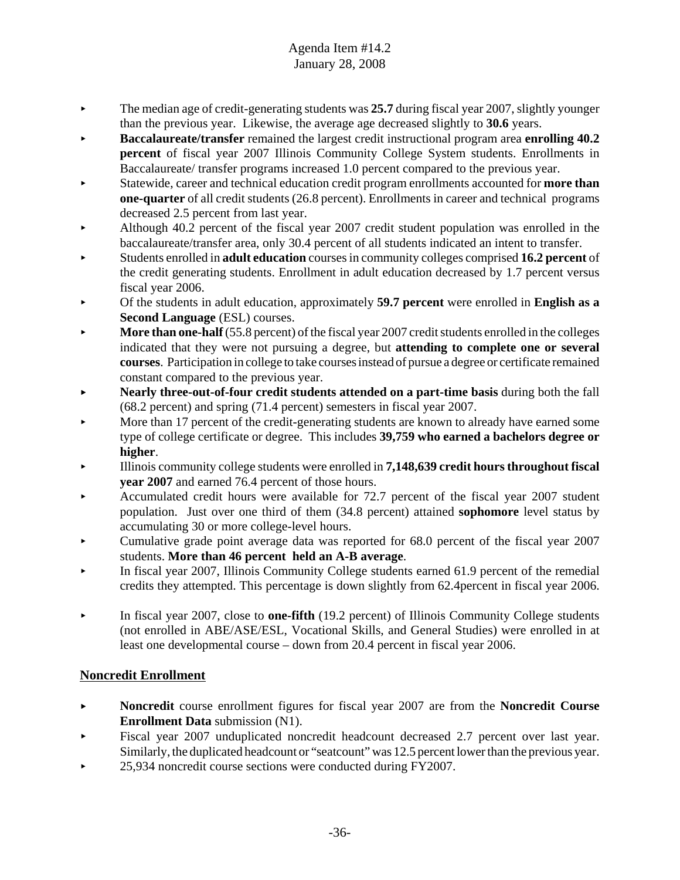- The median age of credit-generating students was **25.7** during fiscal year 2007, slightly younger than the previous year. Likewise, the average age decreased slightly to **30.6** years.
- **Baccalaureate/transfer** remained the largest credit instructional program area **enrolling 40.2 percent** of fiscal year 2007 Illinois Community College System students. Enrollments in Baccalaureate/ transfer programs increased 1.0 percent compared to the previous year.
- Statewide, career and technical education credit program enrollments accounted for **more than one-quarter** of all credit students (26.8 percent). Enrollments in career and technical programs decreased 2.5 percent from last year.
- Although 40.2 percent of the fiscal year 2007 credit student population was enrolled in the baccalaureate/transfer area, only 30.4 percent of all students indicated an intent to transfer.
- Students enrolled in **adult education** courses in community colleges comprised **16.2 percent** of the credit generating students. Enrollment in adult education decreased by 1.7 percent versus fiscal year 2006.
- Of the students in adult education, approximately **59.7 percent** were enrolled in **English as a Second Language** (ESL) courses.
- **More than one-half** (55.8 percent) of the fiscal year 2007 credit students enrolled in the colleges indicated that they were not pursuing a degree, but **attending to complete one or several courses**. Participation in college to take courses instead of pursue a degree or certificate remained constant compared to the previous year.
- **Nearly three-out-of-four credit students attended on a part-time basis** during both the fall (68.2 percent) and spring (71.4 percent) semesters in fiscal year 2007.
- More than 17 percent of the credit-generating students are known to already have earned some type of college certificate or degree. This includes **39,759 who earned a bachelors degree or higher**.
- Illinois community college students were enrolled in **7,148,639 credit hours throughout fiscal year 2007** and earned 76.4 percent of those hours.
- Accumulated credit hours were available for 72.7 percent of the fiscal year 2007 student population. Just over one third of them (34.8 percent) attained **sophomore** level status by accumulating 30 or more college-level hours.
- Cumulative grade point average data was reported for 68.0 percent of the fiscal year 2007 students. **More than 46 percent held an A-B average**.
- In fiscal year 2007, Illinois Community College students earned 61.9 percent of the remedial credits they attempted. This percentage is down slightly from 62.4percent in fiscal year 2006.
- In fiscal year 2007, close to **one-fifth** (19.2 percent) of Illinois Community College students (not enrolled in ABE/ASE/ESL, Vocational Skills, and General Studies) were enrolled in at least one developmental course – down from 20.4 percent in fiscal year 2006.

## Noncredit Enrollment

- **Noncredit** course enrollment figures for fiscal year 2007 are from the **Noncredit Course Enrollment Data** submission (N1).
- Fiscal year 2007 unduplicated noncredit headcount decreased 2.7 percent over last year. Similarly, the duplicated headcount or "seatcount" was 12.5 percent lower than the previous year.
- 25,934 noncredit course sections were conducted during FY2007.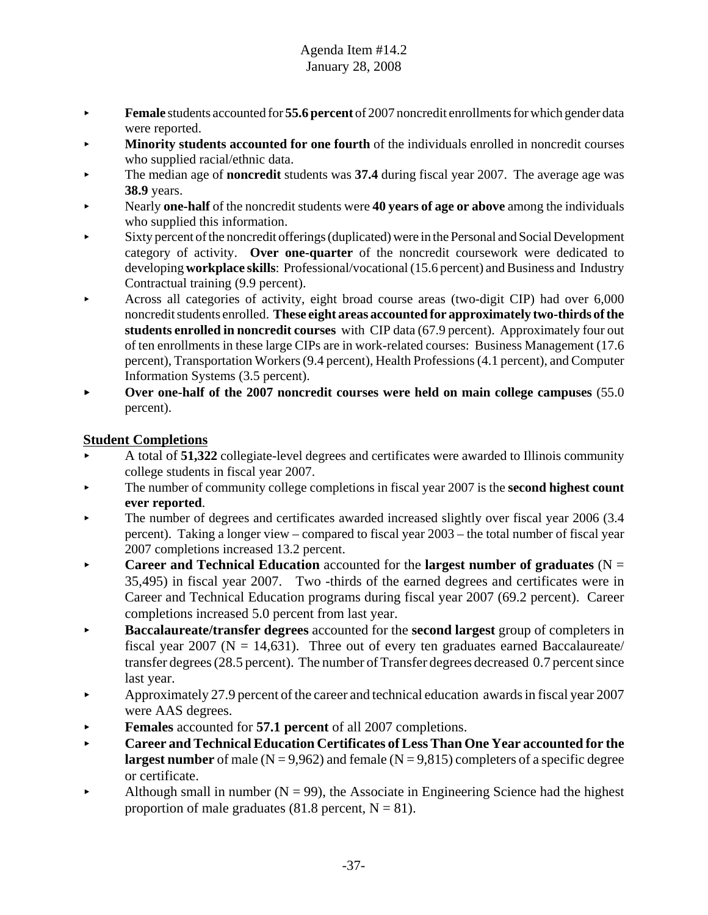- **Female** students accounted for **55.6 percent** of 2007 noncredit enrollments for which gender data were reported.
- **Minority students accounted for one fourth** of the individuals enrolled in noncredit courses who supplied racial/ethnic data.
- The median age of **noncredit** students was **37.4** during fiscal year 2007. The average age was **38.9** years.
- Nearly **one-half** of the noncredit students were **40 years of age or above** among the individuals who supplied this information.
- Sixty percent of the noncredit offerings (duplicated) were in the Personal and Social Development category of activity. **Over one-quarter** of the noncredit coursework were dedicated to developing **workplace skills**: Professional/vocational (15.6 percent) and Business and Industry Contractual training (9.9 percent).
- Across all categories of activity, eight broad course areas (two-digit CIP) had over 6,000 noncredit students enrolled. **These eight areas accounted for approximately two-thirds of the students enrolled in noncredit courses** with CIP data (67.9 percent). Approximately four out of ten enrollments in these large CIPs are in work-related courses: Business Management (17.6 percent), Transportation Workers (9.4 percent), Health Professions (4.1 percent), and Computer Information Systems (3.5 percent).
- **Over one-half of the 2007 noncredit courses were held on main college campuses** (55.0 percent).

## Student Completions

- A total of **51,322** collegiate-level degrees and certificates were awarded to Illinois community college students in fiscal year 2007.
- The number of community college completions in fiscal year 2007 is the **second highest count ever reported**.
- The number of degrees and certificates awarded increased slightly over fiscal year 2006 (3.4 percent). Taking a longer view – compared to fiscal year 2003 – the total number of fiscal year 2007 completions increased 13.2 percent.
- **Career and Technical Education** accounted for the **largest number of graduates** (N = 35,495) in fiscal year 2007. Two -thirds of the earned degrees and certificates were in Career and Technical Education programs during fiscal year 2007 (69.2 percent). Career completions increased 5.0 percent from last year.
- **Baccalaureate/transfer degrees** accounted for the **second largest** group of completers in fiscal year 2007 (N = 14,631). Three out of every ten graduates earned Baccalaureate/ transfer degrees (28.5 percent). The number of Transfer degrees decreased 0.7 percent since last year.
- Approximately 27.9 percent of the career and technical education awards in fiscal year 2007 were AAS degrees.
- **Females** accounted for **57.1 percent** of all 2007 completions.
- **Career and Technical Education Certificates of Less Than One Year accounted for the largest number** of male (N = 9,962) and female (N = 9,815) completers of a specific degree or certificate.
- Although small in number (N = 99), the Associate in Engineering Science had the highest proportion of male graduates (81.8 percent, N = 81).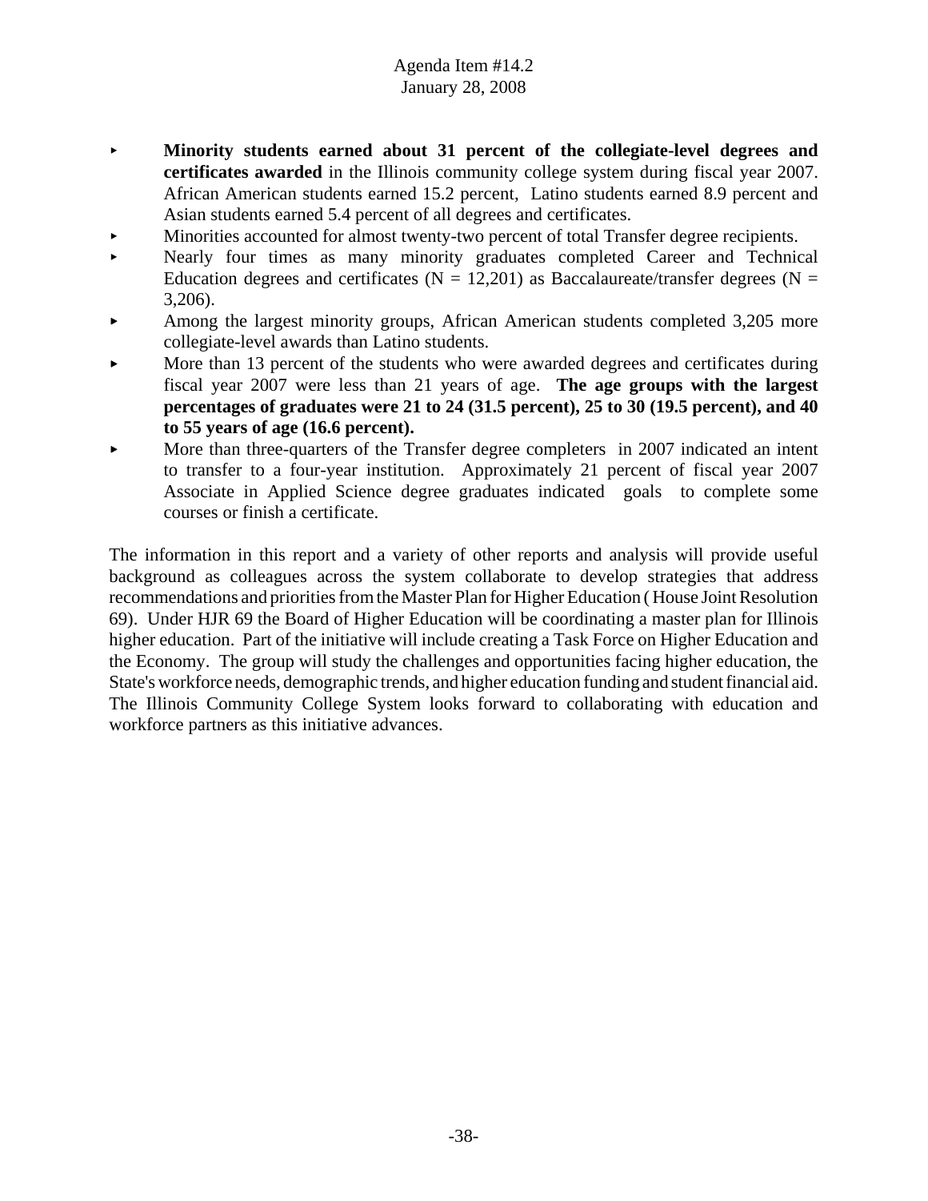- **Minority students earned about 31 percent of the collegiate-level degrees and certificates awarded** in the Illinois community college system during fiscal year 2007. African American students earned 15.2 percent, Latino students earned 8.9 percent and Asian students earned 5.4 percent of all degrees and certificates.
- Minorities accounted for almost twenty-two percent of total Transfer degree recipients.
- Nearly four times as many minority graduates completed Career and Technical Education degrees and certificates (N = 12,201) as Baccalaureate/transfer degrees (N = 3,206).
- Among the largest minority groups, African American students completed 3,205 more collegiate-level awards than Latino students.
- More than 13 percent of the students who were awarded degrees and certificates during fiscal year 2007 were less than 21 years of age. **The age groups with the largest percentages of graduates were 21 to 24 (31.5 percent), 25 to 30 (19.5 percent), and 40 to 55 years of age (16.6 percent).**
- More than three-quarters of the Transfer degree completers in 2007 indicated an intent to transfer to a four-year institution. Approximately 21 percent of fiscal year 2007 Associate in Applied Science degree graduates indicated goals to complete some courses or finish a certificate.

The information in this report and a variety of other reports and analysis will provide useful background as colleagues across the system collaborate to develop strategies that address recommendations and priorities from the Master Plan for Higher Education ( House Joint Resolution 69). Under HJR 69 the Board of Higher Education will be coordinating a master plan for Illinois higher education. Part of the initiative will include creating a Task Force on Higher Education and the Economy. The group will study the challenges and opportunities facing higher education, the State's workforce needs, demographic trends, and higher education funding and student financial aid. The Illinois Community College System looks forward to collaborating with education and workforce partners as this initiative advances.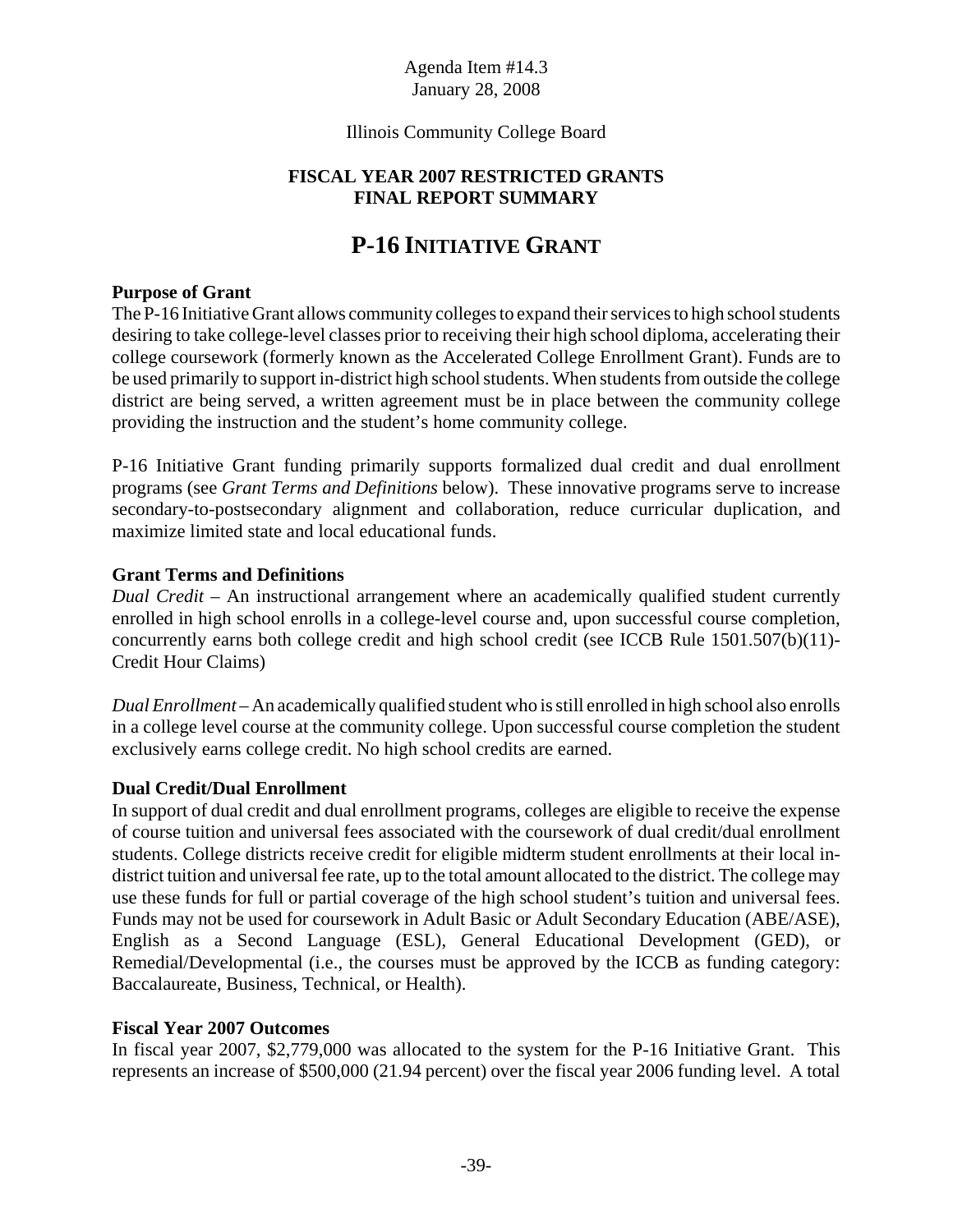Agenda Item #14.3
January 28, 2008

Illinois Community College Board

**FISCAL YEAR 2007 RESTRICTED GRANTS**
**FINAL REPORT SUMMARY**

# P-16 INITIATIVE GRANT

**Purpose of Grant**

The P-16 Initiative Grant allows community colleges to expand their services to high school students desiring to take college-level classes prior to receiving their high school diploma, accelerating their college coursework (formerly known as the Accelerated College Enrollment Grant). Funds are to be used primarily to support in-district high school students. When students from outside the college district are being served, a written agreement must be in place between the community college providing the instruction and the student's home community college.

P-16 Initiative Grant funding primarily supports formalized dual credit and dual enrollment programs (see *Grant Terms and Definitions* below). These innovative programs serve to increase secondary-to-postsecondary alignment and collaboration, reduce curricular duplication, and maximize limited state and local educational funds.

**Grant Terms and Definitions**

*Dual Credit* – An instructional arrangement where an academically qualified student currently enrolled in high school enrolls in a college-level course and, upon successful course completion, concurrently earns both college credit and high school credit (see ICCB Rule 1501.507(b)(11)-Credit Hour Claims)

*Dual Enrollment* – An academically qualified student who is still enrolled in high school also enrolls in a college level course at the community college. Upon successful course completion the student exclusively earns college credit. No high school credits are earned.

**Dual Credit/Dual Enrollment**

In support of dual credit and dual enrollment programs, colleges are eligible to receive the expense of course tuition and universal fees associated with the coursework of dual credit/dual enrollment students. College districts receive credit for eligible midterm student enrollments at their local in-district tuition and universal fee rate, up to the total amount allocated to the district. The college may use these funds for full or partial coverage of the high school student's tuition and universal fees. Funds may not be used for coursework in Adult Basic or Adult Secondary Education (ABE/ASE), English as a Second Language (ESL), General Educational Development (GED), or Remedial/Developmental (i.e., the courses must be approved by the ICCB as funding category: Baccalaureate, Business, Technical, or Health).

**Fiscal Year 2007 Outcomes**

In fiscal year 2007, \$2,779,000 was allocated to the system for the P-16 Initiative Grant. This represents an increase of \$500,000 (21.94 percent) over the fiscal year 2006 funding level. A total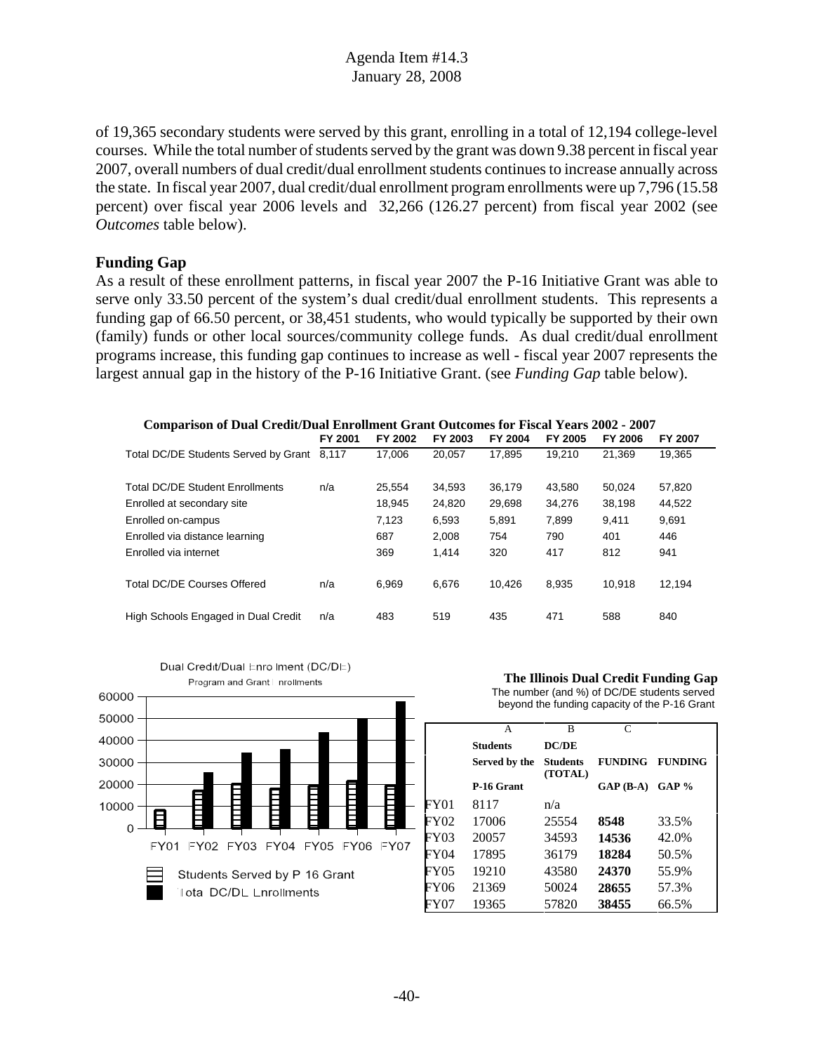of 19,365 secondary students were served by this grant, enrolling in a total of 12,194 college-level courses. While the total number of students served by the grant was down 9.38 percent in fiscal year 2007, overall numbers of dual credit/dual enrollment students continues to increase annually across the state. In fiscal year 2007, dual credit/dual enrollment program enrollments were up 7,796 (15.58 percent) over fiscal year 2006 levels and 32,266 (126.27 percent) from fiscal year 2002 (see *Outcomes* table below).

**Funding Gap**

As a result of these enrollment patterns, in fiscal year 2007 the P-16 Initiative Grant was able to serve only 33.50 percent of the system's dual credit/dual enrollment students. This represents a funding gap of 66.50 percent, or 38,451 students, who would typically be supported by their own (family) funds or other local sources/community college funds. As dual credit/dual enrollment programs increase, this funding gap continues to increase as well - fiscal year 2007 represents the largest annual gap in the history of the P-16 Initiative Grant. (see *Funding Gap* table below).

**Comparison of Dual Credit/Dual Enrollment Grant Outcomes for Fiscal Years 2002 - 2007**

| | FY 2001 | FY 2002 | FY 2003 | FY 2004 | FY 2005 | FY 2006 | FY 2007 |
|---|---|---|---|---|---|---|---|
| Total DC/DE Students Served by Grant | 8,117 | 17,006 | 20,057 | 17,895 | 19,210 | 21,369 | 19,365 |
| Total DC/DE Student Enrollments | n/a | 25,554 | 34,593 | 36,179 | 43,580 | 50,024 | 57,820 |
| Enrolled at secondary site | | 18,945 | 24,820 | 29,698 | 34,276 | 38,198 | 44,522 |
| Enrolled on-campus | | 7,123 | 6,593 | 5,891 | 7,899 | 9,411 | 9,691 |
| Enrolled via distance learning | | 687 | 2,008 | 754 | 790 | 401 | 446 |
| Enrolled via internet | | 369 | 1,414 | 320 | 417 | 812 | 941 |
| Total DC/DE Courses Offered | n/a | 6,969 | 6,676 | 10,426 | 8,935 | 10,918 | 12,194 |
| High Schools Engaged in Dual Credit | n/a | 483 | 519 | 435 | 471 | 588 | 840 |

Dual Credit/Dual Enrollment (DC/DE) Program and Grant Enrollments

Students Served by P 16 Grant; Total DC/DE Enrollments

**The Illinois Dual Credit Funding Gap**

The number (and %) of DC/DE students served beyond the funding capacity of the P-16 Grant

| | A | B | C | |
|---|---|---|---|---|
| | **Students Served by the P-16 Grant** | **DC/DE Students (TOTAL)** | **FUNDING GAP (B-A)** | **FUNDING GAP %** |
| FY01 | 8117 | n/a | | |
| FY02 | 17006 | 25554 | **8548** | 33.5% |
| FY03 | 20057 | 34593 | **14536** | 42.0% |
| FY04 | 17895 | 36179 | **18284** | 50.5% |
| FY05 | 19210 | 43580 | **24370** | 55.9% |
| FY06 | 21369 | 50024 | **28655** | 57.3% |
| FY07 | 19365 | 57820 | **38455** | 66.5% |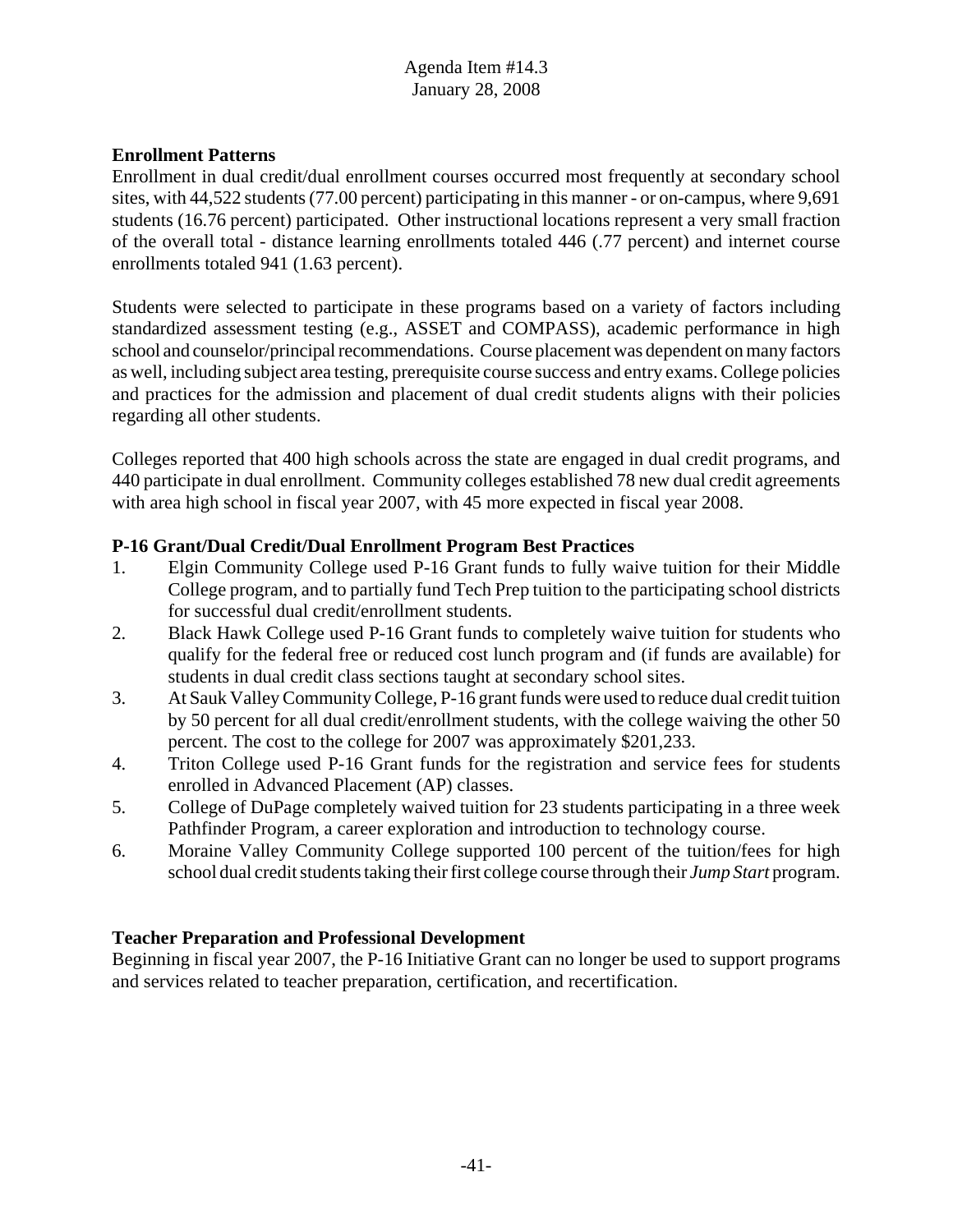**Enrollment Patterns**

Enrollment in dual credit/dual enrollment courses occurred most frequently at secondary school sites, with 44,522 students (77.00 percent) participating in this manner - or on-campus, where 9,691 students (16.76 percent) participated. Other instructional locations represent a very small fraction of the overall total - distance learning enrollments totaled 446 (.77 percent) and internet course enrollments totaled 941 (1.63 percent).

Students were selected to participate in these programs based on a variety of factors including standardized assessment testing (e.g., ASSET and COMPASS), academic performance in high school and counselor/principal recommendations. Course placement was dependent on many factors as well, including subject area testing, prerequisite course success and entry exams. College policies and practices for the admission and placement of dual credit students aligns with their policies regarding all other students.

Colleges reported that 400 high schools across the state are engaged in dual credit programs, and 440 participate in dual enrollment. Community colleges established 78 new dual credit agreements with area high school in fiscal year 2007, with 45 more expected in fiscal year 2008.

**P-16 Grant/Dual Credit/Dual Enrollment Program Best Practices**

1. Elgin Community College used P-16 Grant funds to fully waive tuition for their Middle College program, and to partially fund Tech Prep tuition to the participating school districts for successful dual credit/enrollment students.
2. Black Hawk College used P-16 Grant funds to completely waive tuition for students who qualify for the federal free or reduced cost lunch program and (if funds are available) for students in dual credit class sections taught at secondary school sites.
3. At Sauk Valley Community College, P-16 grant funds were used to reduce dual credit tuition by 50 percent for all dual credit/enrollment students, with the college waiving the other 50 percent. The cost to the college for 2007 was approximately $201,233.
4. Triton College used P-16 Grant funds for the registration and service fees for students enrolled in Advanced Placement (AP) classes.
5. College of DuPage completely waived tuition for 23 students participating in a three week Pathfinder Program, a career exploration and introduction to technology course.
6. Moraine Valley Community College supported 100 percent of the tuition/fees for high school dual credit students taking their first college course through their *Jump Start* program.

**Teacher Preparation and Professional Development**

Beginning in fiscal year 2007, the P-16 Initiative Grant can no longer be used to support programs and services related to teacher preparation, certification, and recertification.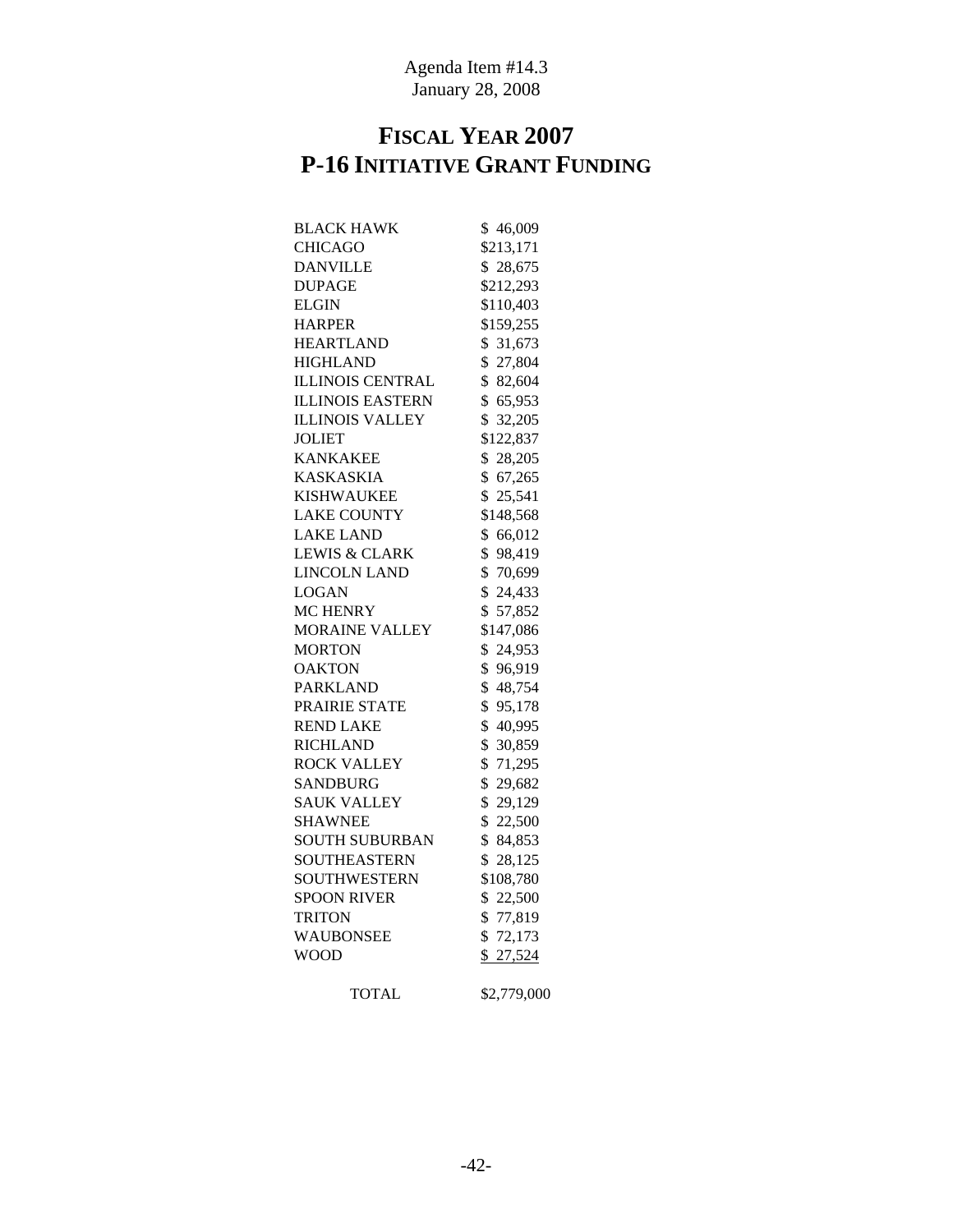Agenda Item #14.3
January 28, 2008

# FISCAL YEAR 2007
# P-16 INITIATIVE GRANT FUNDING

| | |
|---|---|
| BLACK HAWK | $ 46,009 |
| CHICAGO | $213,171 |
| DANVILLE | $ 28,675 |
| DUPAGE | $212,293 |
| ELGIN | $110,403 |
| HARPER | $159,255 |
| HEARTLAND | $ 31,673 |
| HIGHLAND | $ 27,804 |
| ILLINOIS CENTRAL | $ 82,604 |
| ILLINOIS EASTERN | $ 65,953 |
| ILLINOIS VALLEY | $ 32,205 |
| JOLIET | $122,837 |
| KANKAKEE | $ 28,205 |
| KASKASKIA | $ 67,265 |
| KISHWAUKEE | $ 25,541 |
| LAKE COUNTY | $148,568 |
| LAKE LAND | $ 66,012 |
| LEWIS & CLARK | $ 98,419 |
| LINCOLN LAND | $ 70,699 |
| LOGAN | $ 24,433 |
| MC HENRY | $ 57,852 |
| MORAINE VALLEY | $147,086 |
| MORTON | $ 24,953 |
| OAKTON | $ 96,919 |
| PARKLAND | $ 48,754 |
| PRAIRIE STATE | $ 95,178 |
| REND LAKE | $ 40,995 |
| RICHLAND | $ 30,859 |
| ROCK VALLEY | $ 71,295 |
| SANDBURG | $ 29,682 |
| SAUK VALLEY | $ 29,129 |
| SHAWNEE | $ 22,500 |
| SOUTH SUBURBAN | $ 84,853 |
| SOUTHEASTERN | $ 28,125 |
| SOUTHWESTERN | $108,780 |
| SPOON RIVER | $ 22,500 |
| TRITON | $ 77,819 |
| WAUBONSEE | $ 72,173 |
| WOOD | $ 27,524 |
| TOTAL | $2,779,000 |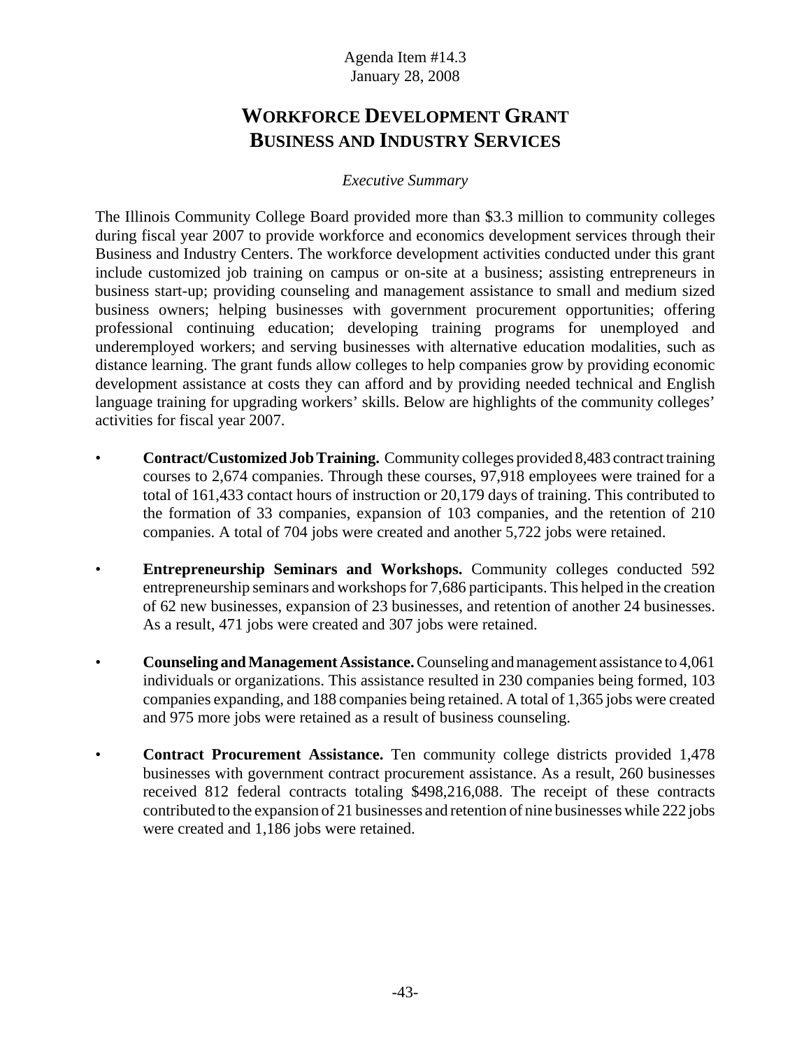Agenda Item #14.3
January 28, 2008

# WORKFORCE DEVELOPMENT GRANT BUSINESS AND INDUSTRY SERVICES

*Executive Summary*

The Illinois Community College Board provided more than $3.3 million to community colleges during fiscal year 2007 to provide workforce and economics development services through their Business and Industry Centers. The workforce development activities conducted under this grant include customized job training on campus or on-site at a business; assisting entrepreneurs in business start-up; providing counseling and management assistance to small and medium sized business owners; helping businesses with government procurement opportunities; offering professional continuing education; developing training programs for unemployed and underemployed workers; and serving businesses with alternative education modalities, such as distance learning. The grant funds allow colleges to help companies grow by providing economic development assistance at costs they can afford and by providing needed technical and English language training for upgrading workers' skills. Below are highlights of the community colleges' activities for fiscal year 2007.

- **Contract/Customized Job Training.** Community colleges provided 8,483 contract training courses to 2,674 companies. Through these courses, 97,918 employees were trained for a total of 161,433 contact hours of instruction or 20,179 days of training. This contributed to the formation of 33 companies, expansion of 103 companies, and the retention of 210 companies. A total of 704 jobs were created and another 5,722 jobs were retained.

- **Entrepreneurship Seminars and Workshops.** Community colleges conducted 592 entrepreneurship seminars and workshops for 7,686 participants. This helped in the creation of 62 new businesses, expansion of 23 businesses, and retention of another 24 businesses. As a result, 471 jobs were created and 307 jobs were retained.

- **Counseling and Management Assistance.** Counseling and management assistance to 4,061 individuals or organizations. This assistance resulted in 230 companies being formed, 103 companies expanding, and 188 companies being retained. A total of 1,365 jobs were created and 975 more jobs were retained as a result of business counseling.

- **Contract Procurement Assistance.** Ten community college districts provided 1,478 businesses with government contract procurement assistance. As a result, 260 businesses received 812 federal contracts totaling $498,216,088. The receipt of these contracts contributed to the expansion of 21 businesses and retention of nine businesses while 222 jobs were created and 1,186 jobs were retained.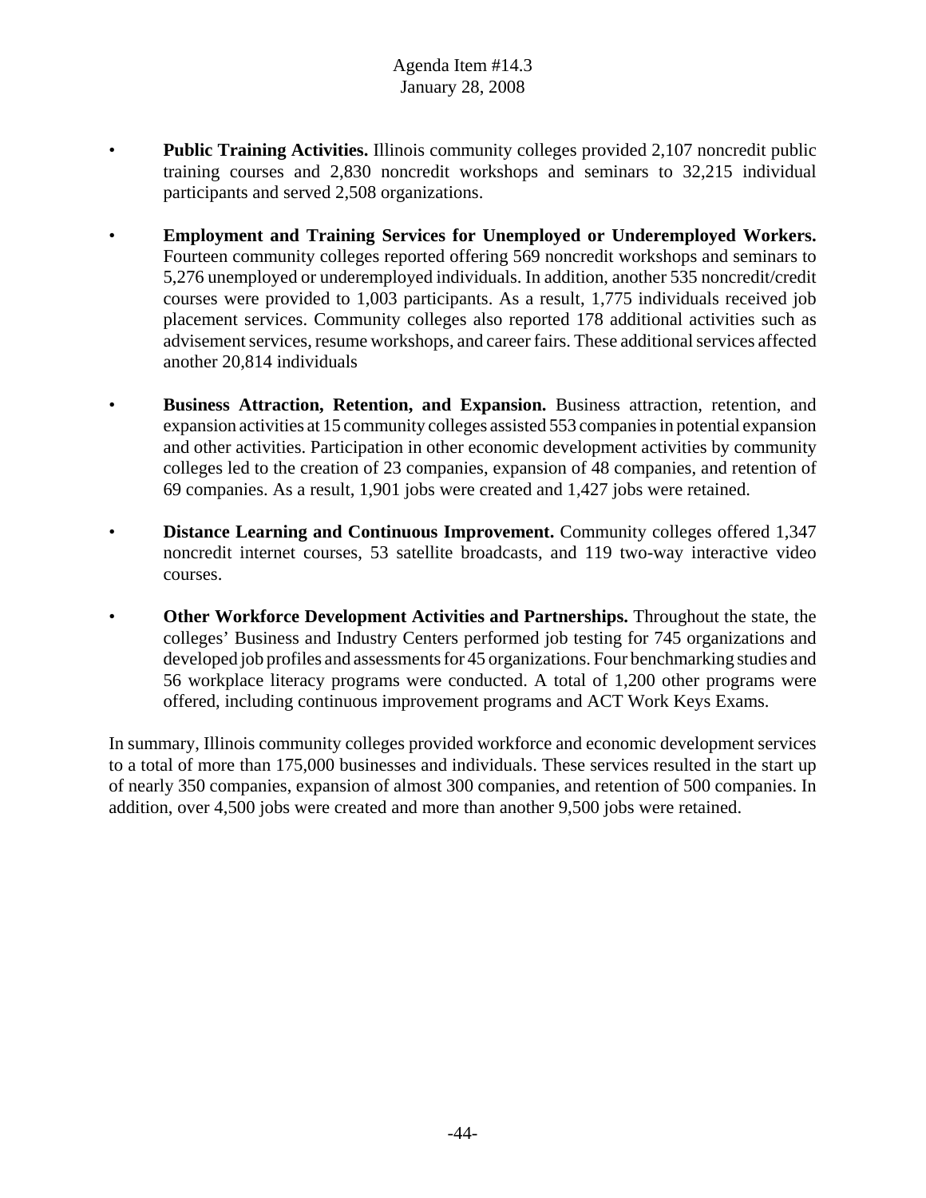- **Public Training Activities.** Illinois community colleges provided 2,107 noncredit public training courses and 2,830 noncredit workshops and seminars to 32,215 individual participants and served 2,508 organizations.

- **Employment and Training Services for Unemployed or Underemployed Workers.** Fourteen community colleges reported offering 569 noncredit workshops and seminars to 5,276 unemployed or underemployed individuals. In addition, another 535 noncredit/credit courses were provided to 1,003 participants. As a result, 1,775 individuals received job placement services. Community colleges also reported 178 additional activities such as advisement services, resume workshops, and career fairs. These additional services affected another 20,814 individuals

- **Business Attraction, Retention, and Expansion.** Business attraction, retention, and expansion activities at 15 community colleges assisted 553 companies in potential expansion and other activities. Participation in other economic development activities by community colleges led to the creation of 23 companies, expansion of 48 companies, and retention of 69 companies. As a result, 1,901 jobs were created and 1,427 jobs were retained.

- **Distance Learning and Continuous Improvement.** Community colleges offered 1,347 noncredit internet courses, 53 satellite broadcasts, and 119 two-way interactive video courses.

- **Other Workforce Development Activities and Partnerships.** Throughout the state, the colleges' Business and Industry Centers performed job testing for 745 organizations and developed job profiles and assessments for 45 organizations. Four benchmarking studies and 56 workplace literacy programs were conducted. A total of 1,200 other programs were offered, including continuous improvement programs and ACT Work Keys Exams.

In summary, Illinois community colleges provided workforce and economic development services to a total of more than 175,000 businesses and individuals. These services resulted in the start up of nearly 350 companies, expansion of almost 300 companies, and retention of 500 companies. In addition, over 4,500 jobs were created and more than another 9,500 jobs were retained.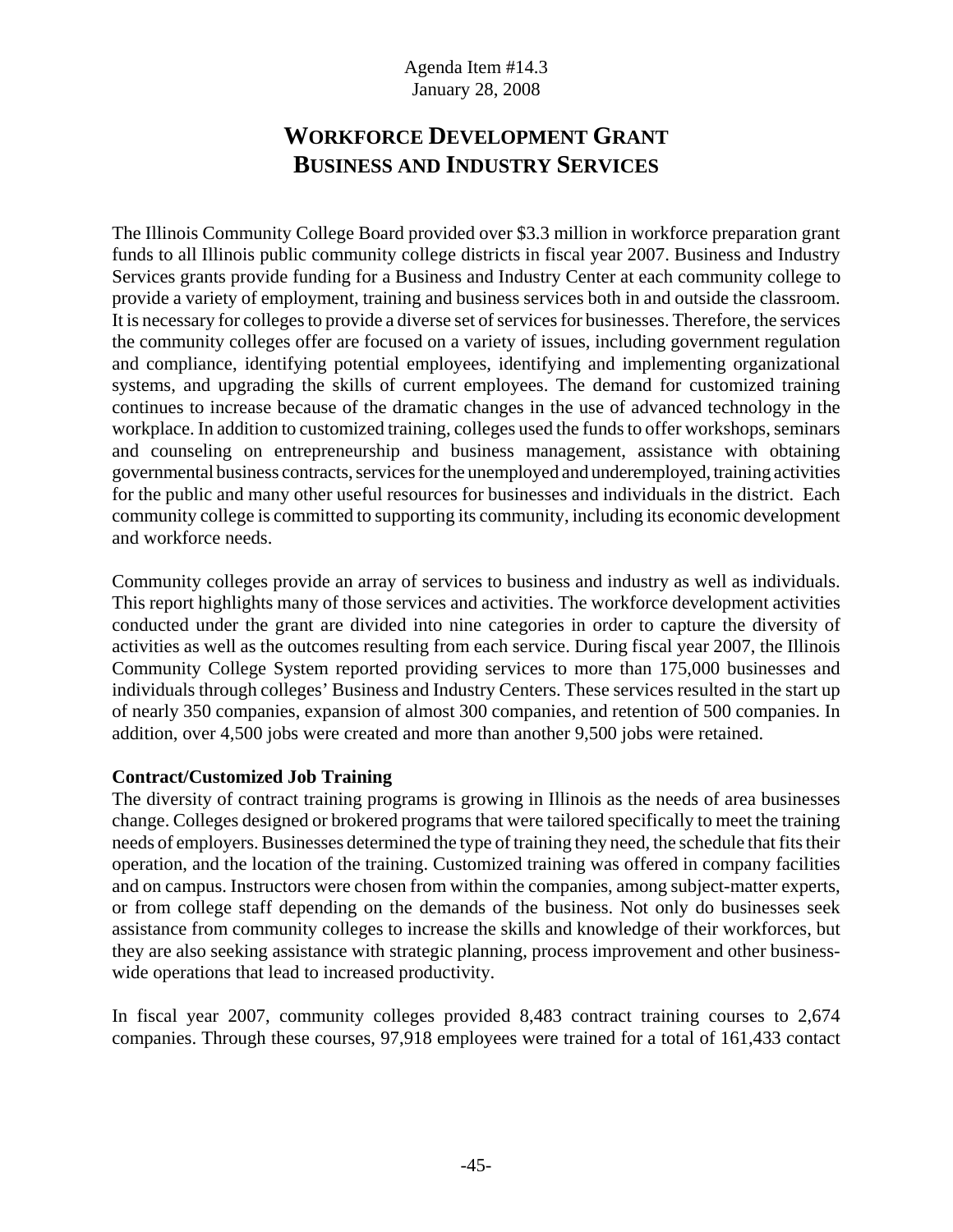Agenda Item #14.3
January 28, 2008

# WORKFORCE DEVELOPMENT GRANT
# BUSINESS AND INDUSTRY SERVICES

The Illinois Community College Board provided over $3.3 million in workforce preparation grant funds to all Illinois public community college districts in fiscal year 2007. Business and Industry Services grants provide funding for a Business and Industry Center at each community college to provide a variety of employment, training and business services both in and outside the classroom. It is necessary for colleges to provide a diverse set of services for businesses. Therefore, the services the community colleges offer are focused on a variety of issues, including government regulation and compliance, identifying potential employees, identifying and implementing organizational systems, and upgrading the skills of current employees. The demand for customized training continues to increase because of the dramatic changes in the use of advanced technology in the workplace. In addition to customized training, colleges used the funds to offer workshops, seminars and counseling on entrepreneurship and business management, assistance with obtaining governmental business contracts, services for the unemployed and underemployed, training activities for the public and many other useful resources for businesses and individuals in the district. Each community college is committed to supporting its community, including its economic development and workforce needs.

Community colleges provide an array of services to business and industry as well as individuals. This report highlights many of those services and activities. The workforce development activities conducted under the grant are divided into nine categories in order to capture the diversity of activities as well as the outcomes resulting from each service. During fiscal year 2007, the Illinois Community College System reported providing services to more than 175,000 businesses and individuals through colleges' Business and Industry Centers. These services resulted in the start up of nearly 350 companies, expansion of almost 300 companies, and retention of 500 companies. In addition, over 4,500 jobs were created and more than another 9,500 jobs were retained.

**Contract/Customized Job Training**

The diversity of contract training programs is growing in Illinois as the needs of area businesses change. Colleges designed or brokered programs that were tailored specifically to meet the training needs of employers. Businesses determined the type of training they need, the schedule that fits their operation, and the location of the training. Customized training was offered in company facilities and on campus. Instructors were chosen from within the companies, among subject-matter experts, or from college staff depending on the demands of the business. Not only do businesses seek assistance from community colleges to increase the skills and knowledge of their workforces, but they are also seeking assistance with strategic planning, process improvement and other business-wide operations that lead to increased productivity.

In fiscal year 2007, community colleges provided 8,483 contract training courses to 2,674 companies. Through these courses, 97,918 employees were trained for a total of 161,433 contact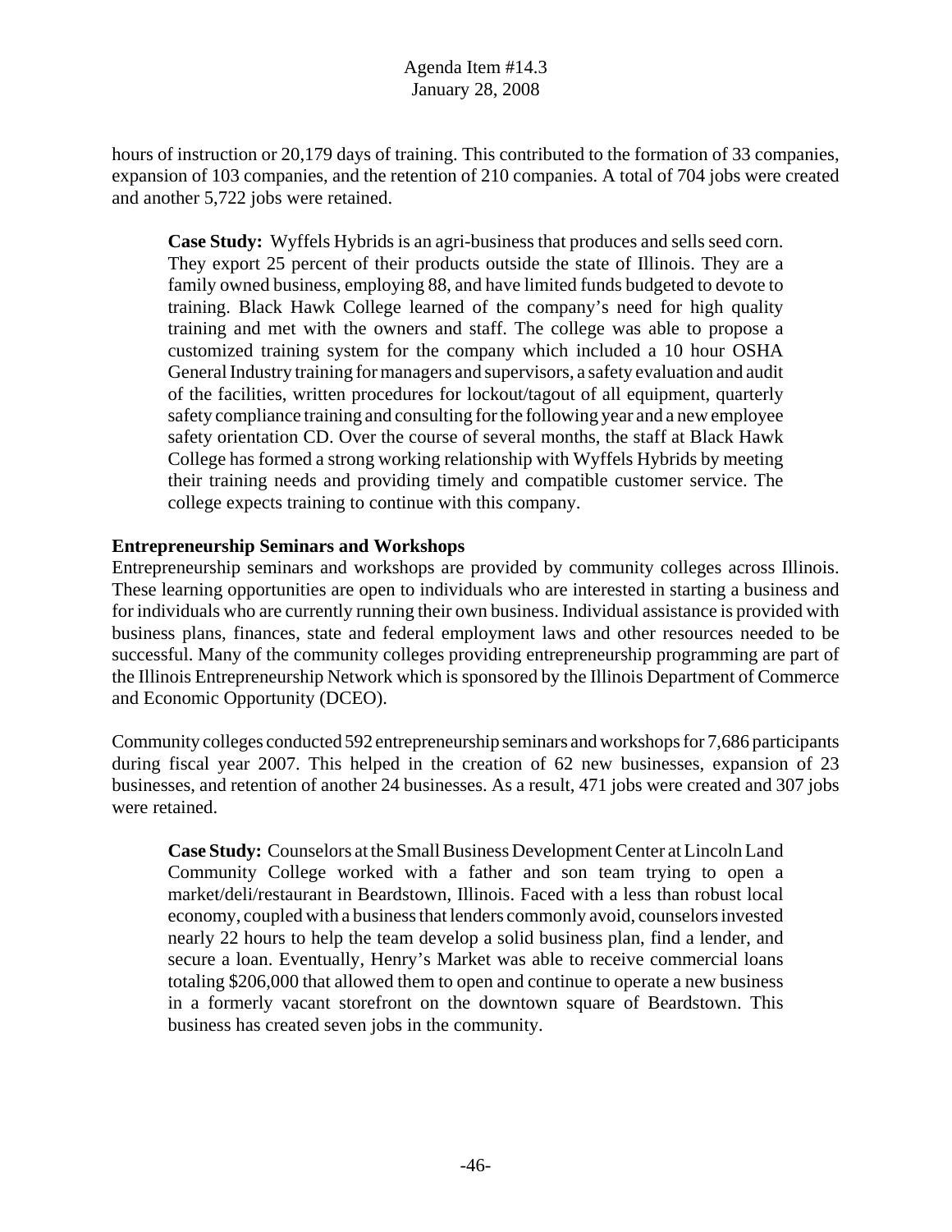hours of instruction or 20,179 days of training. This contributed to the formation of 33 companies, expansion of 103 companies, and the retention of 210 companies. A total of 704 jobs were created and another 5,722 jobs were retained.

> **Case Study:** Wyffels Hybrids is an agri-business that produces and sells seed corn. They export 25 percent of their products outside the state of Illinois. They are a family owned business, employing 88, and have limited funds budgeted to devote to training. Black Hawk College learned of the company's need for high quality training and met with the owners and staff. The college was able to propose a customized training system for the company which included a 10 hour OSHA General Industry training for managers and supervisors, a safety evaluation and audit of the facilities, written procedures for lockout/tagout of all equipment, quarterly safety compliance training and consulting for the following year and a new employee safety orientation CD. Over the course of several months, the staff at Black Hawk College has formed a strong working relationship with Wyffels Hybrids by meeting their training needs and providing timely and compatible customer service. The college expects training to continue with this company.

**Entrepreneurship Seminars and Workshops**

Entrepreneurship seminars and workshops are provided by community colleges across Illinois. These learning opportunities are open to individuals who are interested in starting a business and for individuals who are currently running their own business. Individual assistance is provided with business plans, finances, state and federal employment laws and other resources needed to be successful. Many of the community colleges providing entrepreneurship programming are part of the Illinois Entrepreneurship Network which is sponsored by the Illinois Department of Commerce and Economic Opportunity (DCEO).

Community colleges conducted 592 entrepreneurship seminars and workshops for 7,686 participants during fiscal year 2007. This helped in the creation of 62 new businesses, expansion of 23 businesses, and retention of another 24 businesses. As a result, 471 jobs were created and 307 jobs were retained.

> **Case Study:** Counselors at the Small Business Development Center at Lincoln Land Community College worked with a father and son team trying to open a market/deli/restaurant in Beardstown, Illinois. Faced with a less than robust local economy, coupled with a business that lenders commonly avoid, counselors invested nearly 22 hours to help the team develop a solid business plan, find a lender, and secure a loan. Eventually, Henry's Market was able to receive commercial loans totaling $206,000 that allowed them to open and continue to operate a new business in a formerly vacant storefront on the downtown square of Beardstown. This business has created seven jobs in the community.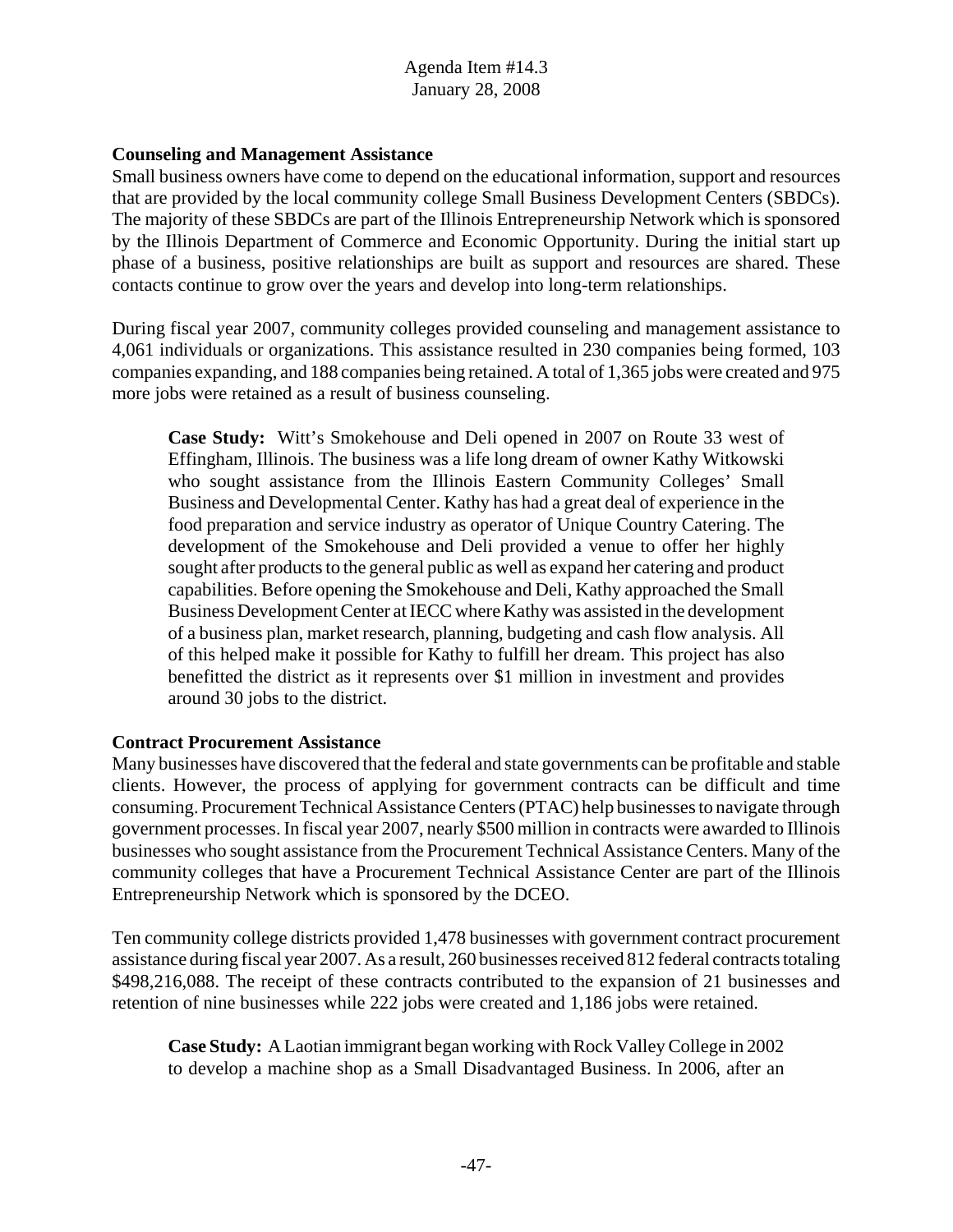**Counseling and Management Assistance**

Small business owners have come to depend on the educational information, support and resources that are provided by the local community college Small Business Development Centers (SBDCs). The majority of these SBDCs are part of the Illinois Entrepreneurship Network which is sponsored by the Illinois Department of Commerce and Economic Opportunity. During the initial start up phase of a business, positive relationships are built as support and resources are shared. These contacts continue to grow over the years and develop into long-term relationships.

During fiscal year 2007, community colleges provided counseling and management assistance to 4,061 individuals or organizations. This assistance resulted in 230 companies being formed, 103 companies expanding, and 188 companies being retained. A total of 1,365 jobs were created and 975 more jobs were retained as a result of business counseling.

> **Case Study:** Witt's Smokehouse and Deli opened in 2007 on Route 33 west of Effingham, Illinois. The business was a life long dream of owner Kathy Witkowski who sought assistance from the Illinois Eastern Community Colleges' Small Business and Developmental Center. Kathy has had a great deal of experience in the food preparation and service industry as operator of Unique Country Catering. The development of the Smokehouse and Deli provided a venue to offer her highly sought after products to the general public as well as expand her catering and product capabilities. Before opening the Smokehouse and Deli, Kathy approached the Small Business Development Center at IECC where Kathy was assisted in the development of a business plan, market research, planning, budgeting and cash flow analysis. All of this helped make it possible for Kathy to fulfill her dream. This project has also benefitted the district as it represents over $1 million in investment and provides around 30 jobs to the district.

**Contract Procurement Assistance**

Many businesses have discovered that the federal and state governments can be profitable and stable clients. However, the process of applying for government contracts can be difficult and time consuming. Procurement Technical Assistance Centers (PTAC) help businesses to navigate through government processes. In fiscal year 2007, nearly $500 million in contracts were awarded to Illinois businesses who sought assistance from the Procurement Technical Assistance Centers. Many of the community colleges that have a Procurement Technical Assistance Center are part of the Illinois Entrepreneurship Network which is sponsored by the DCEO.

Ten community college districts provided 1,478 businesses with government contract procurement assistance during fiscal year 2007. As a result, 260 businesses received 812 federal contracts totaling $498,216,088. The receipt of these contracts contributed to the expansion of 21 businesses and retention of nine businesses while 222 jobs were created and 1,186 jobs were retained.

> **Case Study:** A Laotian immigrant began working with Rock Valley College in 2002 to develop a machine shop as a Small Disadvantaged Business. In 2006, after an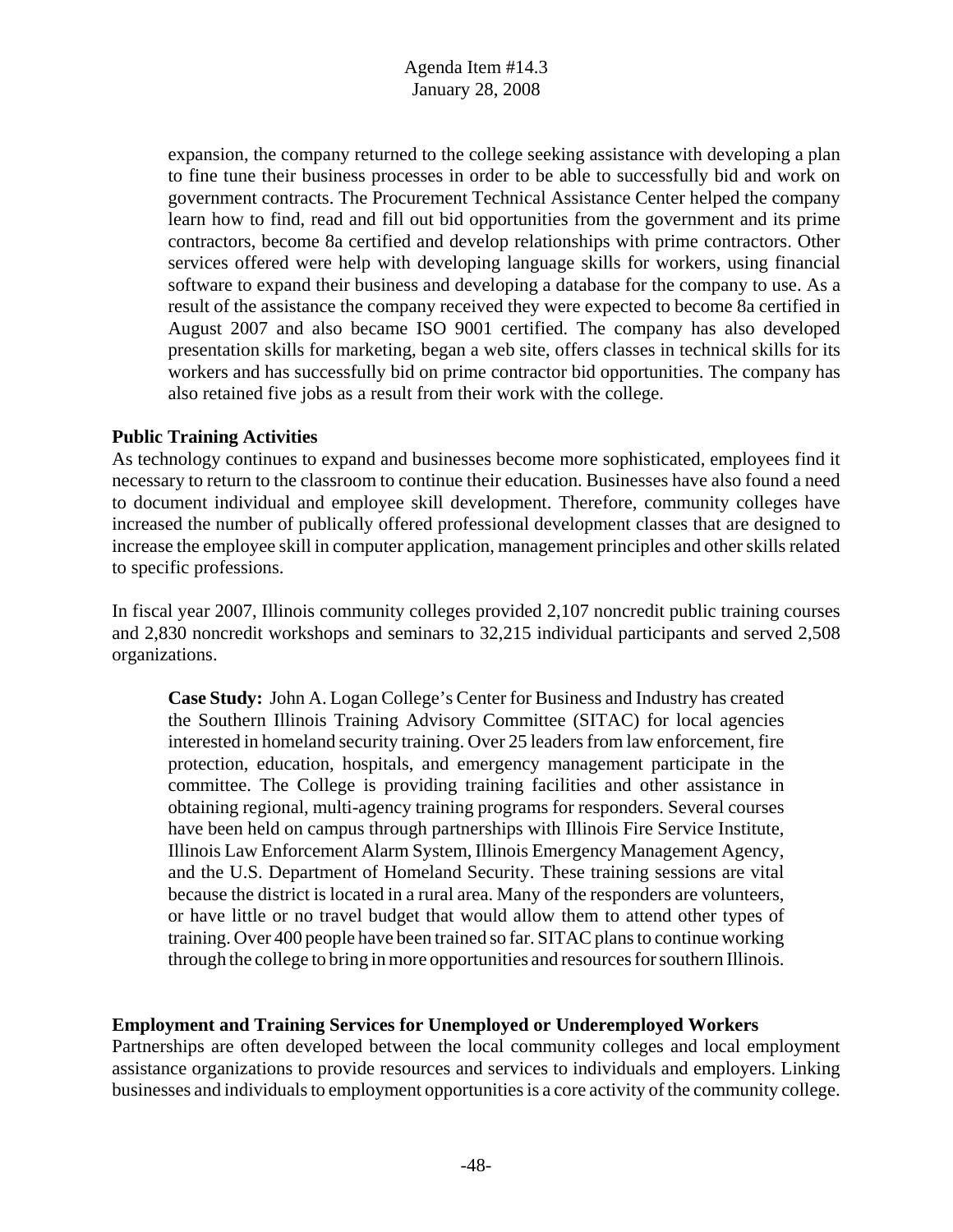expansion, the company returned to the college seeking assistance with developing a plan to fine tune their business processes in order to be able to successfully bid and work on government contracts. The Procurement Technical Assistance Center helped the company learn how to find, read and fill out bid opportunities from the government and its prime contractors, become 8a certified and develop relationships with prime contractors. Other services offered were help with developing language skills for workers, using financial software to expand their business and developing a database for the company to use. As a result of the assistance the company received they were expected to become 8a certified in August 2007 and also became ISO 9001 certified. The company has also developed presentation skills for marketing, began a web site, offers classes in technical skills for its workers and has successfully bid on prime contractor bid opportunities. The company has also retained five jobs as a result from their work with the college.

**Public Training Activities**

As technology continues to expand and businesses become more sophisticated, employees find it necessary to return to the classroom to continue their education. Businesses have also found a need to document individual and employee skill development. Therefore, community colleges have increased the number of publically offered professional development classes that are designed to increase the employee skill in computer application, management principles and other skills related to specific professions.

In fiscal year 2007, Illinois community colleges provided 2,107 noncredit public training courses and 2,830 noncredit workshops and seminars to 32,215 individual participants and served 2,508 organizations.

> **Case Study:** John A. Logan College's Center for Business and Industry has created the Southern Illinois Training Advisory Committee (SITAC) for local agencies interested in homeland security training. Over 25 leaders from law enforcement, fire protection, education, hospitals, and emergency management participate in the committee. The College is providing training facilities and other assistance in obtaining regional, multi-agency training programs for responders. Several courses have been held on campus through partnerships with Illinois Fire Service Institute, Illinois Law Enforcement Alarm System, Illinois Emergency Management Agency, and the U.S. Department of Homeland Security. These training sessions are vital because the district is located in a rural area. Many of the responders are volunteers, or have little or no travel budget that would allow them to attend other types of training. Over 400 people have been trained so far. SITAC plans to continue working through the college to bring in more opportunities and resources for southern Illinois.

**Employment and Training Services for Unemployed or Underemployed Workers**

Partnerships are often developed between the local community colleges and local employment assistance organizations to provide resources and services to individuals and employers. Linking businesses and individuals to employment opportunities is a core activity of the community college.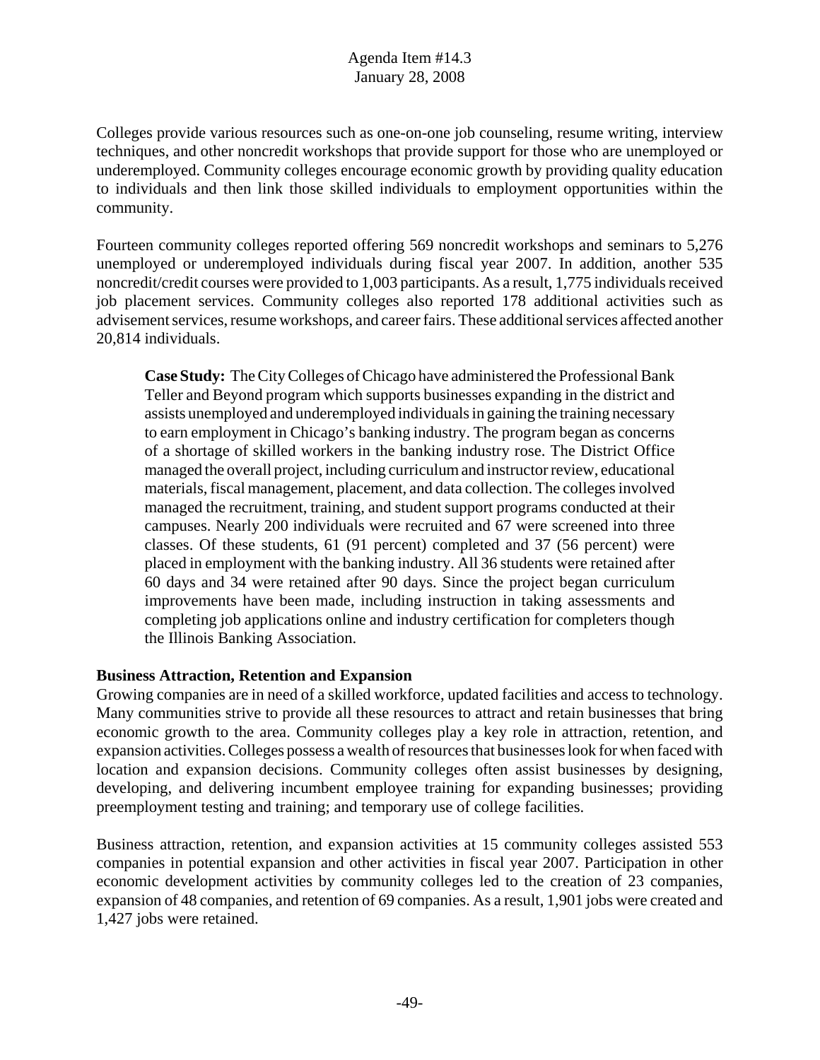Colleges provide various resources such as one-on-one job counseling, resume writing, interview techniques, and other noncredit workshops that provide support for those who are unemployed or underemployed. Community colleges encourage economic growth by providing quality education to individuals and then link those skilled individuals to employment opportunities within the community.

Fourteen community colleges reported offering 569 noncredit workshops and seminars to 5,276 unemployed or underemployed individuals during fiscal year 2007. In addition, another 535 noncredit/credit courses were provided to 1,003 participants. As a result, 1,775 individuals received job placement services. Community colleges also reported 178 additional activities such as advisement services, resume workshops, and career fairs. These additional services affected another 20,814 individuals.

> **Case Study:** The City Colleges of Chicago have administered the Professional Bank Teller and Beyond program which supports businesses expanding in the district and assists unemployed and underemployed individuals in gaining the training necessary to earn employment in Chicago's banking industry. The program began as concerns of a shortage of skilled workers in the banking industry rose. The District Office managed the overall project, including curriculum and instructor review, educational materials, fiscal management, placement, and data collection. The colleges involved managed the recruitment, training, and student support programs conducted at their campuses. Nearly 200 individuals were recruited and 67 were screened into three classes. Of these students, 61 (91 percent) completed and 37 (56 percent) were placed in employment with the banking industry. All 36 students were retained after 60 days and 34 were retained after 90 days. Since the project began curriculum improvements have been made, including instruction in taking assessments and completing job applications online and industry certification for completers though the Illinois Banking Association.

**Business Attraction, Retention and Expansion**

Growing companies are in need of a skilled workforce, updated facilities and access to technology. Many communities strive to provide all these resources to attract and retain businesses that bring economic growth to the area. Community colleges play a key role in attraction, retention, and expansion activities. Colleges possess a wealth of resources that businesses look for when faced with location and expansion decisions. Community colleges often assist businesses by designing, developing, and delivering incumbent employee training for expanding businesses; providing preemployment testing and training; and temporary use of college facilities.

Business attraction, retention, and expansion activities at 15 community colleges assisted 553 companies in potential expansion and other activities in fiscal year 2007. Participation in other economic development activities by community colleges led to the creation of 23 companies, expansion of 48 companies, and retention of 69 companies. As a result, 1,901 jobs were created and 1,427 jobs were retained.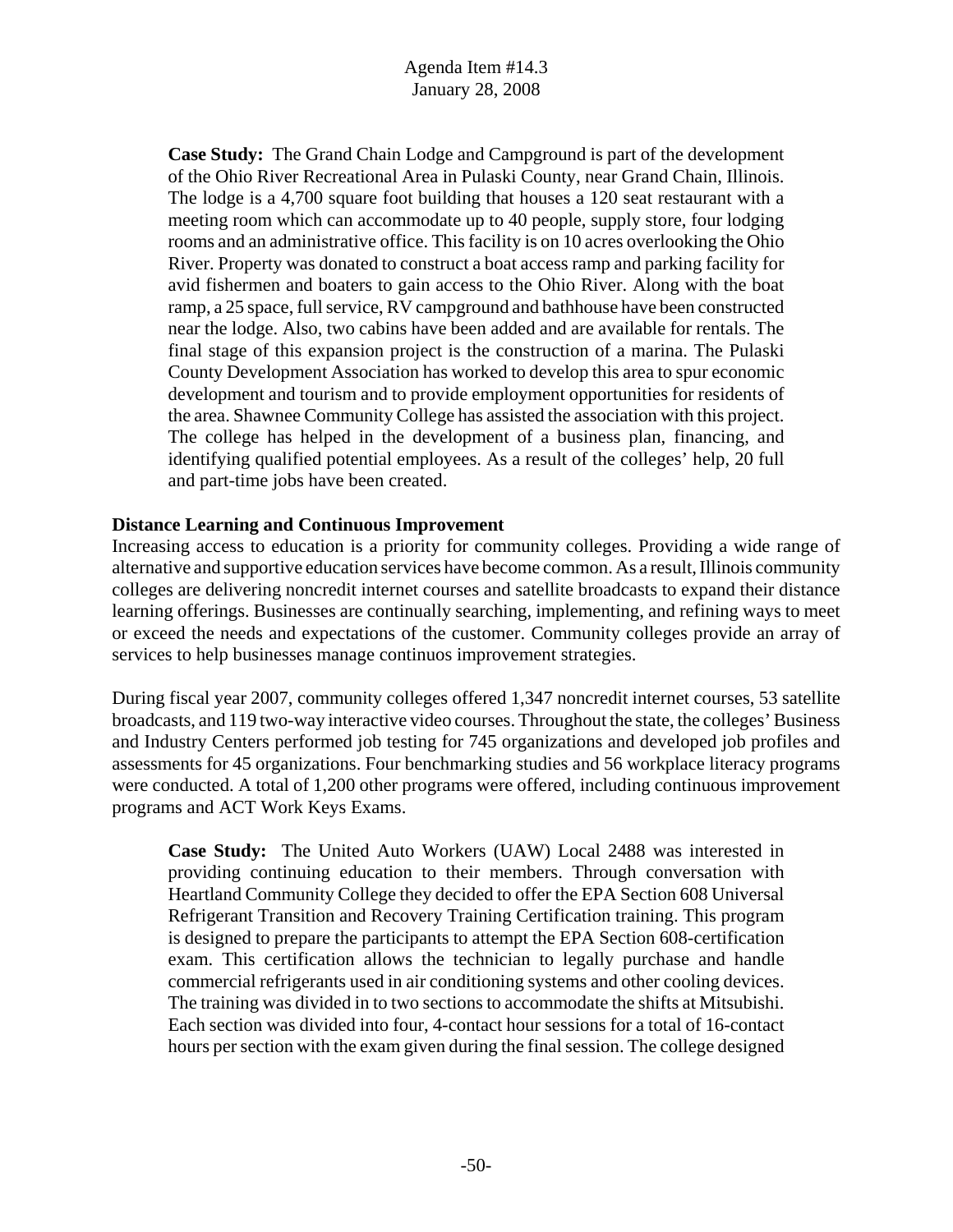**Case Study:** The Grand Chain Lodge and Campground is part of the development of the Ohio River Recreational Area in Pulaski County, near Grand Chain, Illinois. The lodge is a 4,700 square foot building that houses a 120 seat restaurant with a meeting room which can accommodate up to 40 people, supply store, four lodging rooms and an administrative office. This facility is on 10 acres overlooking the Ohio River. Property was donated to construct a boat access ramp and parking facility for avid fishermen and boaters to gain access to the Ohio River. Along with the boat ramp, a 25 space, full service, RV campground and bathhouse have been constructed near the lodge. Also, two cabins have been added and are available for rentals. The final stage of this expansion project is the construction of a marina. The Pulaski County Development Association has worked to develop this area to spur economic development and tourism and to provide employment opportunities for residents of the area. Shawnee Community College has assisted the association with this project. The college has helped in the development of a business plan, financing, and identifying qualified potential employees. As a result of the colleges' help, 20 full and part-time jobs have been created.

**Distance Learning and Continuous Improvement**

Increasing access to education is a priority for community colleges. Providing a wide range of alternative and supportive education services have become common. As a result, Illinois community colleges are delivering noncredit internet courses and satellite broadcasts to expand their distance learning offerings. Businesses are continually searching, implementing, and refining ways to meet or exceed the needs and expectations of the customer. Community colleges provide an array of services to help businesses manage continuos improvement strategies.

During fiscal year 2007, community colleges offered 1,347 noncredit internet courses, 53 satellite broadcasts, and 119 two-way interactive video courses. Throughout the state, the colleges' Business and Industry Centers performed job testing for 745 organizations and developed job profiles and assessments for 45 organizations. Four benchmarking studies and 56 workplace literacy programs were conducted. A total of 1,200 other programs were offered, including continuous improvement programs and ACT Work Keys Exams.

**Case Study:** The United Auto Workers (UAW) Local 2488 was interested in providing continuing education to their members. Through conversation with Heartland Community College they decided to offer the EPA Section 608 Universal Refrigerant Transition and Recovery Training Certification training. This program is designed to prepare the participants to attempt the EPA Section 608-certification exam. This certification allows the technician to legally purchase and handle commercial refrigerants used in air conditioning systems and other cooling devices. The training was divided in to two sections to accommodate the shifts at Mitsubishi. Each section was divided into four, 4-contact hour sessions for a total of 16-contact hours per section with the exam given during the final session. The college designed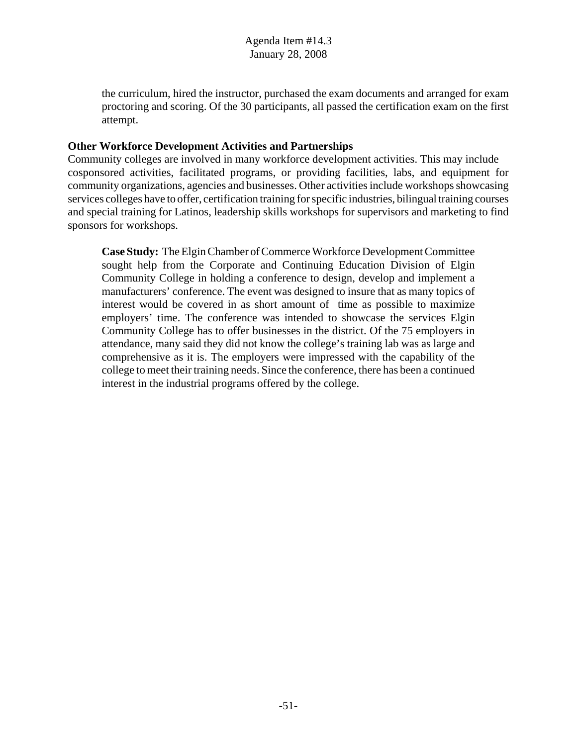the curriculum, hired the instructor, purchased the exam documents and arranged for exam proctoring and scoring. Of the 30 participants, all passed the certification exam on the first attempt.

**Other Workforce Development Activities and Partnerships**

Community colleges are involved in many workforce development activities. This may include cosponsored activities, facilitated programs, or providing facilities, labs, and equipment for community organizations, agencies and businesses. Other activities include workshops showcasing services colleges have to offer, certification training for specific industries, bilingual training courses and special training for Latinos, leadership skills workshops for supervisors and marketing to find sponsors for workshops.

**Case Study:** The Elgin Chamber of Commerce Workforce Development Committee sought help from the Corporate and Continuing Education Division of Elgin Community College in holding a conference to design, develop and implement a manufacturers' conference. The event was designed to insure that as many topics of interest would be covered in as short amount of time as possible to maximize employers' time. The conference was intended to showcase the services Elgin Community College has to offer businesses in the district. Of the 75 employers in attendance, many said they did not know the college's training lab was as large and comprehensive as it is. The employers were impressed with the capability of the college to meet their training needs. Since the conference, there has been a continued interest in the industrial programs offered by the college.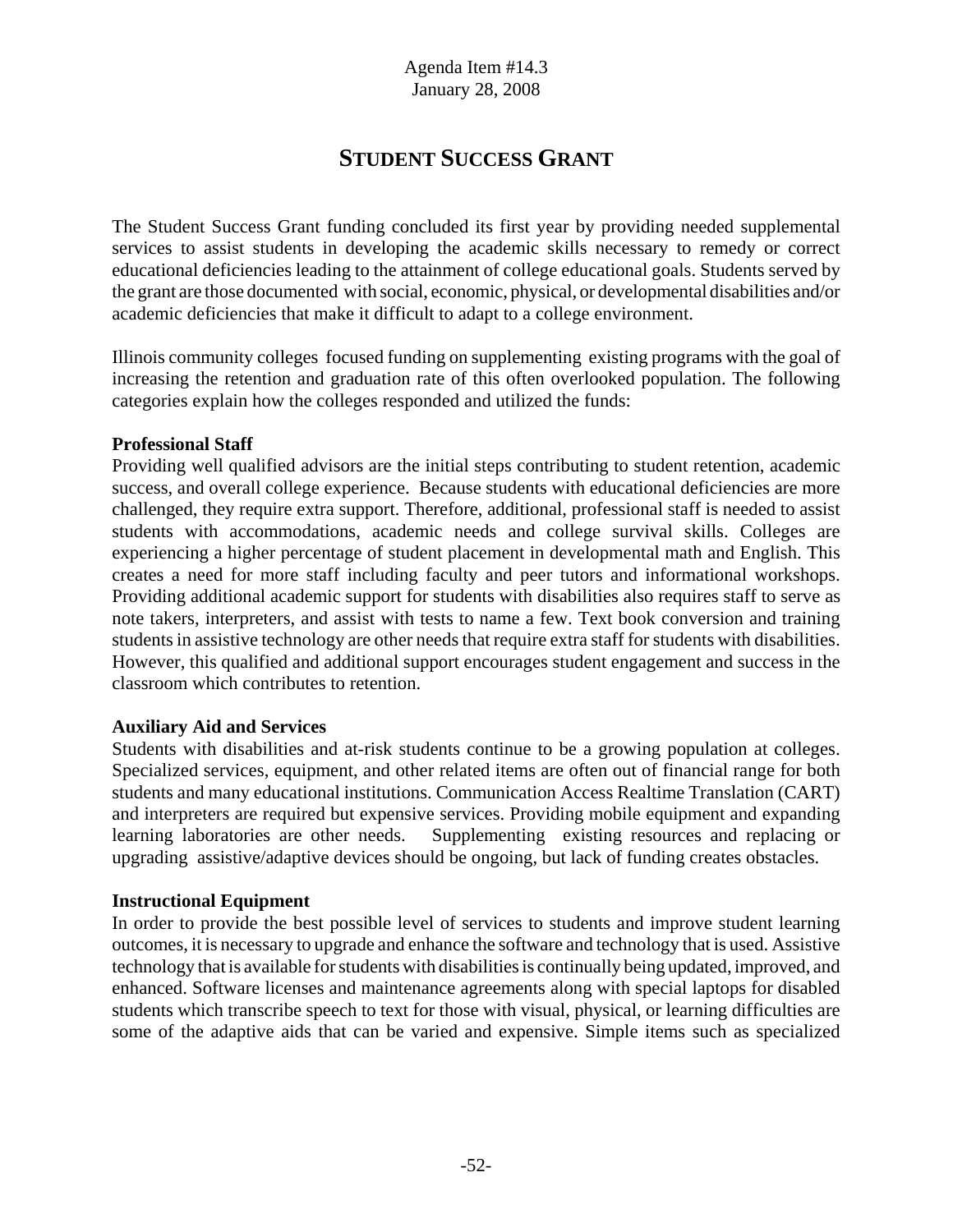Agenda Item #14.3
January 28, 2008

# STUDENT SUCCESS GRANT

The Student Success Grant funding concluded its first year by providing needed supplemental services to assist students in developing the academic skills necessary to remedy or correct educational deficiencies leading to the attainment of college educational goals. Students served by the grant are those documented with social, economic, physical, or developmental disabilities and/or academic deficiencies that make it difficult to adapt to a college environment.

Illinois community colleges focused funding on supplementing existing programs with the goal of increasing the retention and graduation rate of this often overlooked population. The following categories explain how the colleges responded and utilized the funds:

**Professional Staff**
Providing well qualified advisors are the initial steps contributing to student retention, academic success, and overall college experience. Because students with educational deficiencies are more challenged, they require extra support. Therefore, additional, professional staff is needed to assist students with accommodations, academic needs and college survival skills. Colleges are experiencing a higher percentage of student placement in developmental math and English. This creates a need for more staff including faculty and peer tutors and informational workshops. Providing additional academic support for students with disabilities also requires staff to serve as note takers, interpreters, and assist with tests to name a few. Text book conversion and training students in assistive technology are other needs that require extra staff for students with disabilities. However, this qualified and additional support encourages student engagement and success in the classroom which contributes to retention.

**Auxiliary Aid and Services**
Students with disabilities and at-risk students continue to be a growing population at colleges. Specialized services, equipment, and other related items are often out of financial range for both students and many educational institutions. Communication Access Realtime Translation (CART) and interpreters are required but expensive services. Providing mobile equipment and expanding learning laboratories are other needs. Supplementing existing resources and replacing or upgrading assistive/adaptive devices should be ongoing, but lack of funding creates obstacles.

**Instructional Equipment**
In order to provide the best possible level of services to students and improve student learning outcomes, it is necessary to upgrade and enhance the software and technology that is used. Assistive technology that is available for students with disabilities is continually being updated, improved, and enhanced. Software licenses and maintenance agreements along with special laptops for disabled students which transcribe speech to text for those with visual, physical, or learning difficulties are some of the adaptive aids that can be varied and expensive. Simple items such as specialized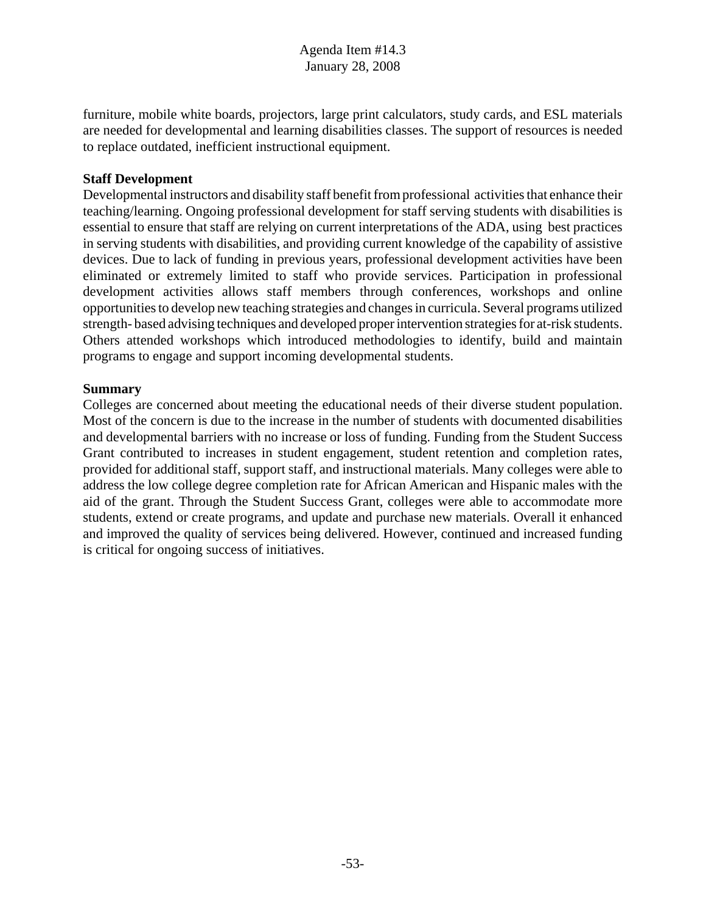furniture, mobile white boards, projectors, large print calculators, study cards, and ESL materials are needed for developmental and learning disabilities classes. The support of resources is needed to replace outdated, inefficient instructional equipment.

**Staff Development**

Developmental instructors and disability staff benefit from professional activities that enhance their teaching/learning. Ongoing professional development for staff serving students with disabilities is essential to ensure that staff are relying on current interpretations of the ADA, using best practices in serving students with disabilities, and providing current knowledge of the capability of assistive devices. Due to lack of funding in previous years, professional development activities have been eliminated or extremely limited to staff who provide services. Participation in professional development activities allows staff members through conferences, workshops and online opportunities to develop new teaching strategies and changes in curricula. Several programs utilized strength- based advising techniques and developed proper intervention strategies for at-risk students. Others attended workshops which introduced methodologies to identify, build and maintain programs to engage and support incoming developmental students.

**Summary**

Colleges are concerned about meeting the educational needs of their diverse student population. Most of the concern is due to the increase in the number of students with documented disabilities and developmental barriers with no increase or loss of funding. Funding from the Student Success Grant contributed to increases in student engagement, student retention and completion rates, provided for additional staff, support staff, and instructional materials. Many colleges were able to address the low college degree completion rate for African American and Hispanic males with the aid of the grant. Through the Student Success Grant, colleges were able to accommodate more students, extend or create programs, and update and purchase new materials. Overall it enhanced and improved the quality of services being delivered. However, continued and increased funding is critical for ongoing success of initiatives.